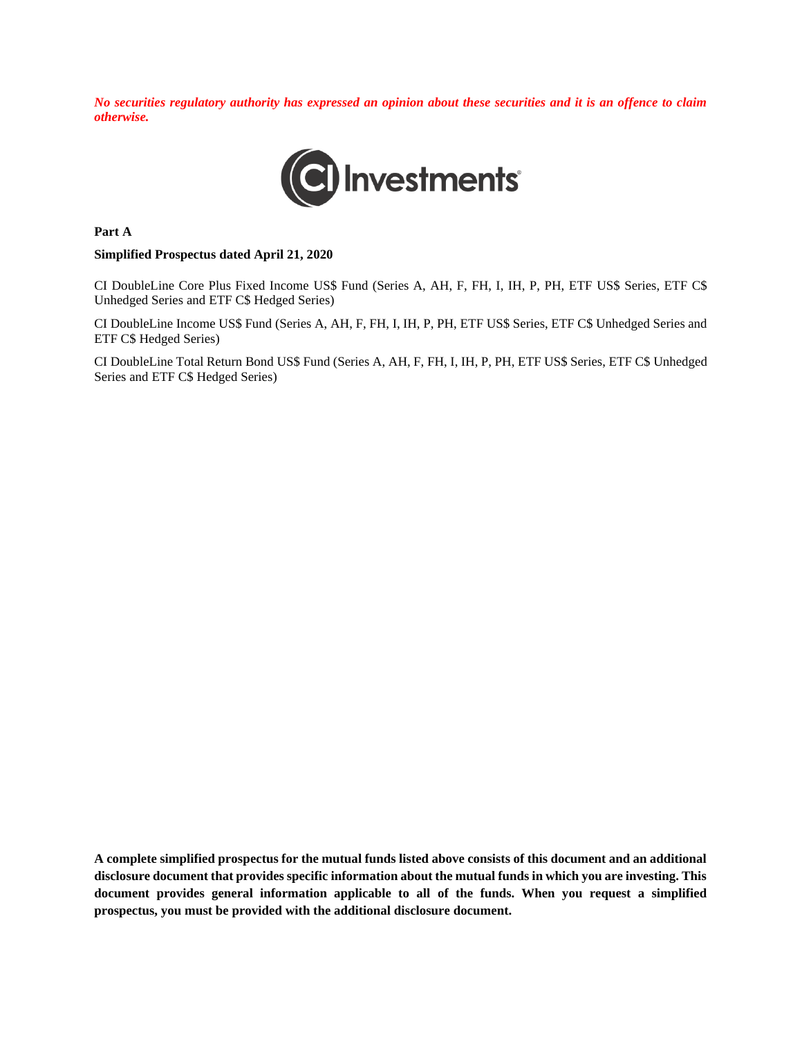***No securities regulatory authority has expressed an opinion about these securities and it is an offence to claim otherwise.***

CI Investments

**Part A**

**Simplified Prospectus dated April 21, 2020**

CI DoubleLine Core Plus Fixed Income US$ Fund (Series A, AH, F, FH, I, IH, P, PH, ETF US$ Series, ETF C$ Unhedged Series and ETF C$ Hedged Series)

CI DoubleLine Income US$ Fund (Series A, AH, F, FH, I, IH, P, PH, ETF US$ Series, ETF C$ Unhedged Series and ETF C$ Hedged Series)

CI DoubleLine Total Return Bond US$ Fund (Series A, AH, F, FH, I, IH, P, PH, ETF US$ Series, ETF C$ Unhedged Series and ETF C$ Hedged Series)

**A complete simplified prospectus for the mutual funds listed above consists of this document and an additional disclosure document that provides specific information about the mutual funds in which you are investing. This document provides general information applicable to all of the funds. When you request a simplified prospectus, you must be provided with the additional disclosure document.**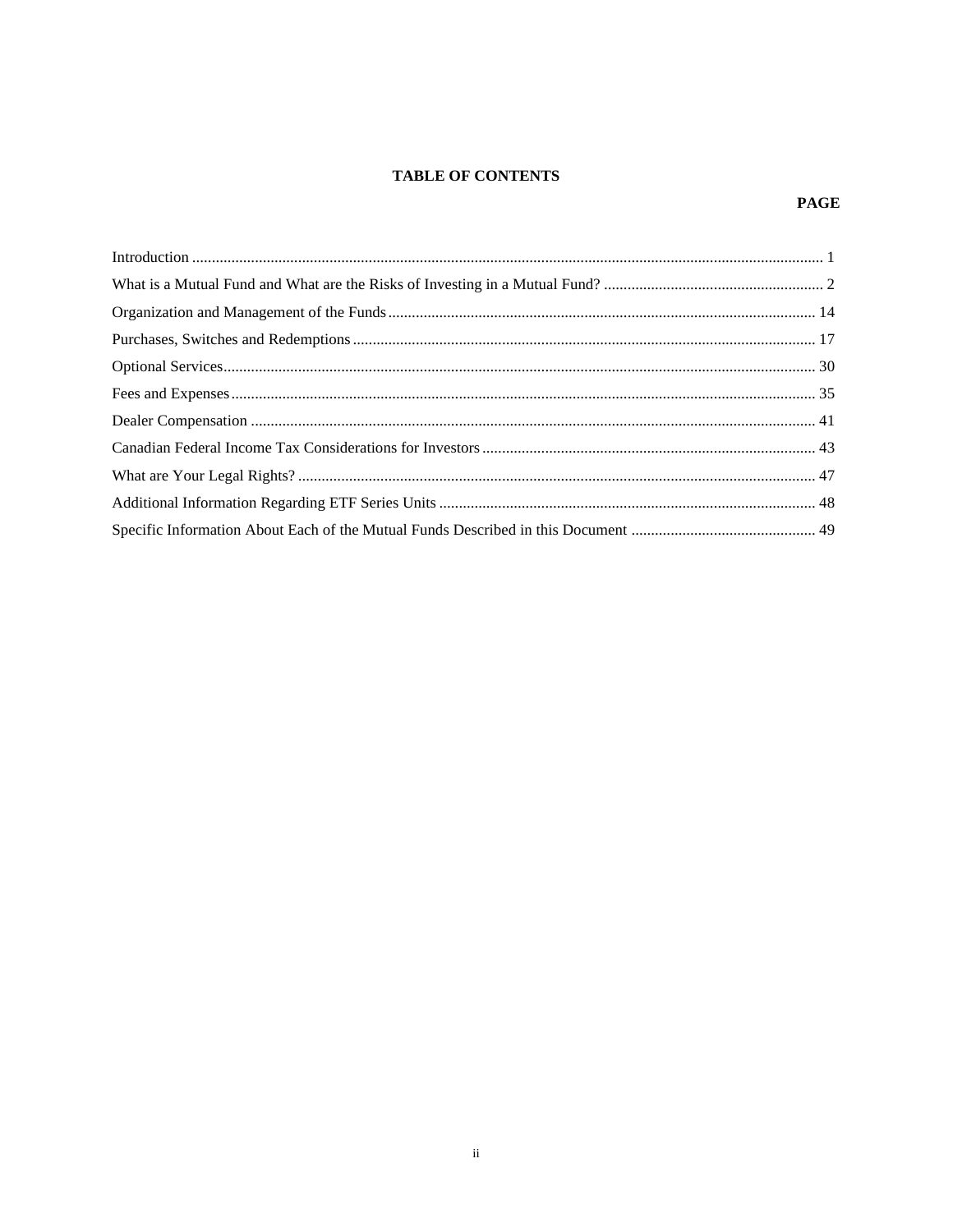## TABLE OF CONTENTS

| | PAGE |
|---|---|
| Introduction | 1 |
| What is a Mutual Fund and What are the Risks of Investing in a Mutual Fund? | 2 |
| Organization and Management of the Funds | 14 |
| Purchases, Switches and Redemptions | 17 |
| Optional Services | 30 |
| Fees and Expenses | 35 |
| Dealer Compensation | 41 |
| Canadian Federal Income Tax Considerations for Investors | 43 |
| What are Your Legal Rights? | 47 |
| Additional Information Regarding ETF Series Units | 48 |
| Specific Information About Each of the Mutual Funds Described in this Document | 49 |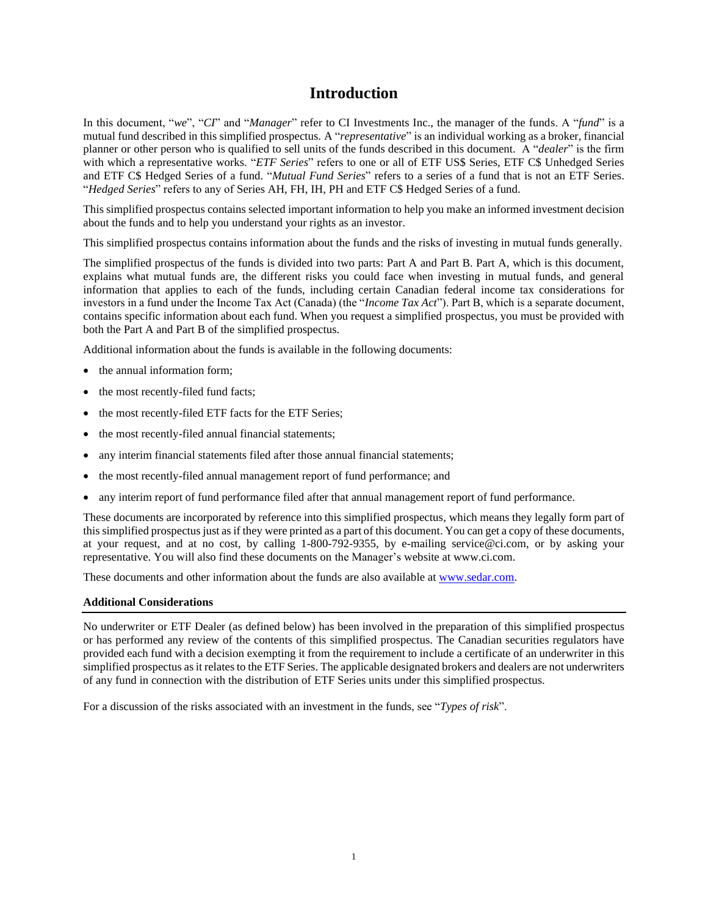# Introduction

In this document, "*we*", "*CI*" and "*Manager*" refer to CI Investments Inc., the manager of the funds. A "*fund*" is a mutual fund described in this simplified prospectus. A "*representative*" is an individual working as a broker, financial planner or other person who is qualified to sell units of the funds described in this document. A "*dealer*" is the firm with which a representative works. "*ETF Series*" refers to one or all of ETF US$ Series, ETF C$ Unhedged Series and ETF C$ Hedged Series of a fund. "*Mutual Fund Series*" refers to a series of a fund that is not an ETF Series. "*Hedged Series*" refers to any of Series AH, FH, IH, PH and ETF C$ Hedged Series of a fund.

This simplified prospectus contains selected important information to help you make an informed investment decision about the funds and to help you understand your rights as an investor.

This simplified prospectus contains information about the funds and the risks of investing in mutual funds generally.

The simplified prospectus of the funds is divided into two parts: Part A and Part B. Part A, which is this document, explains what mutual funds are, the different risks you could face when investing in mutual funds, and general information that applies to each of the funds, including certain Canadian federal income tax considerations for investors in a fund under the Income Tax Act (Canada) (the "*Income Tax Act*"). Part B, which is a separate document, contains specific information about each fund. When you request a simplified prospectus, you must be provided with both the Part A and Part B of the simplified prospectus.

Additional information about the funds is available in the following documents:

- the annual information form;
- the most recently-filed fund facts;
- the most recently-filed ETF facts for the ETF Series;
- the most recently-filed annual financial statements;
- any interim financial statements filed after those annual financial statements;
- the most recently-filed annual management report of fund performance; and
- any interim report of fund performance filed after that annual management report of fund performance.

These documents are incorporated by reference into this simplified prospectus, which means they legally form part of this simplified prospectus just as if they were printed as a part of this document. You can get a copy of these documents, at your request, and at no cost, by calling 1-800-792-9355, by e-mailing service@ci.com, or by asking your representative. You will also find these documents on the Manager's website at www.ci.com.

These documents and other information about the funds are also available at www.sedar.com.

**Additional Considerations**

No underwriter or ETF Dealer (as defined below) has been involved in the preparation of this simplified prospectus or has performed any review of the contents of this simplified prospectus. The Canadian securities regulators have provided each fund with a decision exempting it from the requirement to include a certificate of an underwriter in this simplified prospectus as it relates to the ETF Series. The applicable designated brokers and dealers are not underwriters of any fund in connection with the distribution of ETF Series units under this simplified prospectus.

For a discussion of the risks associated with an investment in the funds, see "*Types of risk*".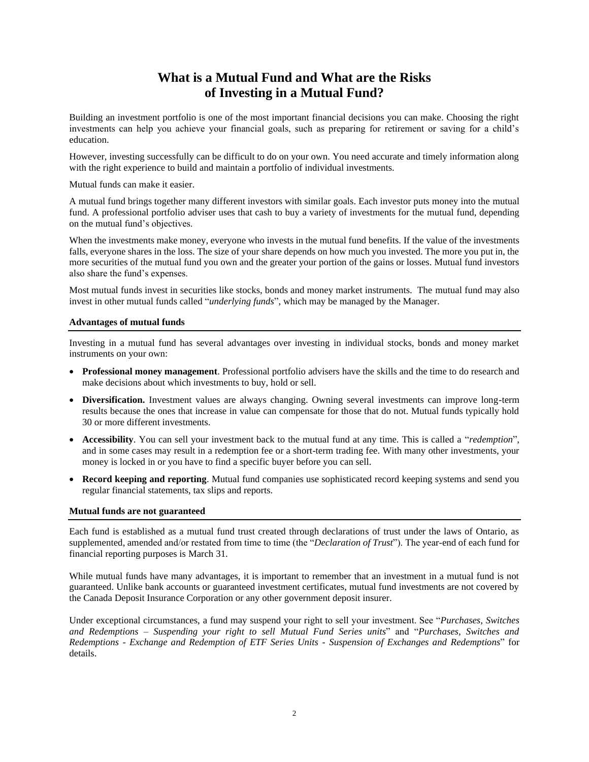# What is a Mutual Fund and What are the Risks of Investing in a Mutual Fund?

Building an investment portfolio is one of the most important financial decisions you can make. Choosing the right investments can help you achieve your financial goals, such as preparing for retirement or saving for a child's education.

However, investing successfully can be difficult to do on your own. You need accurate and timely information along with the right experience to build and maintain a portfolio of individual investments.

Mutual funds can make it easier.

A mutual fund brings together many different investors with similar goals. Each investor puts money into the mutual fund. A professional portfolio adviser uses that cash to buy a variety of investments for the mutual fund, depending on the mutual fund's objectives.

When the investments make money, everyone who invests in the mutual fund benefits. If the value of the investments falls, everyone shares in the loss. The size of your share depends on how much you invested. The more you put in, the more securities of the mutual fund you own and the greater your portion of the gains or losses. Mutual fund investors also share the fund's expenses.

Most mutual funds invest in securities like stocks, bonds and money market instruments. The mutual fund may also invest in other mutual funds called "*underlying funds*", which may be managed by the Manager.

### Advantages of mutual funds

Investing in a mutual fund has several advantages over investing in individual stocks, bonds and money market instruments on your own:

- **Professional money management**. Professional portfolio advisers have the skills and the time to do research and make decisions about which investments to buy, hold or sell.
- **Diversification.** Investment values are always changing. Owning several investments can improve long-term results because the ones that increase in value can compensate for those that do not. Mutual funds typically hold 30 or more different investments.
- **Accessibility**. You can sell your investment back to the mutual fund at any time. This is called a "*redemption*", and in some cases may result in a redemption fee or a short-term trading fee. With many other investments, your money is locked in or you have to find a specific buyer before you can sell.
- **Record keeping and reporting**. Mutual fund companies use sophisticated record keeping systems and send you regular financial statements, tax slips and reports.

### Mutual funds are not guaranteed

Each fund is established as a mutual fund trust created through declarations of trust under the laws of Ontario, as supplemented, amended and/or restated from time to time (the "*Declaration of Trust*"). The year-end of each fund for financial reporting purposes is March 31.

While mutual funds have many advantages, it is important to remember that an investment in a mutual fund is not guaranteed. Unlike bank accounts or guaranteed investment certificates, mutual fund investments are not covered by the Canada Deposit Insurance Corporation or any other government deposit insurer.

Under exceptional circumstances, a fund may suspend your right to sell your investment. See "*Purchases, Switches and Redemptions – Suspending your right to sell Mutual Fund Series units*" and "*Purchases, Switches and Redemptions - Exchange and Redemption of ETF Series Units - Suspension of Exchanges and Redemptions*" for details.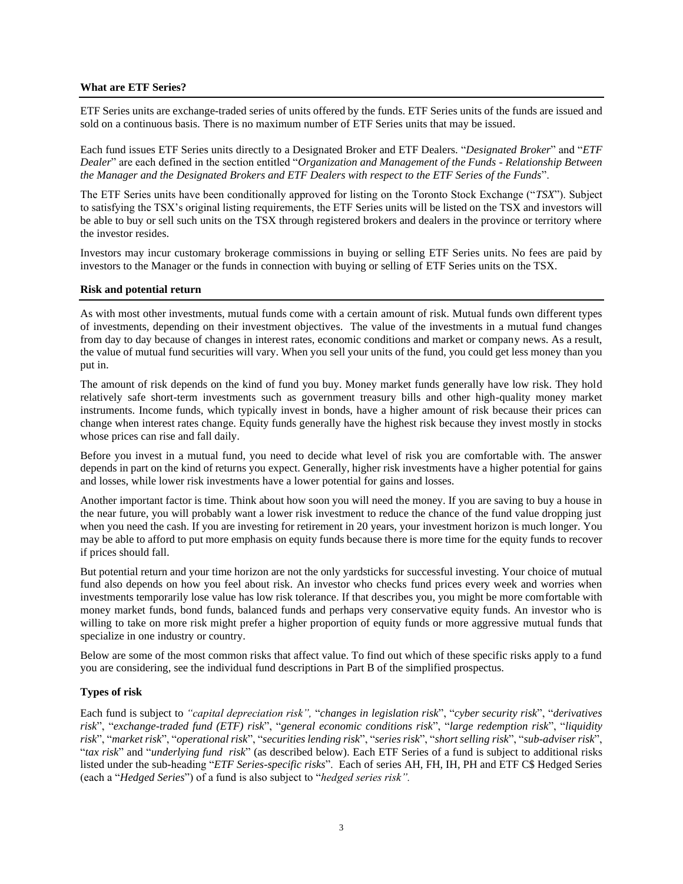## What are ETF Series?

ETF Series units are exchange-traded series of units offered by the funds. ETF Series units of the funds are issued and sold on a continuous basis. There is no maximum number of ETF Series units that may be issued.

Each fund issues ETF Series units directly to a Designated Broker and ETF Dealers. "*Designated Broker*" and "*ETF Dealer*" are each defined in the section entitled "*Organization and Management of the Funds - Relationship Between the Manager and the Designated Brokers and ETF Dealers with respect to the ETF Series of the Funds*".

The ETF Series units have been conditionally approved for listing on the Toronto Stock Exchange ("*TSX*"). Subject to satisfying the TSX's original listing requirements, the ETF Series units will be listed on the TSX and investors will be able to buy or sell such units on the TSX through registered brokers and dealers in the province or territory where the investor resides.

Investors may incur customary brokerage commissions in buying or selling ETF Series units. No fees are paid by investors to the Manager or the funds in connection with buying or selling of ETF Series units on the TSX.

## Risk and potential return

As with most other investments, mutual funds come with a certain amount of risk. Mutual funds own different types of investments, depending on their investment objectives. The value of the investments in a mutual fund changes from day to day because of changes in interest rates, economic conditions and market or company news. As a result, the value of mutual fund securities will vary. When you sell your units of the fund, you could get less money than you put in.

The amount of risk depends on the kind of fund you buy. Money market funds generally have low risk. They hold relatively safe short-term investments such as government treasury bills and other high-quality money market instruments. Income funds, which typically invest in bonds, have a higher amount of risk because their prices can change when interest rates change. Equity funds generally have the highest risk because they invest mostly in stocks whose prices can rise and fall daily.

Before you invest in a mutual fund, you need to decide what level of risk you are comfortable with. The answer depends in part on the kind of returns you expect. Generally, higher risk investments have a higher potential for gains and losses, while lower risk investments have a lower potential for gains and losses.

Another important factor is time. Think about how soon you will need the money. If you are saving to buy a house in the near future, you will probably want a lower risk investment to reduce the chance of the fund value dropping just when you need the cash. If you are investing for retirement in 20 years, your investment horizon is much longer. You may be able to afford to put more emphasis on equity funds because there is more time for the equity funds to recover if prices should fall.

But potential return and your time horizon are not the only yardsticks for successful investing. Your choice of mutual fund also depends on how you feel about risk. An investor who checks fund prices every week and worries when investments temporarily lose value has low risk tolerance. If that describes you, you might be more comfortable with money market funds, bond funds, balanced funds and perhaps very conservative equity funds. An investor who is willing to take on more risk might prefer a higher proportion of equity funds or more aggressive mutual funds that specialize in one industry or country.

Below are some of the most common risks that affect value. To find out which of these specific risks apply to a fund you are considering, see the individual fund descriptions in Part B of the simplified prospectus.

### Types of risk

Each fund is subject to *"capital depreciation risk",* "*changes in legislation risk*", "*cyber security risk*", "*derivatives risk*", "*exchange-traded fund (ETF) risk*", "*general economic conditions risk*", "*large redemption risk*", "*liquidity risk*", "*market risk*", "*operational risk*", "*securities lending risk*", "*series risk*", "*short selling risk*", "*sub-adviser risk*", "*tax risk*" and "*underlying fund risk*" (as described below). Each ETF Series of a fund is subject to additional risks listed under the sub-heading "*ETF Series-specific risks*". Each of series AH, FH, IH, PH and ETF C$ Hedged Series (each a "*Hedged Series*") of a fund is also subject to "*hedged series risk".*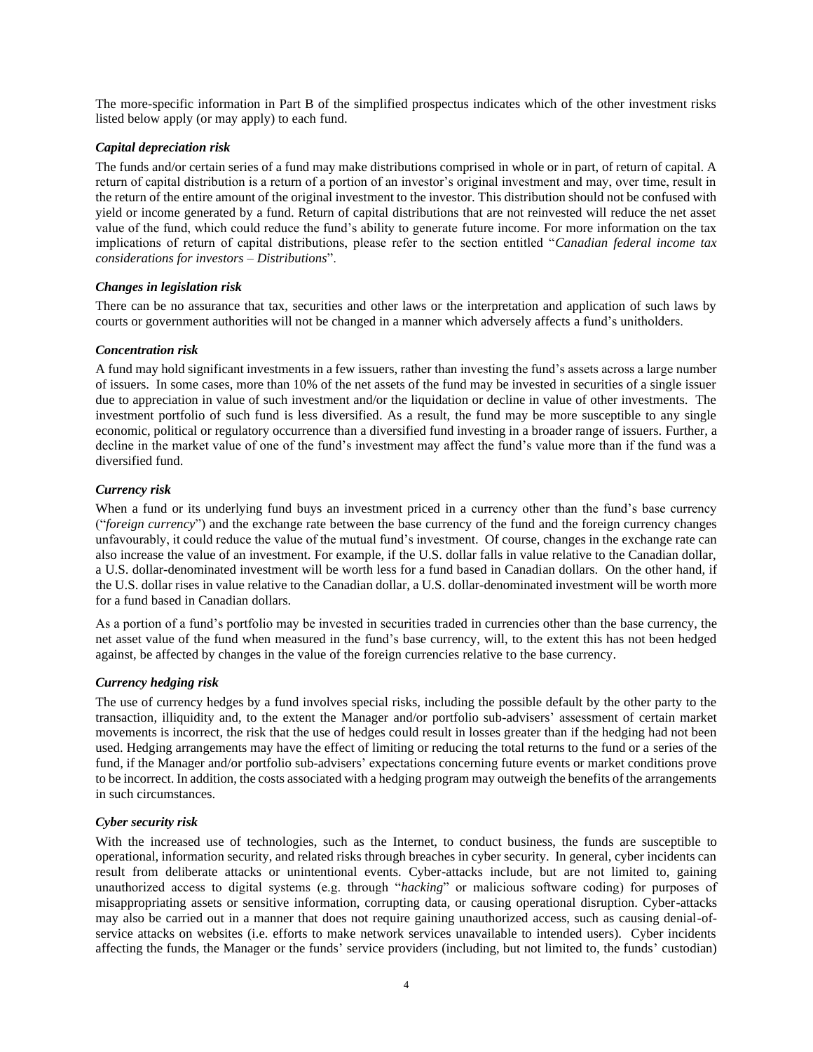The more-specific information in Part B of the simplified prospectus indicates which of the other investment risks listed below apply (or may apply) to each fund.

***Capital depreciation risk***

The funds and/or certain series of a fund may make distributions comprised in whole or in part, of return of capital. A return of capital distribution is a return of a portion of an investor's original investment and may, over time, result in the return of the entire amount of the original investment to the investor. This distribution should not be confused with yield or income generated by a fund. Return of capital distributions that are not reinvested will reduce the net asset value of the fund, which could reduce the fund's ability to generate future income. For more information on the tax implications of return of capital distributions, please refer to the section entitled "*Canadian federal income tax considerations for investors – Distributions*".

***Changes in legislation risk***

There can be no assurance that tax, securities and other laws or the interpretation and application of such laws by courts or government authorities will not be changed in a manner which adversely affects a fund's unitholders.

***Concentration risk***

A fund may hold significant investments in a few issuers, rather than investing the fund's assets across a large number of issuers. In some cases, more than 10% of the net assets of the fund may be invested in securities of a single issuer due to appreciation in value of such investment and/or the liquidation or decline in value of other investments. The investment portfolio of such fund is less diversified. As a result, the fund may be more susceptible to any single economic, political or regulatory occurrence than a diversified fund investing in a broader range of issuers. Further, a decline in the market value of one of the fund's investment may affect the fund's value more than if the fund was a diversified fund.

***Currency risk***

When a fund or its underlying fund buys an investment priced in a currency other than the fund's base currency ("*foreign currency*") and the exchange rate between the base currency of the fund and the foreign currency changes unfavourably, it could reduce the value of the mutual fund's investment. Of course, changes in the exchange rate can also increase the value of an investment. For example, if the U.S. dollar falls in value relative to the Canadian dollar, a U.S. dollar-denominated investment will be worth less for a fund based in Canadian dollars. On the other hand, if the U.S. dollar rises in value relative to the Canadian dollar, a U.S. dollar-denominated investment will be worth more for a fund based in Canadian dollars.

As a portion of a fund's portfolio may be invested in securities traded in currencies other than the base currency, the net asset value of the fund when measured in the fund's base currency, will, to the extent this has not been hedged against, be affected by changes in the value of the foreign currencies relative to the base currency.

***Currency hedging risk***

The use of currency hedges by a fund involves special risks, including the possible default by the other party to the transaction, illiquidity and, to the extent the Manager and/or portfolio sub-advisers' assessment of certain market movements is incorrect, the risk that the use of hedges could result in losses greater than if the hedging had not been used. Hedging arrangements may have the effect of limiting or reducing the total returns to the fund or a series of the fund, if the Manager and/or portfolio sub-advisers' expectations concerning future events or market conditions prove to be incorrect. In addition, the costs associated with a hedging program may outweigh the benefits of the arrangements in such circumstances.

***Cyber security risk***

With the increased use of technologies, such as the Internet, to conduct business, the funds are susceptible to operational, information security, and related risks through breaches in cyber security. In general, cyber incidents can result from deliberate attacks or unintentional events. Cyber-attacks include, but are not limited to, gaining unauthorized access to digital systems (e.g. through "*hacking*" or malicious software coding) for purposes of misappropriating assets or sensitive information, corrupting data, or causing operational disruption. Cyber-attacks may also be carried out in a manner that does not require gaining unauthorized access, such as causing denial-of-service attacks on websites (i.e. efforts to make network services unavailable to intended users). Cyber incidents affecting the funds, the Manager or the funds' service providers (including, but not limited to, the funds' custodian)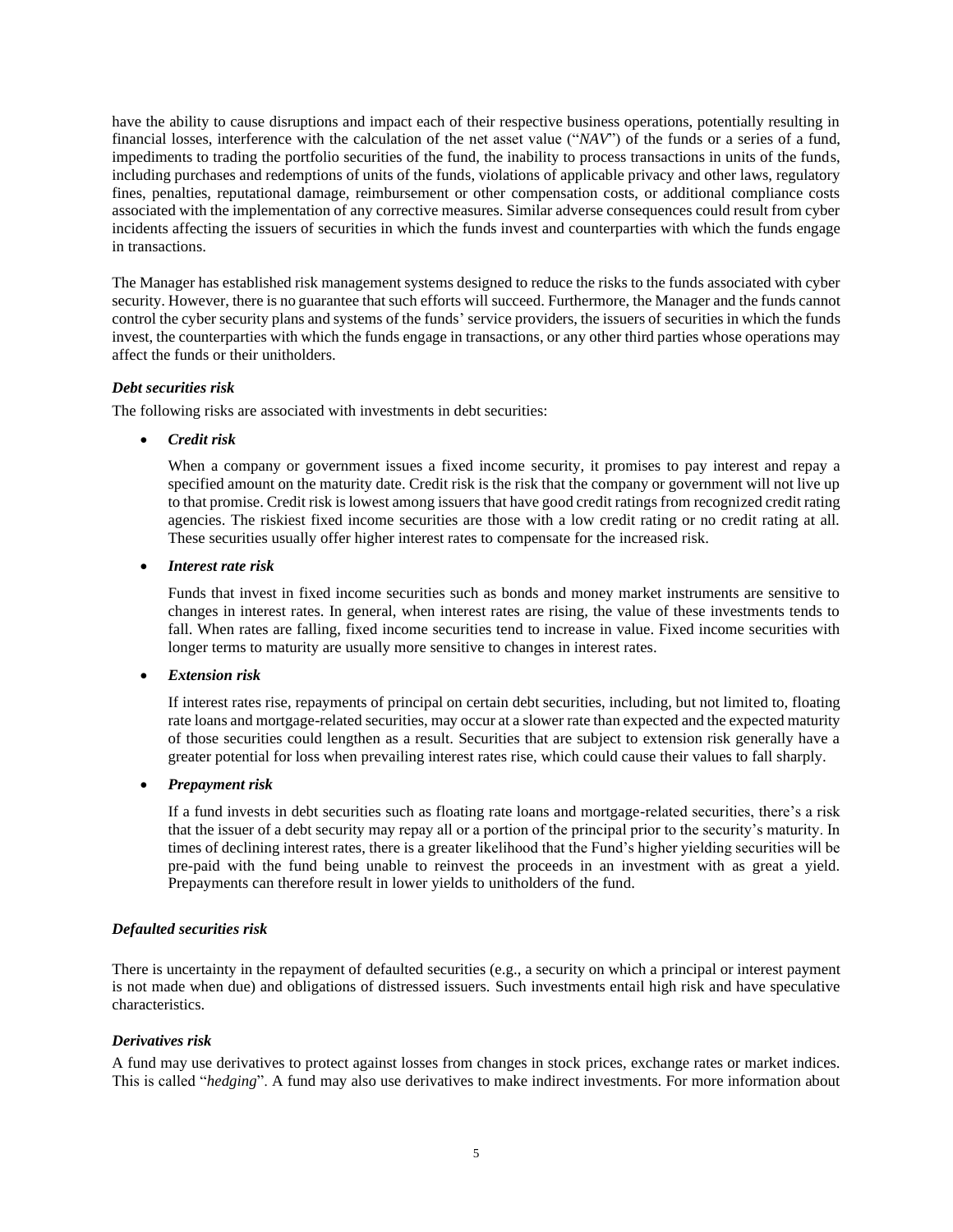have the ability to cause disruptions and impact each of their respective business operations, potentially resulting in financial losses, interference with the calculation of the net asset value ("*NAV*") of the funds or a series of a fund, impediments to trading the portfolio securities of the fund, the inability to process transactions in units of the funds, including purchases and redemptions of units of the funds, violations of applicable privacy and other laws, regulatory fines, penalties, reputational damage, reimbursement or other compensation costs, or additional compliance costs associated with the implementation of any corrective measures. Similar adverse consequences could result from cyber incidents affecting the issuers of securities in which the funds invest and counterparties with which the funds engage in transactions.

The Manager has established risk management systems designed to reduce the risks to the funds associated with cyber security. However, there is no guarantee that such efforts will succeed. Furthermore, the Manager and the funds cannot control the cyber security plans and systems of the funds' service providers, the issuers of securities in which the funds invest, the counterparties with which the funds engage in transactions, or any other third parties whose operations may affect the funds or their unitholders.

***Debt securities risk***

The following risks are associated with investments in debt securities:

- ***Credit risk***

  When a company or government issues a fixed income security, it promises to pay interest and repay a specified amount on the maturity date. Credit risk is the risk that the company or government will not live up to that promise. Credit risk is lowest among issuers that have good credit ratings from recognized credit rating agencies. The riskiest fixed income securities are those with a low credit rating or no credit rating at all. These securities usually offer higher interest rates to compensate for the increased risk.

- ***Interest rate risk***

  Funds that invest in fixed income securities such as bonds and money market instruments are sensitive to changes in interest rates. In general, when interest rates are rising, the value of these investments tends to fall. When rates are falling, fixed income securities tend to increase in value. Fixed income securities with longer terms to maturity are usually more sensitive to changes in interest rates.

- ***Extension risk***

  If interest rates rise, repayments of principal on certain debt securities, including, but not limited to, floating rate loans and mortgage-related securities, may occur at a slower rate than expected and the expected maturity of those securities could lengthen as a result. Securities that are subject to extension risk generally have a greater potential for loss when prevailing interest rates rise, which could cause their values to fall sharply.

- ***Prepayment risk***

  If a fund invests in debt securities such as floating rate loans and mortgage-related securities, there's a risk that the issuer of a debt security may repay all or a portion of the principal prior to the security's maturity. In times of declining interest rates, there is a greater likelihood that the Fund's higher yielding securities will be pre-paid with the fund being unable to reinvest the proceeds in an investment with as great a yield. Prepayments can therefore result in lower yields to unitholders of the fund.

***Defaulted securities risk***

There is uncertainty in the repayment of defaulted securities (e.g., a security on which a principal or interest payment is not made when due) and obligations of distressed issuers. Such investments entail high risk and have speculative characteristics.

***Derivatives risk***

A fund may use derivatives to protect against losses from changes in stock prices, exchange rates or market indices. This is called "*hedging*". A fund may also use derivatives to make indirect investments. For more information about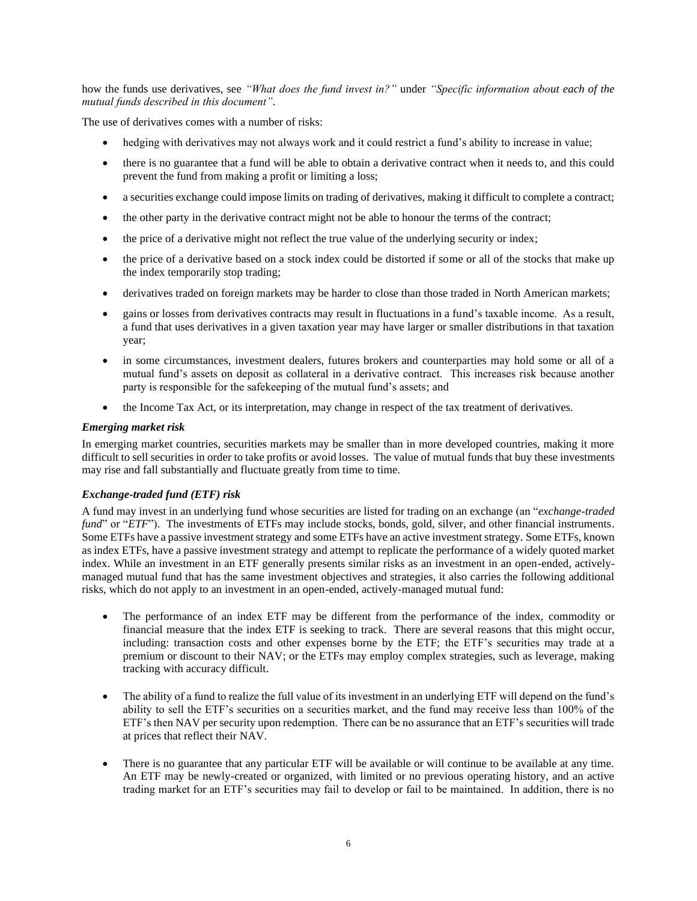how the funds use derivatives, see *"What does the fund invest in?"* under *"Specific information about each of the mutual funds described in this document"*.

The use of derivatives comes with a number of risks:

- hedging with derivatives may not always work and it could restrict a fund's ability to increase in value;
- there is no guarantee that a fund will be able to obtain a derivative contract when it needs to, and this could prevent the fund from making a profit or limiting a loss;
- a securities exchange could impose limits on trading of derivatives, making it difficult to complete a contract;
- the other party in the derivative contract might not be able to honour the terms of the contract;
- the price of a derivative might not reflect the true value of the underlying security or index;
- the price of a derivative based on a stock index could be distorted if some or all of the stocks that make up the index temporarily stop trading;
- derivatives traded on foreign markets may be harder to close than those traded in North American markets;
- gains or losses from derivatives contracts may result in fluctuations in a fund's taxable income. As a result, a fund that uses derivatives in a given taxation year may have larger or smaller distributions in that taxation year;
- in some circumstances, investment dealers, futures brokers and counterparties may hold some or all of a mutual fund's assets on deposit as collateral in a derivative contract. This increases risk because another party is responsible for the safekeeping of the mutual fund's assets; and
- the Income Tax Act, or its interpretation, may change in respect of the tax treatment of derivatives.

***Emerging market risk***

In emerging market countries, securities markets may be smaller than in more developed countries, making it more difficult to sell securities in order to take profits or avoid losses. The value of mutual funds that buy these investments may rise and fall substantially and fluctuate greatly from time to time.

***Exchange-traded fund (ETF) risk***

A fund may invest in an underlying fund whose securities are listed for trading on an exchange (an "*exchange-traded fund*" or "*ETF*"). The investments of ETFs may include stocks, bonds, gold, silver, and other financial instruments. Some ETFs have a passive investment strategy and some ETFs have an active investment strategy. Some ETFs, known as index ETFs, have a passive investment strategy and attempt to replicate the performance of a widely quoted market index. While an investment in an ETF generally presents similar risks as an investment in an open-ended, actively-managed mutual fund that has the same investment objectives and strategies, it also carries the following additional risks, which do not apply to an investment in an open-ended, actively-managed mutual fund:

- The performance of an index ETF may be different from the performance of the index, commodity or financial measure that the index ETF is seeking to track. There are several reasons that this might occur, including: transaction costs and other expenses borne by the ETF; the ETF's securities may trade at a premium or discount to their NAV; or the ETFs may employ complex strategies, such as leverage, making tracking with accuracy difficult.
- The ability of a fund to realize the full value of its investment in an underlying ETF will depend on the fund's ability to sell the ETF's securities on a securities market, and the fund may receive less than 100% of the ETF's then NAV per security upon redemption. There can be no assurance that an ETF's securities will trade at prices that reflect their NAV.
- There is no guarantee that any particular ETF will be available or will continue to be available at any time. An ETF may be newly-created or organized, with limited or no previous operating history, and an active trading market for an ETF's securities may fail to develop or fail to be maintained. In addition, there is no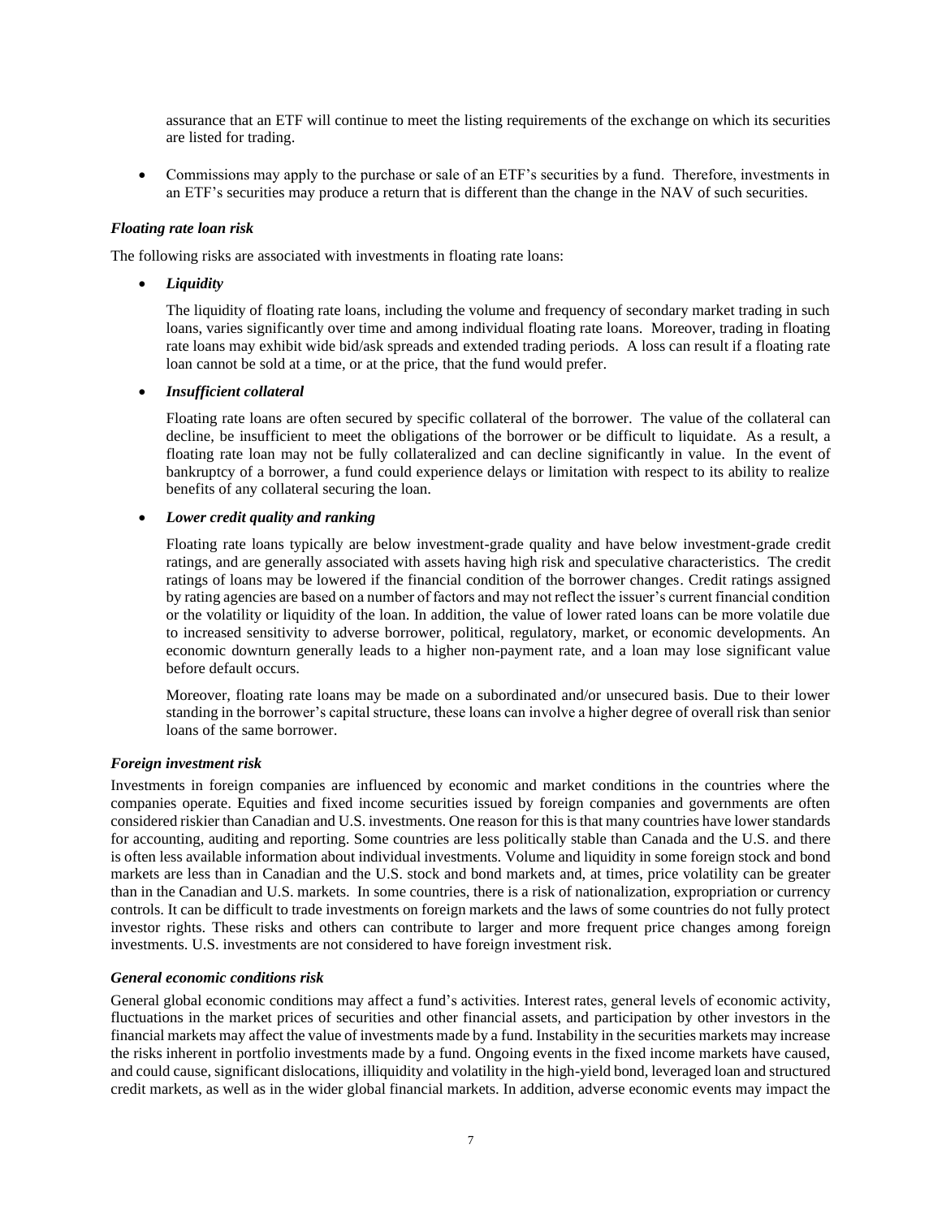assurance that an ETF will continue to meet the listing requirements of the exchange on which its securities are listed for trading.

- Commissions may apply to the purchase or sale of an ETF's securities by a fund. Therefore, investments in an ETF's securities may produce a return that is different than the change in the NAV of such securities.

***Floating rate loan risk***

The following risks are associated with investments in floating rate loans:

- ***Liquidity***

  The liquidity of floating rate loans, including the volume and frequency of secondary market trading in such loans, varies significantly over time and among individual floating rate loans. Moreover, trading in floating rate loans may exhibit wide bid/ask spreads and extended trading periods. A loss can result if a floating rate loan cannot be sold at a time, or at the price, that the fund would prefer.

- ***Insufficient collateral***

  Floating rate loans are often secured by specific collateral of the borrower. The value of the collateral can decline, be insufficient to meet the obligations of the borrower or be difficult to liquidate. As a result, a floating rate loan may not be fully collateralized and can decline significantly in value. In the event of bankruptcy of a borrower, a fund could experience delays or limitation with respect to its ability to realize benefits of any collateral securing the loan.

- ***Lower credit quality and ranking***

  Floating rate loans typically are below investment-grade quality and have below investment-grade credit ratings, and are generally associated with assets having high risk and speculative characteristics. The credit ratings of loans may be lowered if the financial condition of the borrower changes. Credit ratings assigned by rating agencies are based on a number of factors and may not reflect the issuer's current financial condition or the volatility or liquidity of the loan. In addition, the value of lower rated loans can be more volatile due to increased sensitivity to adverse borrower, political, regulatory, market, or economic developments. An economic downturn generally leads to a higher non-payment rate, and a loan may lose significant value before default occurs.

  Moreover, floating rate loans may be made on a subordinated and/or unsecured basis. Due to their lower standing in the borrower's capital structure, these loans can involve a higher degree of overall risk than senior loans of the same borrower.

***Foreign investment risk***

Investments in foreign companies are influenced by economic and market conditions in the countries where the companies operate. Equities and fixed income securities issued by foreign companies and governments are often considered riskier than Canadian and U.S. investments. One reason for this is that many countries have lower standards for accounting, auditing and reporting. Some countries are less politically stable than Canada and the U.S. and there is often less available information about individual investments. Volume and liquidity in some foreign stock and bond markets are less than in Canadian and the U.S. stock and bond markets and, at times, price volatility can be greater than in the Canadian and U.S. markets. In some countries, there is a risk of nationalization, expropriation or currency controls. It can be difficult to trade investments on foreign markets and the laws of some countries do not fully protect investor rights. These risks and others can contribute to larger and more frequent price changes among foreign investments. U.S. investments are not considered to have foreign investment risk.

***General economic conditions risk***

General global economic conditions may affect a fund's activities. Interest rates, general levels of economic activity, fluctuations in the market prices of securities and other financial assets, and participation by other investors in the financial markets may affect the value of investments made by a fund. Instability in the securities markets may increase the risks inherent in portfolio investments made by a fund. Ongoing events in the fixed income markets have caused, and could cause, significant dislocations, illiquidity and volatility in the high-yield bond, leveraged loan and structured credit markets, as well as in the wider global financial markets. In addition, adverse economic events may impact the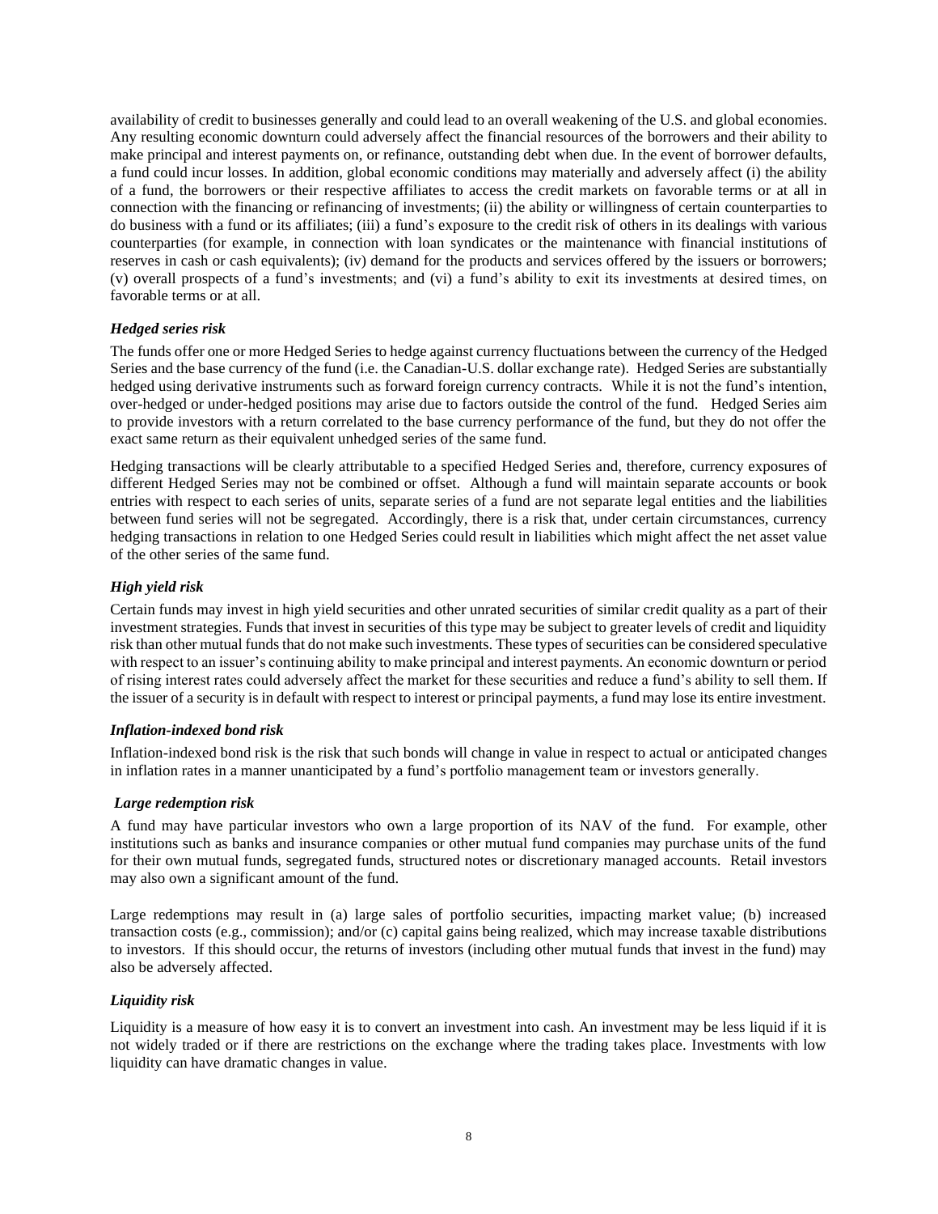availability of credit to businesses generally and could lead to an overall weakening of the U.S. and global economies. Any resulting economic downturn could adversely affect the financial resources of the borrowers and their ability to make principal and interest payments on, or refinance, outstanding debt when due. In the event of borrower defaults, a fund could incur losses. In addition, global economic conditions may materially and adversely affect (i) the ability of a fund, the borrowers or their respective affiliates to access the credit markets on favorable terms or at all in connection with the financing or refinancing of investments; (ii) the ability or willingness of certain counterparties to do business with a fund or its affiliates; (iii) a fund's exposure to the credit risk of others in its dealings with various counterparties (for example, in connection with loan syndicates or the maintenance with financial institutions of reserves in cash or cash equivalents); (iv) demand for the products and services offered by the issuers or borrowers; (v) overall prospects of a fund's investments; and (vi) a fund's ability to exit its investments at desired times, on favorable terms or at all.

***Hedged series risk***

The funds offer one or more Hedged Series to hedge against currency fluctuations between the currency of the Hedged Series and the base currency of the fund (i.e. the Canadian-U.S. dollar exchange rate). Hedged Series are substantially hedged using derivative instruments such as forward foreign currency contracts. While it is not the fund's intention, over-hedged or under-hedged positions may arise due to factors outside the control of the fund. Hedged Series aim to provide investors with a return correlated to the base currency performance of the fund, but they do not offer the exact same return as their equivalent unhedged series of the same fund.

Hedging transactions will be clearly attributable to a specified Hedged Series and, therefore, currency exposures of different Hedged Series may not be combined or offset. Although a fund will maintain separate accounts or book entries with respect to each series of units, separate series of a fund are not separate legal entities and the liabilities between fund series will not be segregated. Accordingly, there is a risk that, under certain circumstances, currency hedging transactions in relation to one Hedged Series could result in liabilities which might affect the net asset value of the other series of the same fund.

***High yield risk***

Certain funds may invest in high yield securities and other unrated securities of similar credit quality as a part of their investment strategies. Funds that invest in securities of this type may be subject to greater levels of credit and liquidity risk than other mutual funds that do not make such investments. These types of securities can be considered speculative with respect to an issuer's continuing ability to make principal and interest payments. An economic downturn or period of rising interest rates could adversely affect the market for these securities and reduce a fund's ability to sell them. If the issuer of a security is in default with respect to interest or principal payments, a fund may lose its entire investment.

***Inflation-indexed bond risk***

Inflation-indexed bond risk is the risk that such bonds will change in value in respect to actual or anticipated changes in inflation rates in a manner unanticipated by a fund's portfolio management team or investors generally.

***Large redemption risk***

A fund may have particular investors who own a large proportion of its NAV of the fund. For example, other institutions such as banks and insurance companies or other mutual fund companies may purchase units of the fund for their own mutual funds, segregated funds, structured notes or discretionary managed accounts. Retail investors may also own a significant amount of the fund.

Large redemptions may result in (a) large sales of portfolio securities, impacting market value; (b) increased transaction costs (e.g., commission); and/or (c) capital gains being realized, which may increase taxable distributions to investors. If this should occur, the returns of investors (including other mutual funds that invest in the fund) may also be adversely affected.

***Liquidity risk***

Liquidity is a measure of how easy it is to convert an investment into cash. An investment may be less liquid if it is not widely traded or if there are restrictions on the exchange where the trading takes place. Investments with low liquidity can have dramatic changes in value.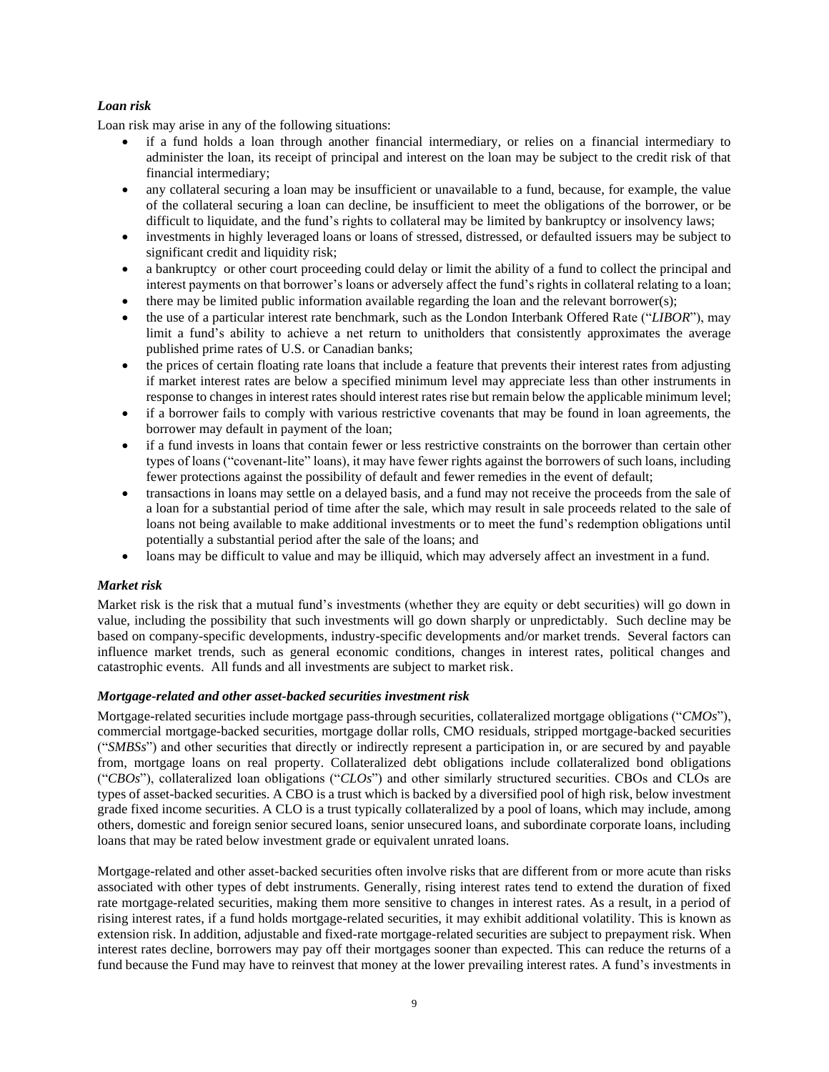### *Loan risk*

Loan risk may arise in any of the following situations:

- if a fund holds a loan through another financial intermediary, or relies on a financial intermediary to administer the loan, its receipt of principal and interest on the loan may be subject to the credit risk of that financial intermediary;
- any collateral securing a loan may be insufficient or unavailable to a fund, because, for example, the value of the collateral securing a loan can decline, be insufficient to meet the obligations of the borrower, or be difficult to liquidate, and the fund's rights to collateral may be limited by bankruptcy or insolvency laws;
- investments in highly leveraged loans or loans of stressed, distressed, or defaulted issuers may be subject to significant credit and liquidity risk;
- a bankruptcy or other court proceeding could delay or limit the ability of a fund to collect the principal and interest payments on that borrower's loans or adversely affect the fund's rights in collateral relating to a loan;
- there may be limited public information available regarding the loan and the relevant borrower(s);
- the use of a particular interest rate benchmark, such as the London Interbank Offered Rate ("*LIBOR*"), may limit a fund's ability to achieve a net return to unitholders that consistently approximates the average published prime rates of U.S. or Canadian banks;
- the prices of certain floating rate loans that include a feature that prevents their interest rates from adjusting if market interest rates are below a specified minimum level may appreciate less than other instruments in response to changes in interest rates should interest rates rise but remain below the applicable minimum level;
- if a borrower fails to comply with various restrictive covenants that may be found in loan agreements, the borrower may default in payment of the loan;
- if a fund invests in loans that contain fewer or less restrictive constraints on the borrower than certain other types of loans ("covenant-lite" loans), it may have fewer rights against the borrowers of such loans, including fewer protections against the possibility of default and fewer remedies in the event of default;
- transactions in loans may settle on a delayed basis, and a fund may not receive the proceeds from the sale of a loan for a substantial period of time after the sale, which may result in sale proceeds related to the sale of loans not being available to make additional investments or to meet the fund's redemption obligations until potentially a substantial period after the sale of the loans; and
- loans may be difficult to value and may be illiquid, which may adversely affect an investment in a fund.

### *Market risk*

Market risk is the risk that a mutual fund's investments (whether they are equity or debt securities) will go down in value, including the possibility that such investments will go down sharply or unpredictably. Such decline may be based on company-specific developments, industry-specific developments and/or market trends. Several factors can influence market trends, such as general economic conditions, changes in interest rates, political changes and catastrophic events. All funds and all investments are subject to market risk.

### *Mortgage-related and other asset-backed securities investment risk*

Mortgage-related securities include mortgage pass-through securities, collateralized mortgage obligations ("*CMOs*"), commercial mortgage-backed securities, mortgage dollar rolls, CMO residuals, stripped mortgage-backed securities ("*SMBSs*") and other securities that directly or indirectly represent a participation in, or are secured by and payable from, mortgage loans on real property. Collateralized debt obligations include collateralized bond obligations ("*CBOs*"), collateralized loan obligations ("*CLOs*") and other similarly structured securities. CBOs and CLOs are types of asset-backed securities. A CBO is a trust which is backed by a diversified pool of high risk, below investment grade fixed income securities. A CLO is a trust typically collateralized by a pool of loans, which may include, among others, domestic and foreign senior secured loans, senior unsecured loans, and subordinate corporate loans, including loans that may be rated below investment grade or equivalent unrated loans.

Mortgage-related and other asset-backed securities often involve risks that are different from or more acute than risks associated with other types of debt instruments. Generally, rising interest rates tend to extend the duration of fixed rate mortgage-related securities, making them more sensitive to changes in interest rates. As a result, in a period of rising interest rates, if a fund holds mortgage-related securities, it may exhibit additional volatility. This is known as extension risk. In addition, adjustable and fixed-rate mortgage-related securities are subject to prepayment risk. When interest rates decline, borrowers may pay off their mortgages sooner than expected. This can reduce the returns of a fund because the Fund may have to reinvest that money at the lower prevailing interest rates. A fund's investments in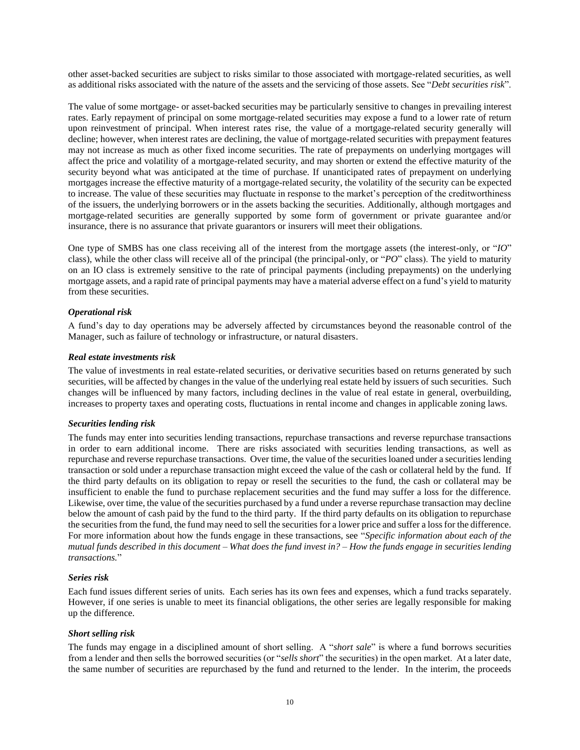other asset-backed securities are subject to risks similar to those associated with mortgage-related securities, as well as additional risks associated with the nature of the assets and the servicing of those assets. See "*Debt securities risk*".

The value of some mortgage- or asset-backed securities may be particularly sensitive to changes in prevailing interest rates. Early repayment of principal on some mortgage-related securities may expose a fund to a lower rate of return upon reinvestment of principal. When interest rates rise, the value of a mortgage-related security generally will decline; however, when interest rates are declining, the value of mortgage-related securities with prepayment features may not increase as much as other fixed income securities. The rate of prepayments on underlying mortgages will affect the price and volatility of a mortgage-related security, and may shorten or extend the effective maturity of the security beyond what was anticipated at the time of purchase. If unanticipated rates of prepayment on underlying mortgages increase the effective maturity of a mortgage-related security, the volatility of the security can be expected to increase. The value of these securities may fluctuate in response to the market's perception of the creditworthiness of the issuers, the underlying borrowers or in the assets backing the securities. Additionally, although mortgages and mortgage-related securities are generally supported by some form of government or private guarantee and/or insurance, there is no assurance that private guarantors or insurers will meet their obligations.

One type of SMBS has one class receiving all of the interest from the mortgage assets (the interest-only, or "*IO*" class), while the other class will receive all of the principal (the principal-only, or "*PO*" class). The yield to maturity on an IO class is extremely sensitive to the rate of principal payments (including prepayments) on the underlying mortgage assets, and a rapid rate of principal payments may have a material adverse effect on a fund's yield to maturity from these securities.

***Operational risk***

A fund's day to day operations may be adversely affected by circumstances beyond the reasonable control of the Manager, such as failure of technology or infrastructure, or natural disasters.

***Real estate investments risk***

The value of investments in real estate-related securities, or derivative securities based on returns generated by such securities, will be affected by changes in the value of the underlying real estate held by issuers of such securities. Such changes will be influenced by many factors, including declines in the value of real estate in general, overbuilding, increases to property taxes and operating costs, fluctuations in rental income and changes in applicable zoning laws.

***Securities lending risk***

The funds may enter into securities lending transactions, repurchase transactions and reverse repurchase transactions in order to earn additional income. There are risks associated with securities lending transactions, as well as repurchase and reverse repurchase transactions. Over time, the value of the securities loaned under a securities lending transaction or sold under a repurchase transaction might exceed the value of the cash or collateral held by the fund. If the third party defaults on its obligation to repay or resell the securities to the fund, the cash or collateral may be insufficient to enable the fund to purchase replacement securities and the fund may suffer a loss for the difference. Likewise, over time, the value of the securities purchased by a fund under a reverse repurchase transaction may decline below the amount of cash paid by the fund to the third party. If the third party defaults on its obligation to repurchase the securities from the fund, the fund may need to sell the securities for a lower price and suffer a loss for the difference. For more information about how the funds engage in these transactions, see "*Specific information about each of the mutual funds described in this document – What does the fund invest in? – How the funds engage in securities lending transactions.*"

***Series risk***

Each fund issues different series of units. Each series has its own fees and expenses, which a fund tracks separately. However, if one series is unable to meet its financial obligations, the other series are legally responsible for making up the difference.

***Short selling risk***

The funds may engage in a disciplined amount of short selling. A "*short sale*" is where a fund borrows securities from a lender and then sells the borrowed securities (or "*sells short*" the securities) in the open market. At a later date, the same number of securities are repurchased by the fund and returned to the lender. In the interim, the proceeds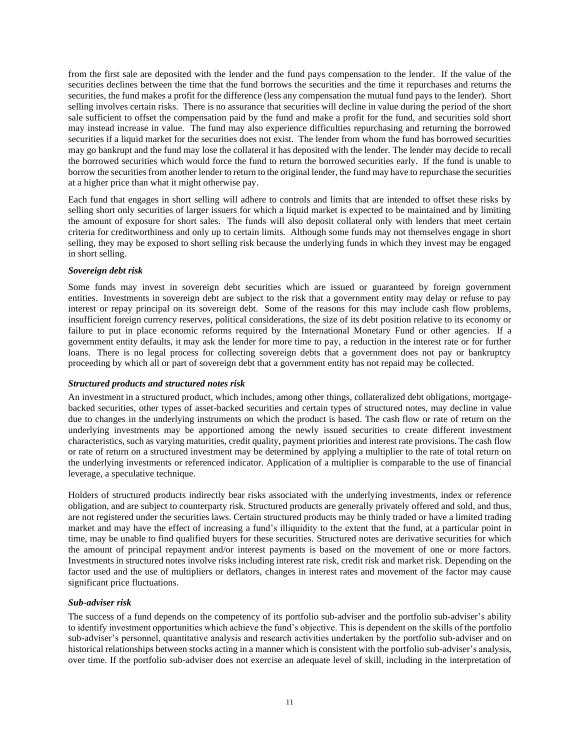from the first sale are deposited with the lender and the fund pays compensation to the lender. If the value of the securities declines between the time that the fund borrows the securities and the time it repurchases and returns the securities, the fund makes a profit for the difference (less any compensation the mutual fund pays to the lender). Short selling involves certain risks. There is no assurance that securities will decline in value during the period of the short sale sufficient to offset the compensation paid by the fund and make a profit for the fund, and securities sold short may instead increase in value. The fund may also experience difficulties repurchasing and returning the borrowed securities if a liquid market for the securities does not exist. The lender from whom the fund has borrowed securities may go bankrupt and the fund may lose the collateral it has deposited with the lender. The lender may decide to recall the borrowed securities which would force the fund to return the borrowed securities early. If the fund is unable to borrow the securities from another lender to return to the original lender, the fund may have to repurchase the securities at a higher price than what it might otherwise pay.

Each fund that engages in short selling will adhere to controls and limits that are intended to offset these risks by selling short only securities of larger issuers for which a liquid market is expected to be maintained and by limiting the amount of exposure for short sales. The funds will also deposit collateral only with lenders that meet certain criteria for creditworthiness and only up to certain limits. Although some funds may not themselves engage in short selling, they may be exposed to short selling risk because the underlying funds in which they invest may be engaged in short selling.

***Sovereign debt risk***

Some funds may invest in sovereign debt securities which are issued or guaranteed by foreign government entities. Investments in sovereign debt are subject to the risk that a government entity may delay or refuse to pay interest or repay principal on its sovereign debt. Some of the reasons for this may include cash flow problems, insufficient foreign currency reserves, political considerations, the size of its debt position relative to its economy or failure to put in place economic reforms required by the International Monetary Fund or other agencies. If a government entity defaults, it may ask the lender for more time to pay, a reduction in the interest rate or for further loans. There is no legal process for collecting sovereign debts that a government does not pay or bankruptcy proceeding by which all or part of sovereign debt that a government entity has not repaid may be collected.

***Structured products and structured notes risk***

An investment in a structured product, which includes, among other things, collateralized debt obligations, mortgage-backed securities, other types of asset-backed securities and certain types of structured notes, may decline in value due to changes in the underlying instruments on which the product is based. The cash flow or rate of return on the underlying investments may be apportioned among the newly issued securities to create different investment characteristics, such as varying maturities, credit quality, payment priorities and interest rate provisions. The cash flow or rate of return on a structured investment may be determined by applying a multiplier to the rate of total return on the underlying investments or referenced indicator. Application of a multiplier is comparable to the use of financial leverage, a speculative technique.

Holders of structured products indirectly bear risks associated with the underlying investments, index or reference obligation, and are subject to counterparty risk. Structured products are generally privately offered and sold, and thus, are not registered under the securities laws. Certain structured products may be thinly traded or have a limited trading market and may have the effect of increasing a fund's illiquidity to the extent that the fund, at a particular point in time, may be unable to find qualified buyers for these securities. Structured notes are derivative securities for which the amount of principal repayment and/or interest payments is based on the movement of one or more factors. Investments in structured notes involve risks including interest rate risk, credit risk and market risk. Depending on the factor used and the use of multipliers or deflators, changes in interest rates and movement of the factor may cause significant price fluctuations.

***Sub-adviser risk***

The success of a fund depends on the competency of its portfolio sub-adviser and the portfolio sub-adviser's ability to identify investment opportunities which achieve the fund's objective. This is dependent on the skills of the portfolio sub-adviser's personnel, quantitative analysis and research activities undertaken by the portfolio sub-adviser and on historical relationships between stocks acting in a manner which is consistent with the portfolio sub-adviser's analysis, over time. If the portfolio sub-adviser does not exercise an adequate level of skill, including in the interpretation of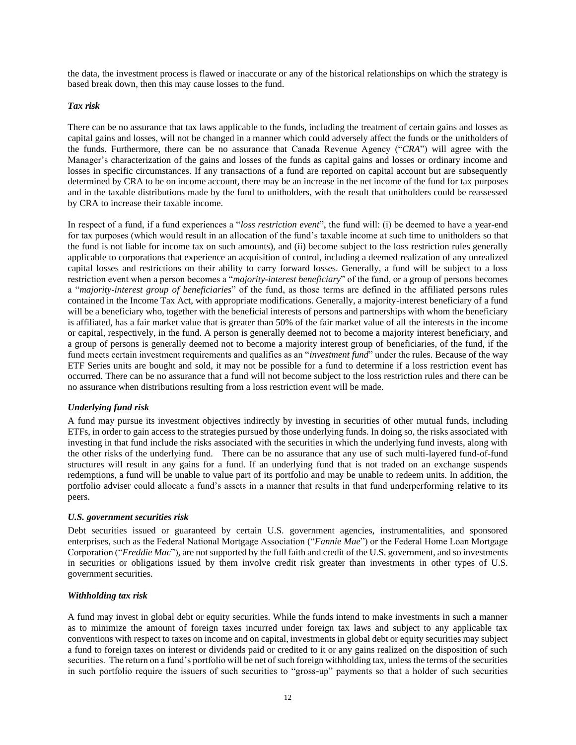the data, the investment process is flawed or inaccurate or any of the historical relationships on which the strategy is based break down, then this may cause losses to the fund.

***Tax risk***

There can be no assurance that tax laws applicable to the funds, including the treatment of certain gains and losses as capital gains and losses, will not be changed in a manner which could adversely affect the funds or the unitholders of the funds. Furthermore, there can be no assurance that Canada Revenue Agency ("*CRA*") will agree with the Manager's characterization of the gains and losses of the funds as capital gains and losses or ordinary income and losses in specific circumstances. If any transactions of a fund are reported on capital account but are subsequently determined by CRA to be on income account, there may be an increase in the net income of the fund for tax purposes and in the taxable distributions made by the fund to unitholders, with the result that unitholders could be reassessed by CRA to increase their taxable income.

In respect of a fund, if a fund experiences a "*loss restriction event*", the fund will: (i) be deemed to have a year-end for tax purposes (which would result in an allocation of the fund's taxable income at such time to unitholders so that the fund is not liable for income tax on such amounts), and (ii) become subject to the loss restriction rules generally applicable to corporations that experience an acquisition of control, including a deemed realization of any unrealized capital losses and restrictions on their ability to carry forward losses. Generally, a fund will be subject to a loss restriction event when a person becomes a "*majority-interest beneficiary*" of the fund, or a group of persons becomes a "*majority-interest group of beneficiaries*" of the fund, as those terms are defined in the affiliated persons rules contained in the Income Tax Act, with appropriate modifications. Generally, a majority-interest beneficiary of a fund will be a beneficiary who, together with the beneficial interests of persons and partnerships with whom the beneficiary is affiliated, has a fair market value that is greater than 50% of the fair market value of all the interests in the income or capital, respectively, in the fund. A person is generally deemed not to become a majority interest beneficiary, and a group of persons is generally deemed not to become a majority interest group of beneficiaries, of the fund, if the fund meets certain investment requirements and qualifies as an "*investment fund*" under the rules. Because of the way ETF Series units are bought and sold, it may not be possible for a fund to determine if a loss restriction event has occurred. There can be no assurance that a fund will not become subject to the loss restriction rules and there can be no assurance when distributions resulting from a loss restriction event will be made.

***Underlying fund risk***

A fund may pursue its investment objectives indirectly by investing in securities of other mutual funds, including ETFs, in order to gain access to the strategies pursued by those underlying funds. In doing so, the risks associated with investing in that fund include the risks associated with the securities in which the underlying fund invests, along with the other risks of the underlying fund. There can be no assurance that any use of such multi-layered fund-of-fund structures will result in any gains for a fund. If an underlying fund that is not traded on an exchange suspends redemptions, a fund will be unable to value part of its portfolio and may be unable to redeem units. In addition, the portfolio adviser could allocate a fund's assets in a manner that results in that fund underperforming relative to its peers.

***U.S. government securities risk***

Debt securities issued or guaranteed by certain U.S. government agencies, instrumentalities, and sponsored enterprises, such as the Federal National Mortgage Association ("*Fannie Mae*") or the Federal Home Loan Mortgage Corporation ("*Freddie Mac*"), are not supported by the full faith and credit of the U.S. government, and so investments in securities or obligations issued by them involve credit risk greater than investments in other types of U.S. government securities.

***Withholding tax risk***

A fund may invest in global debt or equity securities. While the funds intend to make investments in such a manner as to minimize the amount of foreign taxes incurred under foreign tax laws and subject to any applicable tax conventions with respect to taxes on income and on capital, investments in global debt or equity securities may subject a fund to foreign taxes on interest or dividends paid or credited to it or any gains realized on the disposition of such securities. The return on a fund's portfolio will be net of such foreign withholding tax, unless the terms of the securities in such portfolio require the issuers of such securities to "gross-up" payments so that a holder of such securities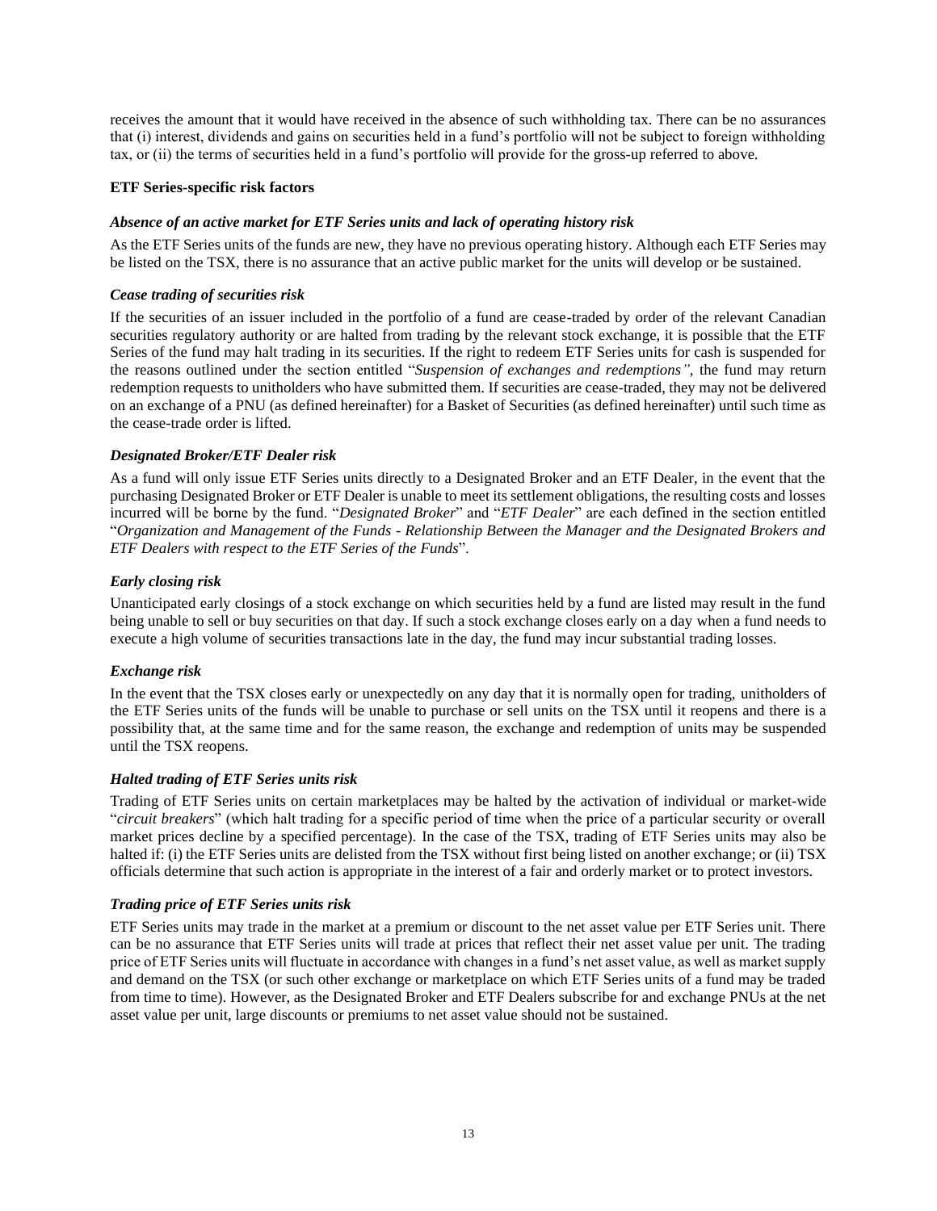receives the amount that it would have received in the absence of such withholding tax. There can be no assurances that (i) interest, dividends and gains on securities held in a fund's portfolio will not be subject to foreign withholding tax, or (ii) the terms of securities held in a fund's portfolio will provide for the gross-up referred to above.

**ETF Series-specific risk factors**

***Absence of an active market for ETF Series units and lack of operating history risk***

As the ETF Series units of the funds are new, they have no previous operating history. Although each ETF Series may be listed on the TSX, there is no assurance that an active public market for the units will develop or be sustained.

***Cease trading of securities risk***

If the securities of an issuer included in the portfolio of a fund are cease-traded by order of the relevant Canadian securities regulatory authority or are halted from trading by the relevant stock exchange, it is possible that the ETF Series of the fund may halt trading in its securities. If the right to redeem ETF Series units for cash is suspended for the reasons outlined under the section entitled "*Suspension of exchanges and redemptions"*, the fund may return redemption requests to unitholders who have submitted them. If securities are cease-traded, they may not be delivered on an exchange of a PNU (as defined hereinafter) for a Basket of Securities (as defined hereinafter) until such time as the cease-trade order is lifted.

***Designated Broker/ETF Dealer risk***

As a fund will only issue ETF Series units directly to a Designated Broker and an ETF Dealer, in the event that the purchasing Designated Broker or ETF Dealer is unable to meet its settlement obligations, the resulting costs and losses incurred will be borne by the fund. "*Designated Broker*" and "*ETF Dealer*" are each defined in the section entitled "*Organization and Management of the Funds - Relationship Between the Manager and the Designated Brokers and ETF Dealers with respect to the ETF Series of the Funds*".

***Early closing risk***

Unanticipated early closings of a stock exchange on which securities held by a fund are listed may result in the fund being unable to sell or buy securities on that day. If such a stock exchange closes early on a day when a fund needs to execute a high volume of securities transactions late in the day, the fund may incur substantial trading losses.

***Exchange risk***

In the event that the TSX closes early or unexpectedly on any day that it is normally open for trading, unitholders of the ETF Series units of the funds will be unable to purchase or sell units on the TSX until it reopens and there is a possibility that, at the same time and for the same reason, the exchange and redemption of units may be suspended until the TSX reopens.

***Halted trading of ETF Series units risk***

Trading of ETF Series units on certain marketplaces may be halted by the activation of individual or market-wide "*circuit breakers*" (which halt trading for a specific period of time when the price of a particular security or overall market prices decline by a specified percentage). In the case of the TSX, trading of ETF Series units may also be halted if: (i) the ETF Series units are delisted from the TSX without first being listed on another exchange; or (ii) TSX officials determine that such action is appropriate in the interest of a fair and orderly market or to protect investors.

***Trading price of ETF Series units risk***

ETF Series units may trade in the market at a premium or discount to the net asset value per ETF Series unit. There can be no assurance that ETF Series units will trade at prices that reflect their net asset value per unit. The trading price of ETF Series units will fluctuate in accordance with changes in a fund's net asset value, as well as market supply and demand on the TSX (or such other exchange or marketplace on which ETF Series units of a fund may be traded from time to time). However, as the Designated Broker and ETF Dealers subscribe for and exchange PNUs at the net asset value per unit, large discounts or premiums to net asset value should not be sustained.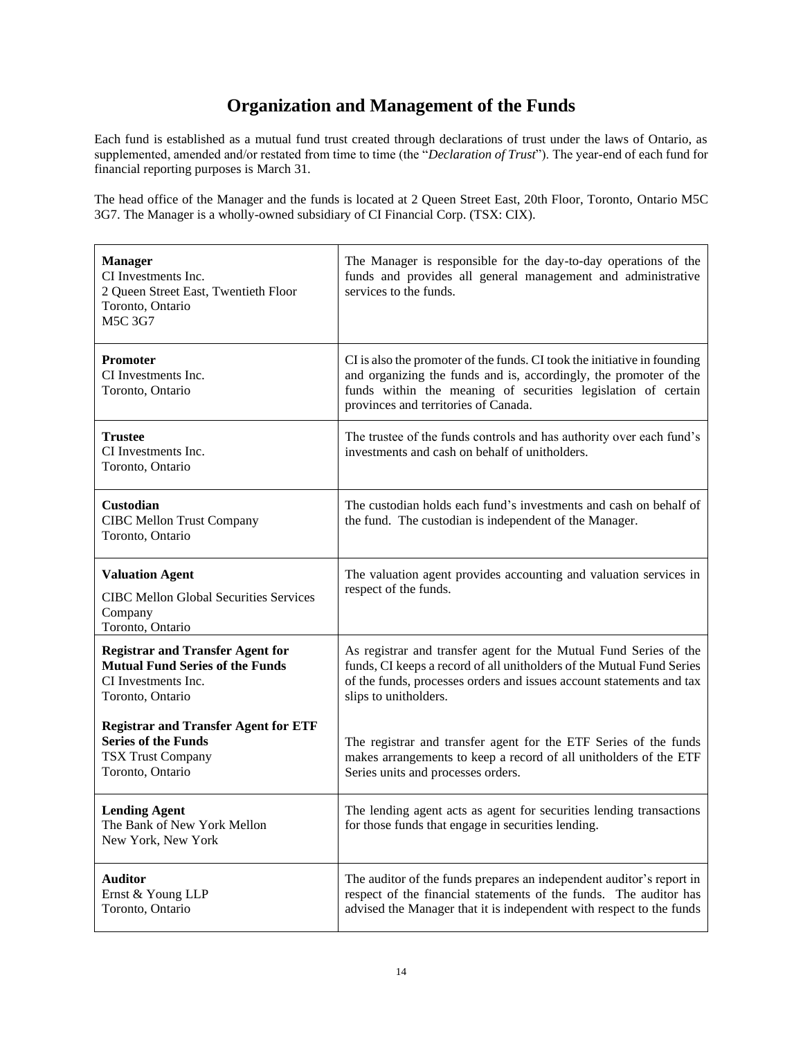# Organization and Management of the Funds

Each fund is established as a mutual fund trust created through declarations of trust under the laws of Ontario, as supplemented, amended and/or restated from time to time (the "*Declaration of Trust*"). The year-end of each fund for financial reporting purposes is March 31.

The head office of the Manager and the funds is located at 2 Queen Street East, 20th Floor, Toronto, Ontario M5C 3G7. The Manager is a wholly-owned subsidiary of CI Financial Corp. (TSX: CIX).

| | |
|---|---|
| **Manager**<br>CI Investments Inc.<br>2 Queen Street East, Twentieth Floor<br>Toronto, Ontario<br>M5C 3G7 | The Manager is responsible for the day-to-day operations of the funds and provides all general management and administrative services to the funds. |
| **Promoter**<br>CI Investments Inc.<br>Toronto, Ontario | CI is also the promoter of the funds. CI took the initiative in founding and organizing the funds and is, accordingly, the promoter of the funds within the meaning of securities legislation of certain provinces and territories of Canada. |
| **Trustee**<br>CI Investments Inc.<br>Toronto, Ontario | The trustee of the funds controls and has authority over each fund's investments and cash on behalf of unitholders. |
| **Custodian**<br>CIBC Mellon Trust Company<br>Toronto, Ontario | The custodian holds each fund's investments and cash on behalf of the fund. The custodian is independent of the Manager. |
| **Valuation Agent**<br>CIBC Mellon Global Securities Services Company<br>Toronto, Ontario | The valuation agent provides accounting and valuation services in respect of the funds. |
| **Registrar and Transfer Agent for Mutual Fund Series of the Funds**<br>CI Investments Inc.<br>Toronto, Ontario<br><br>**Registrar and Transfer Agent for ETF Series of the Funds**<br>TSX Trust Company<br>Toronto, Ontario | As registrar and transfer agent for the Mutual Fund Series of the funds, CI keeps a record of all unitholders of the Mutual Fund Series of the funds, processes orders and issues account statements and tax slips to unitholders.<br><br>The registrar and transfer agent for the ETF Series of the funds makes arrangements to keep a record of all unitholders of the ETF Series units and processes orders. |
| **Lending Agent**<br>The Bank of New York Mellon<br>New York, New York | The lending agent acts as agent for securities lending transactions for those funds that engage in securities lending. |
| **Auditor**<br>Ernst & Young LLP<br>Toronto, Ontario | The auditor of the funds prepares an independent auditor's report in respect of the financial statements of the funds. The auditor has advised the Manager that it is independent with respect to the funds |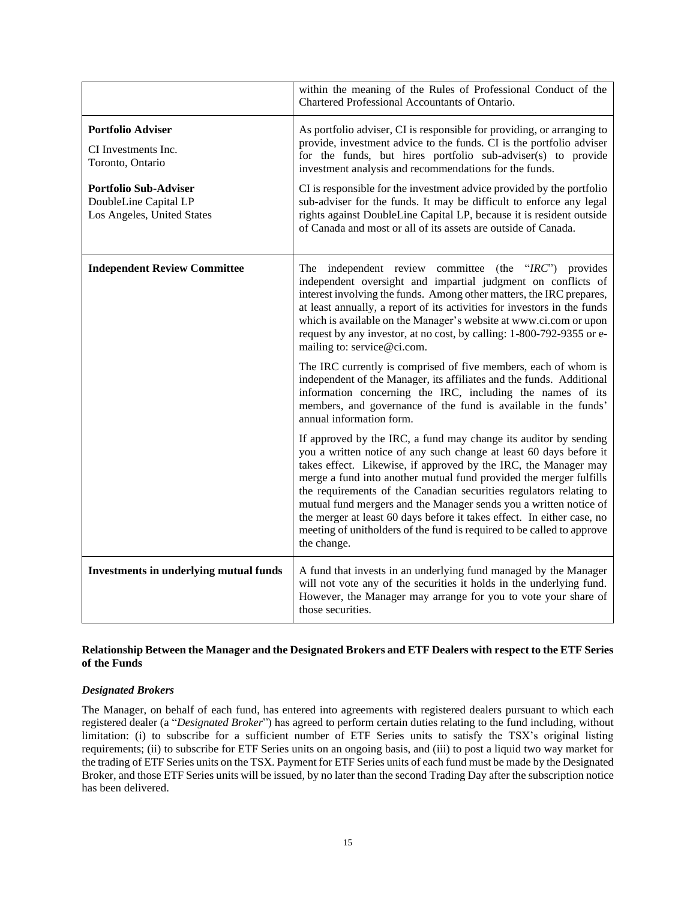| | |
|---|---|
| | within the meaning of the Rules of Professional Conduct of the Chartered Professional Accountants of Ontario. |
| **Portfolio Adviser**<br><br>CI Investments Inc.<br>Toronto, Ontario<br><br>**Portfolio Sub-Adviser**<br>DoubleLine Capital LP<br>Los Angeles, United States | As portfolio adviser, CI is responsible for providing, or arranging to provide, investment advice to the funds. CI is the portfolio adviser for the funds, but hires portfolio sub-adviser(s) to provide investment analysis and recommendations for the funds.<br><br>CI is responsible for the investment advice provided by the portfolio sub-adviser for the funds. It may be difficult to enforce any legal rights against DoubleLine Capital LP, because it is resident outside of Canada and most or all of its assets are outside of Canada. |
| **Independent Review Committee** | The independent review committee (the "*IRC*") provides independent oversight and impartial judgment on conflicts of interest involving the funds. Among other matters, the IRC prepares, at least annually, a report of its activities for investors in the funds which is available on the Manager's website at www.ci.com or upon request by any investor, at no cost, by calling: 1-800-792-9355 or e-mailing to: service@ci.com.<br><br>The IRC currently is comprised of five members, each of whom is independent of the Manager, its affiliates and the funds. Additional information concerning the IRC, including the names of its members, and governance of the fund is available in the funds' annual information form.<br><br>If approved by the IRC, a fund may change its auditor by sending you a written notice of any such change at least 60 days before it takes effect. Likewise, if approved by the IRC, the Manager may merge a fund into another mutual fund provided the merger fulfills the requirements of the Canadian securities regulators relating to mutual fund mergers and the Manager sends you a written notice of the merger at least 60 days before it takes effect. In either case, no meeting of unitholders of the fund is required to be called to approve the change. |
| **Investments in underlying mutual funds** | A fund that invests in an underlying fund managed by the Manager will not vote any of the securities it holds in the underlying fund. However, the Manager may arrange for you to vote your share of those securities. |

**Relationship Between the Manager and the Designated Brokers and ETF Dealers with respect to the ETF Series of the Funds**

***Designated Brokers***

The Manager, on behalf of each fund, has entered into agreements with registered dealers pursuant to which each registered dealer (a "*Designated Broker*") has agreed to perform certain duties relating to the fund including, without limitation: (i) to subscribe for a sufficient number of ETF Series units to satisfy the TSX's original listing requirements; (ii) to subscribe for ETF Series units on an ongoing basis, and (iii) to post a liquid two way market for the trading of ETF Series units on the TSX. Payment for ETF Series units of each fund must be made by the Designated Broker, and those ETF Series units will be issued, by no later than the second Trading Day after the subscription notice has been delivered.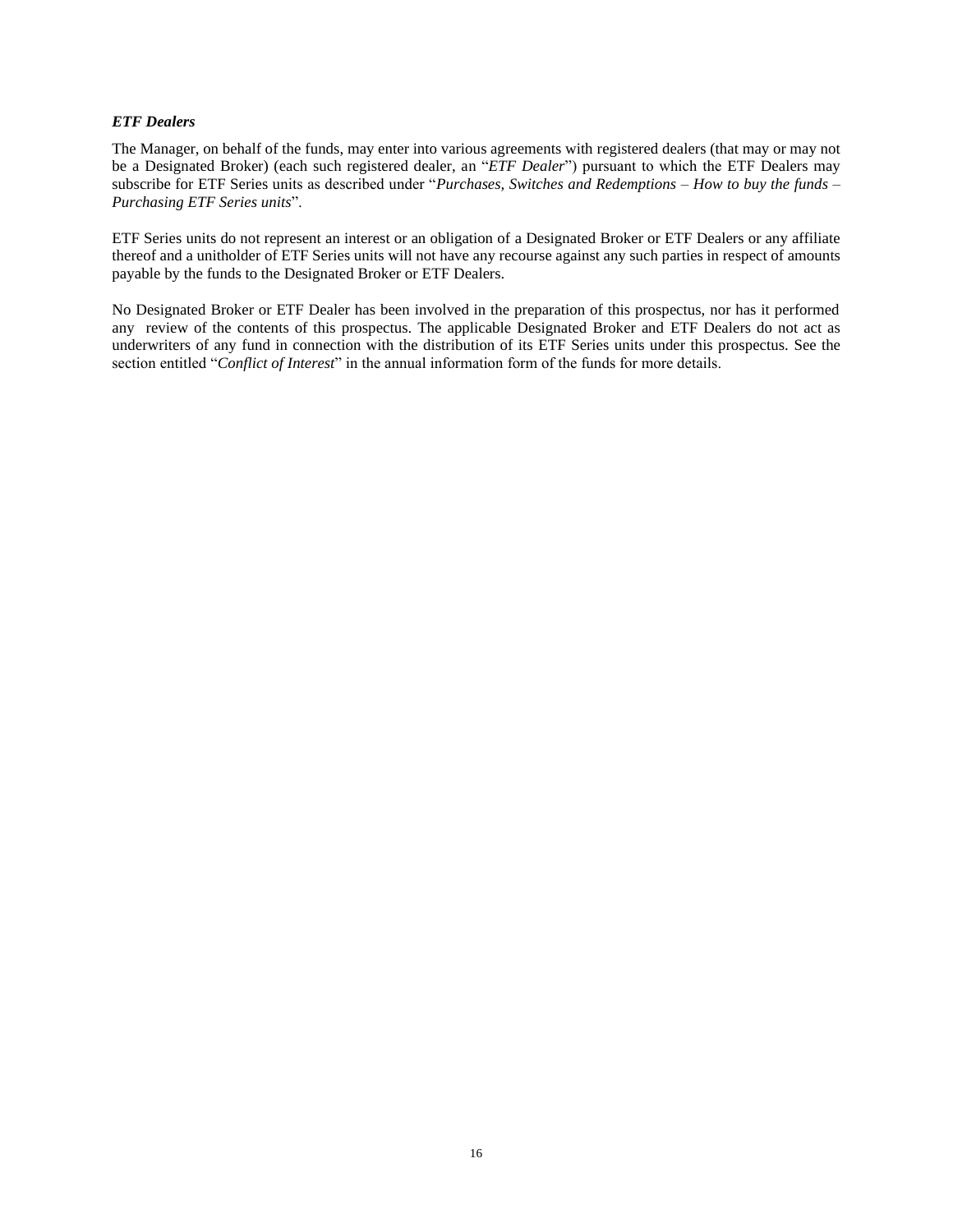***ETF Dealers***

The Manager, on behalf of the funds, may enter into various agreements with registered dealers (that may or may not be a Designated Broker) (each such registered dealer, an "*ETF Dealer*") pursuant to which the ETF Dealers may subscribe for ETF Series units as described under "*Purchases, Switches and Redemptions – How to buy the funds – Purchasing ETF Series units*".

ETF Series units do not represent an interest or an obligation of a Designated Broker or ETF Dealers or any affiliate thereof and a unitholder of ETF Series units will not have any recourse against any such parties in respect of amounts payable by the funds to the Designated Broker or ETF Dealers.

No Designated Broker or ETF Dealer has been involved in the preparation of this prospectus, nor has it performed any review of the contents of this prospectus. The applicable Designated Broker and ETF Dealers do not act as underwriters of any fund in connection with the distribution of its ETF Series units under this prospectus. See the section entitled "*Conflict of Interest*" in the annual information form of the funds for more details.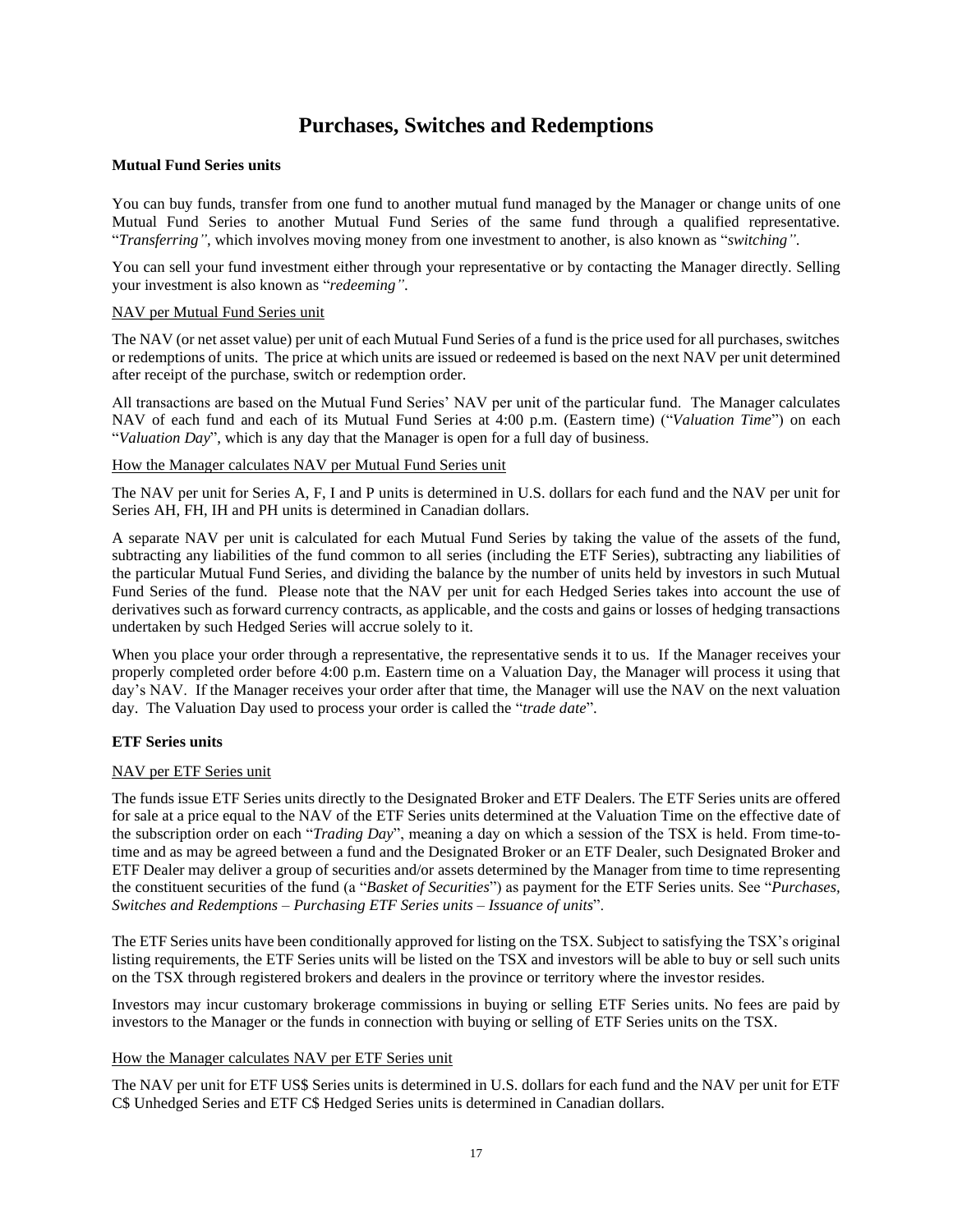# Purchases, Switches and Redemptions

**Mutual Fund Series units**

You can buy funds, transfer from one fund to another mutual fund managed by the Manager or change units of one Mutual Fund Series to another Mutual Fund Series of the same fund through a qualified representative. "*Transferring"*, which involves moving money from one investment to another, is also known as "*switching"*.

You can sell your fund investment either through your representative or by contacting the Manager directly. Selling your investment is also known as "*redeeming"*.

<u>NAV per Mutual Fund Series unit</u>

The NAV (or net asset value) per unit of each Mutual Fund Series of a fund is the price used for all purchases, switches or redemptions of units. The price at which units are issued or redeemed is based on the next NAV per unit determined after receipt of the purchase, switch or redemption order.

All transactions are based on the Mutual Fund Series' NAV per unit of the particular fund. The Manager calculates NAV of each fund and each of its Mutual Fund Series at 4:00 p.m. (Eastern time) ("*Valuation Time*") on each "*Valuation Day*", which is any day that the Manager is open for a full day of business.

<u>How the Manager calculates NAV per Mutual Fund Series unit</u>

The NAV per unit for Series A, F, I and P units is determined in U.S. dollars for each fund and the NAV per unit for Series AH, FH, IH and PH units is determined in Canadian dollars.

A separate NAV per unit is calculated for each Mutual Fund Series by taking the value of the assets of the fund, subtracting any liabilities of the fund common to all series (including the ETF Series), subtracting any liabilities of the particular Mutual Fund Series, and dividing the balance by the number of units held by investors in such Mutual Fund Series of the fund. Please note that the NAV per unit for each Hedged Series takes into account the use of derivatives such as forward currency contracts, as applicable, and the costs and gains or losses of hedging transactions undertaken by such Hedged Series will accrue solely to it.

When you place your order through a representative, the representative sends it to us. If the Manager receives your properly completed order before 4:00 p.m. Eastern time on a Valuation Day, the Manager will process it using that day's NAV. If the Manager receives your order after that time, the Manager will use the NAV on the next valuation day. The Valuation Day used to process your order is called the "*trade date*".

**ETF Series units**

<u>NAV per ETF Series unit</u>

The funds issue ETF Series units directly to the Designated Broker and ETF Dealers. The ETF Series units are offered for sale at a price equal to the NAV of the ETF Series units determined at the Valuation Time on the effective date of the subscription order on each "*Trading Day*", meaning a day on which a session of the TSX is held. From time-to-time and as may be agreed between a fund and the Designated Broker or an ETF Dealer, such Designated Broker and ETF Dealer may deliver a group of securities and/or assets determined by the Manager from time to time representing the constituent securities of the fund (a "*Basket of Securities*") as payment for the ETF Series units. See "*Purchases, Switches and Redemptions – Purchasing ETF Series units – Issuance of units*".

The ETF Series units have been conditionally approved for listing on the TSX. Subject to satisfying the TSX's original listing requirements, the ETF Series units will be listed on the TSX and investors will be able to buy or sell such units on the TSX through registered brokers and dealers in the province or territory where the investor resides.

Investors may incur customary brokerage commissions in buying or selling ETF Series units. No fees are paid by investors to the Manager or the funds in connection with buying or selling of ETF Series units on the TSX.

<u>How the Manager calculates NAV per ETF Series unit</u>

The NAV per unit for ETF US$ Series units is determined in U.S. dollars for each fund and the NAV per unit for ETF C$ Unhedged Series and ETF C$ Hedged Series units is determined in Canadian dollars.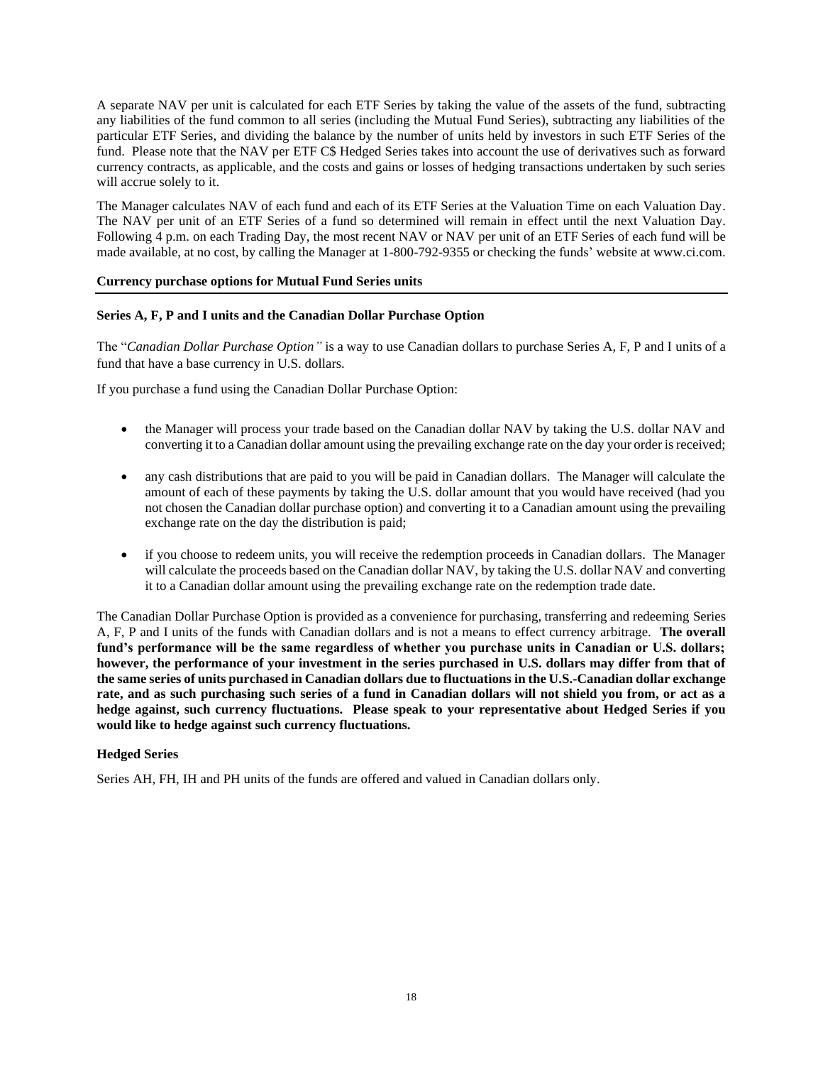A separate NAV per unit is calculated for each ETF Series by taking the value of the assets of the fund, subtracting any liabilities of the fund common to all series (including the Mutual Fund Series), subtracting any liabilities of the particular ETF Series, and dividing the balance by the number of units held by investors in such ETF Series of the fund. Please note that the NAV per ETF C$ Hedged Series takes into account the use of derivatives such as forward currency contracts, as applicable, and the costs and gains or losses of hedging transactions undertaken by such series will accrue solely to it.

The Manager calculates NAV of each fund and each of its ETF Series at the Valuation Time on each Valuation Day. The NAV per unit of an ETF Series of a fund so determined will remain in effect until the next Valuation Day. Following 4 p.m. on each Trading Day, the most recent NAV or NAV per unit of an ETF Series of each fund will be made available, at no cost, by calling the Manager at 1-800-792-9355 or checking the funds' website at www.ci.com.

## Currency purchase options for Mutual Fund Series units

### Series A, F, P and I units and the Canadian Dollar Purchase Option

The "*Canadian Dollar Purchase Option"* is a way to use Canadian dollars to purchase Series A, F, P and I units of a fund that have a base currency in U.S. dollars.

If you purchase a fund using the Canadian Dollar Purchase Option:

- the Manager will process your trade based on the Canadian dollar NAV by taking the U.S. dollar NAV and converting it to a Canadian dollar amount using the prevailing exchange rate on the day your order is received;
- any cash distributions that are paid to you will be paid in Canadian dollars. The Manager will calculate the amount of each of these payments by taking the U.S. dollar amount that you would have received (had you not chosen the Canadian dollar purchase option) and converting it to a Canadian amount using the prevailing exchange rate on the day the distribution is paid;
- if you choose to redeem units, you will receive the redemption proceeds in Canadian dollars. The Manager will calculate the proceeds based on the Canadian dollar NAV, by taking the U.S. dollar NAV and converting it to a Canadian dollar amount using the prevailing exchange rate on the redemption trade date.

The Canadian Dollar Purchase Option is provided as a convenience for purchasing, transferring and redeeming Series A, F, P and I units of the funds with Canadian dollars and is not a means to effect currency arbitrage. **The overall fund's performance will be the same regardless of whether you purchase units in Canadian or U.S. dollars; however, the performance of your investment in the series purchased in U.S. dollars may differ from that of the same series of units purchased in Canadian dollars due to fluctuations in the U.S.-Canadian dollar exchange rate, and as such purchasing such series of a fund in Canadian dollars will not shield you from, or act as a hedge against, such currency fluctuations. Please speak to your representative about Hedged Series if you would like to hedge against such currency fluctuations.**

### Hedged Series

Series AH, FH, IH and PH units of the funds are offered and valued in Canadian dollars only.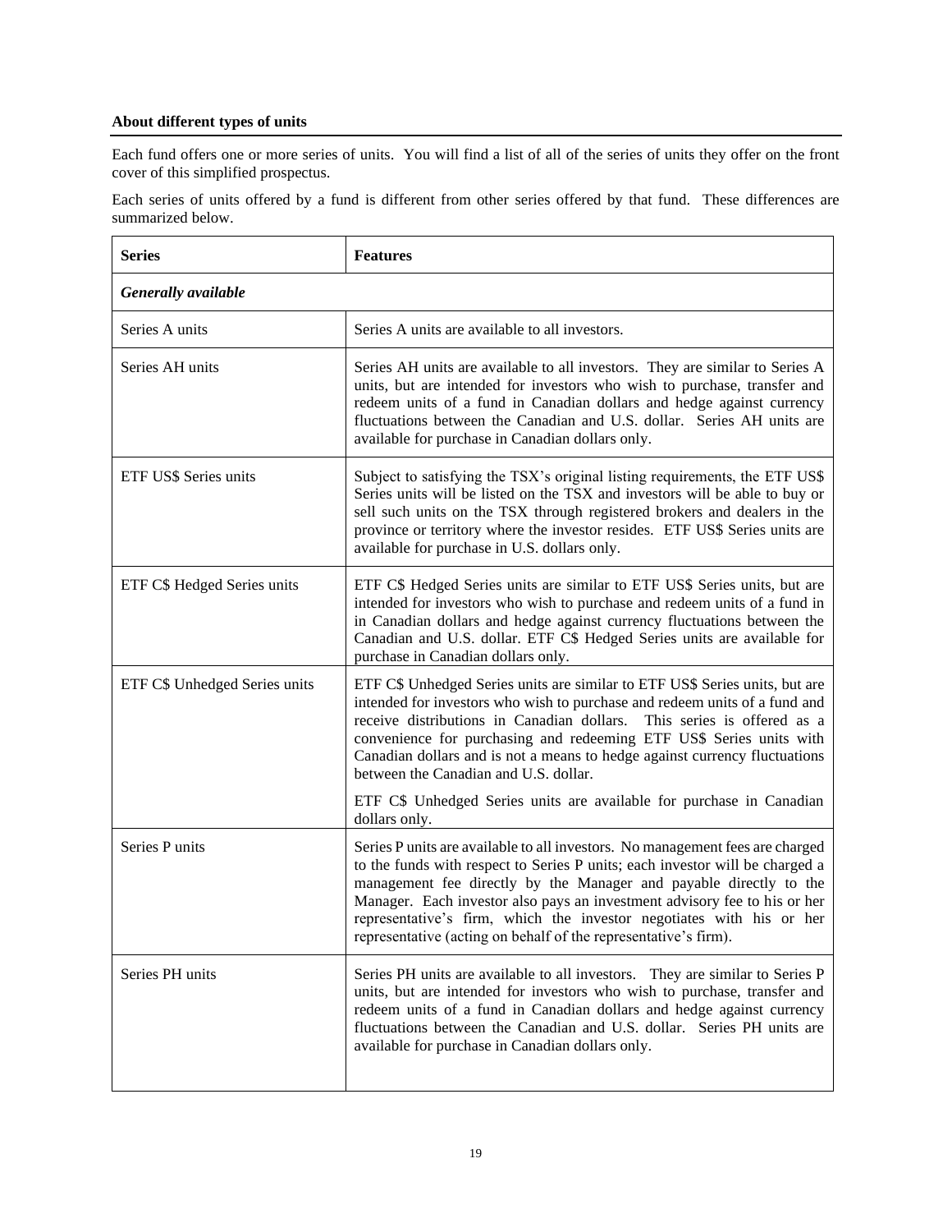**About different types of units**

Each fund offers one or more series of units. You will find a list of all of the series of units they offer on the front cover of this simplified prospectus.

Each series of units offered by a fund is different from other series offered by that fund. These differences are summarized below.

| Series | Features |
|---|---|
| ***Generally available*** | |
| Series A units | Series A units are available to all investors. |
| Series AH units | Series AH units are available to all investors. They are similar to Series A units, but are intended for investors who wish to purchase, transfer and redeem units of a fund in Canadian dollars and hedge against currency fluctuations between the Canadian and U.S. dollar. Series AH units are available for purchase in Canadian dollars only. |
| ETF US$ Series units | Subject to satisfying the TSX's original listing requirements, the ETF US$ Series units will be listed on the TSX and investors will be able to buy or sell such units on the TSX through registered brokers and dealers in the province or territory where the investor resides. ETF US$ Series units are available for purchase in U.S. dollars only. |
| ETF C$ Hedged Series units | ETF C$ Hedged Series units are similar to ETF US$ Series units, but are intended for investors who wish to purchase and redeem units of a fund in in Canadian dollars and hedge against currency fluctuations between the Canadian and U.S. dollar. ETF C$ Hedged Series units are available for purchase in Canadian dollars only. |
| ETF C$ Unhedged Series units | ETF C$ Unhedged Series units are similar to ETF US$ Series units, but are intended for investors who wish to purchase and redeem units of a fund and receive distributions in Canadian dollars. This series is offered as a convenience for purchasing and redeeming ETF US$ Series units with Canadian dollars and is not a means to hedge against currency fluctuations between the Canadian and U.S. dollar.<br><br>ETF C$ Unhedged Series units are available for purchase in Canadian dollars only. |
| Series P units | Series P units are available to all investors. No management fees are charged to the funds with respect to Series P units; each investor will be charged a management fee directly by the Manager and payable directly to the Manager. Each investor also pays an investment advisory fee to his or her representative's firm, which the investor negotiates with his or her representative (acting on behalf of the representative's firm). |
| Series PH units | Series PH units are available to all investors. They are similar to Series P units, but are intended for investors who wish to purchase, transfer and redeem units of a fund in Canadian dollars and hedge against currency fluctuations between the Canadian and U.S. dollar. Series PH units are available for purchase in Canadian dollars only. |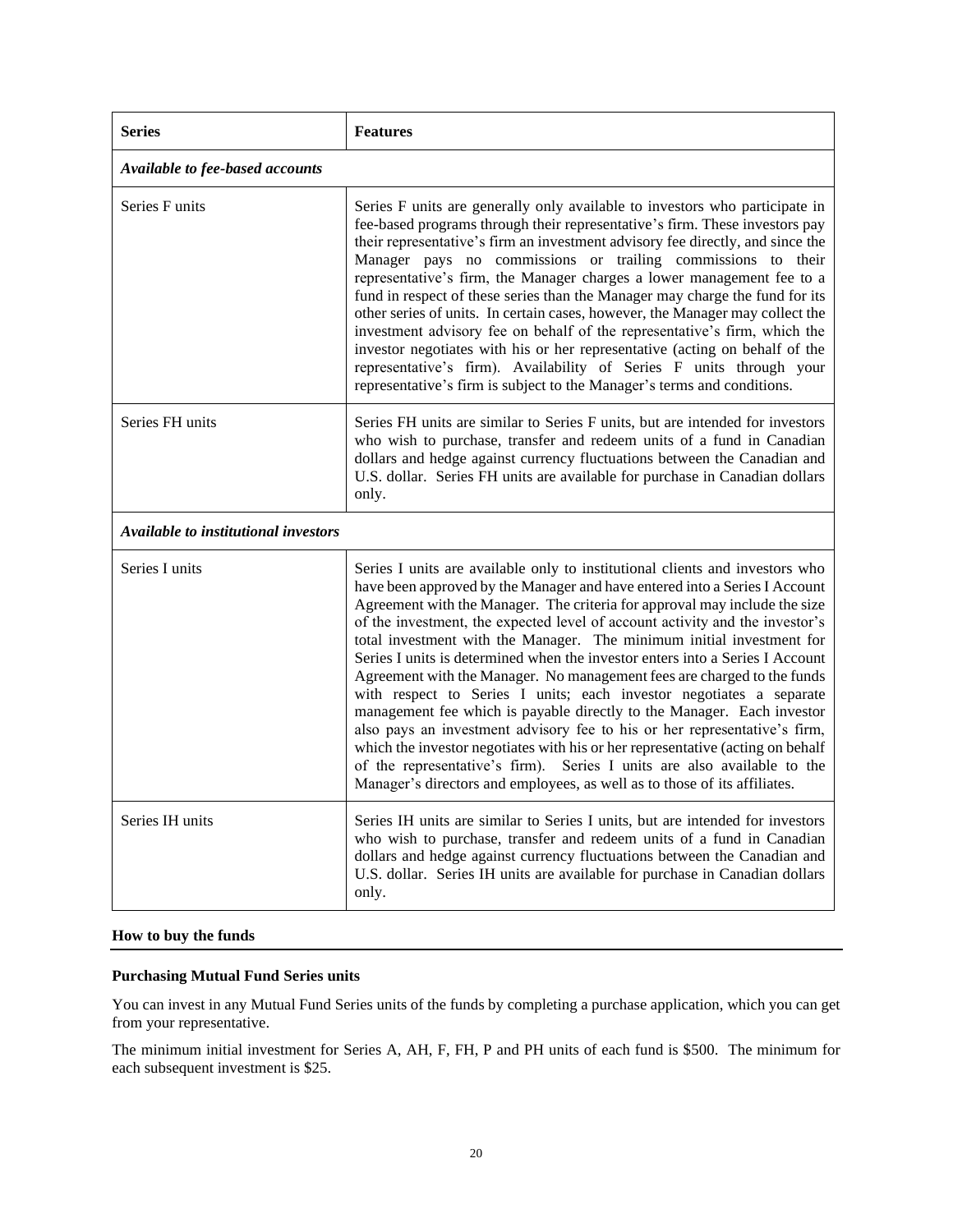| Series | Features |
|---|---|
| ***Available to fee-based accounts*** | |
| Series F units | Series F units are generally only available to investors who participate in fee-based programs through their representative's firm. These investors pay their representative's firm an investment advisory fee directly, and since the Manager pays no commissions or trailing commissions to their representative's firm, the Manager charges a lower management fee to a fund in respect of these series than the Manager may charge the fund for its other series of units. In certain cases, however, the Manager may collect the investment advisory fee on behalf of the representative's firm, which the investor negotiates with his or her representative (acting on behalf of the representative's firm). Availability of Series F units through your representative's firm is subject to the Manager's terms and conditions. |
| Series FH units | Series FH units are similar to Series F units, but are intended for investors who wish to purchase, transfer and redeem units of a fund in Canadian dollars and hedge against currency fluctuations between the Canadian and U.S. dollar. Series FH units are available for purchase in Canadian dollars only. |
| ***Available to institutional investors*** | |
| Series I units | Series I units are available only to institutional clients and investors who have been approved by the Manager and have entered into a Series I Account Agreement with the Manager. The criteria for approval may include the size of the investment, the expected level of account activity and the investor's total investment with the Manager. The minimum initial investment for Series I units is determined when the investor enters into a Series I Account Agreement with the Manager. No management fees are charged to the funds with respect to Series I units; each investor negotiates a separate management fee which is payable directly to the Manager. Each investor also pays an investment advisory fee to his or her representative's firm, which the investor negotiates with his or her representative (acting on behalf of the representative's firm). Series I units are also available to the Manager's directors and employees, as well as to those of its affiliates. |
| Series IH units | Series IH units are similar to Series I units, but are intended for investors who wish to purchase, transfer and redeem units of a fund in Canadian dollars and hedge against currency fluctuations between the Canadian and U.S. dollar. Series IH units are available for purchase in Canadian dollars only. |

## How to buy the funds

### Purchasing Mutual Fund Series units

You can invest in any Mutual Fund Series units of the funds by completing a purchase application, which you can get from your representative.

The minimum initial investment for Series A, AH, F, FH, P and PH units of each fund is $500. The minimum for each subsequent investment is $25.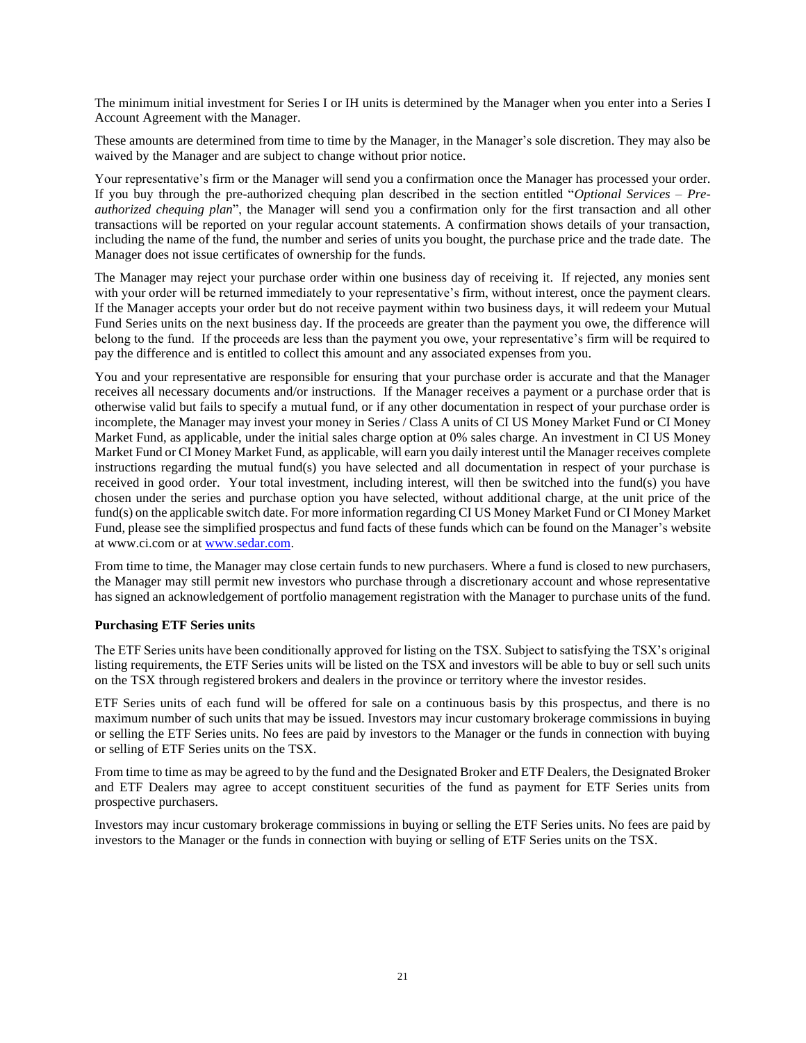The minimum initial investment for Series I or IH units is determined by the Manager when you enter into a Series I Account Agreement with the Manager.

These amounts are determined from time to time by the Manager, in the Manager's sole discretion. They may also be waived by the Manager and are subject to change without prior notice.

Your representative's firm or the Manager will send you a confirmation once the Manager has processed your order. If you buy through the pre-authorized chequing plan described in the section entitled "*Optional Services – Pre-authorized chequing plan*", the Manager will send you a confirmation only for the first transaction and all other transactions will be reported on your regular account statements. A confirmation shows details of your transaction, including the name of the fund, the number and series of units you bought, the purchase price and the trade date. The Manager does not issue certificates of ownership for the funds.

The Manager may reject your purchase order within one business day of receiving it. If rejected, any monies sent with your order will be returned immediately to your representative's firm, without interest, once the payment clears. If the Manager accepts your order but do not receive payment within two business days, it will redeem your Mutual Fund Series units on the next business day. If the proceeds are greater than the payment you owe, the difference will belong to the fund. If the proceeds are less than the payment you owe, your representative's firm will be required to pay the difference and is entitled to collect this amount and any associated expenses from you.

You and your representative are responsible for ensuring that your purchase order is accurate and that the Manager receives all necessary documents and/or instructions. If the Manager receives a payment or a purchase order that is otherwise valid but fails to specify a mutual fund, or if any other documentation in respect of your purchase order is incomplete, the Manager may invest your money in Series / Class A units of CI US Money Market Fund or CI Money Market Fund, as applicable, under the initial sales charge option at 0% sales charge. An investment in CI US Money Market Fund or CI Money Market Fund, as applicable, will earn you daily interest until the Manager receives complete instructions regarding the mutual fund(s) you have selected and all documentation in respect of your purchase is received in good order. Your total investment, including interest, will then be switched into the fund(s) you have chosen under the series and purchase option you have selected, without additional charge, at the unit price of the fund(s) on the applicable switch date. For more information regarding CI US Money Market Fund or CI Money Market Fund, please see the simplified prospectus and fund facts of these funds which can be found on the Manager's website at www.ci.com or at www.sedar.com.

From time to time, the Manager may close certain funds to new purchasers. Where a fund is closed to new purchasers, the Manager may still permit new investors who purchase through a discretionary account and whose representative has signed an acknowledgement of portfolio management registration with the Manager to purchase units of the fund.

**Purchasing ETF Series units**

The ETF Series units have been conditionally approved for listing on the TSX. Subject to satisfying the TSX's original listing requirements, the ETF Series units will be listed on the TSX and investors will be able to buy or sell such units on the TSX through registered brokers and dealers in the province or territory where the investor resides.

ETF Series units of each fund will be offered for sale on a continuous basis by this prospectus, and there is no maximum number of such units that may be issued. Investors may incur customary brokerage commissions in buying or selling the ETF Series units. No fees are paid by investors to the Manager or the funds in connection with buying or selling of ETF Series units on the TSX.

From time to time as may be agreed to by the fund and the Designated Broker and ETF Dealers, the Designated Broker and ETF Dealers may agree to accept constituent securities of the fund as payment for ETF Series units from prospective purchasers.

Investors may incur customary brokerage commissions in buying or selling the ETF Series units. No fees are paid by investors to the Manager or the funds in connection with buying or selling of ETF Series units on the TSX.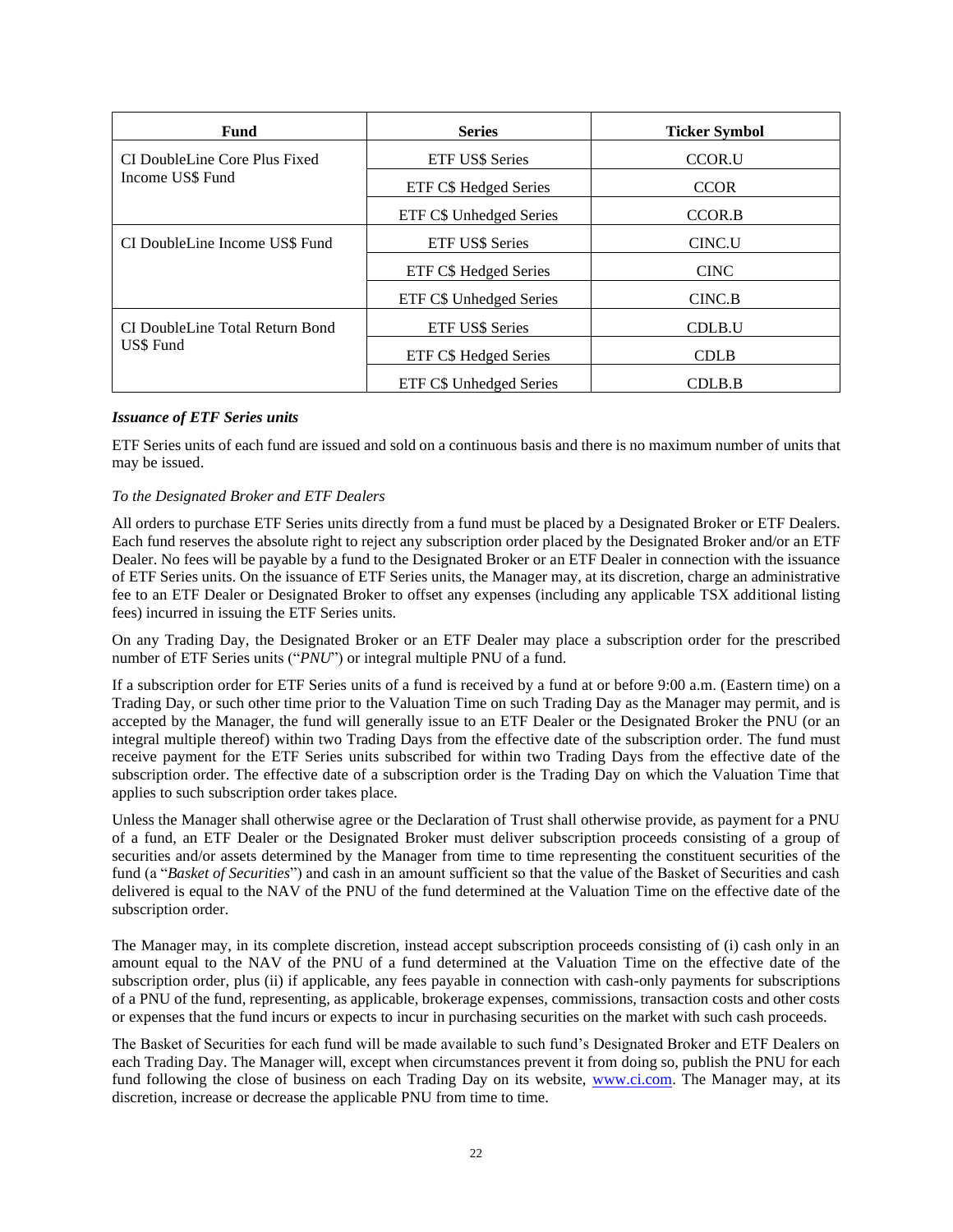| Fund | Series | Ticker Symbol |
|---|---|---|
| CI DoubleLine Core Plus Fixed Income US$ Fund | ETF US$ Series | CCOR.U |
| | ETF C$ Hedged Series | CCOR |
| | ETF C$ Unhedged Series | CCOR.B |
| CI DoubleLine Income US$ Fund | ETF US$ Series | CINC.U |
| | ETF C$ Hedged Series | CINC |
| | ETF C$ Unhedged Series | CINC.B |
| CI DoubleLine Total Return Bond US$ Fund | ETF US$ Series | CDLB.U |
| | ETF C$ Hedged Series | CDLB |
| | ETF C$ Unhedged Series | CDLB.B |

***Issuance of ETF Series units***

ETF Series units of each fund are issued and sold on a continuous basis and there is no maximum number of units that may be issued.

*To the Designated Broker and ETF Dealers*

All orders to purchase ETF Series units directly from a fund must be placed by a Designated Broker or ETF Dealers. Each fund reserves the absolute right to reject any subscription order placed by the Designated Broker and/or an ETF Dealer. No fees will be payable by a fund to the Designated Broker or an ETF Dealer in connection with the issuance of ETF Series units. On the issuance of ETF Series units, the Manager may, at its discretion, charge an administrative fee to an ETF Dealer or Designated Broker to offset any expenses (including any applicable TSX additional listing fees) incurred in issuing the ETF Series units.

On any Trading Day, the Designated Broker or an ETF Dealer may place a subscription order for the prescribed number of ETF Series units ("*PNU*") or integral multiple PNU of a fund.

If a subscription order for ETF Series units of a fund is received by a fund at or before 9:00 a.m. (Eastern time) on a Trading Day, or such other time prior to the Valuation Time on such Trading Day as the Manager may permit, and is accepted by the Manager, the fund will generally issue to an ETF Dealer or the Designated Broker the PNU (or an integral multiple thereof) within two Trading Days from the effective date of the subscription order. The fund must receive payment for the ETF Series units subscribed for within two Trading Days from the effective date of the subscription order. The effective date of a subscription order is the Trading Day on which the Valuation Time that applies to such subscription order takes place.

Unless the Manager shall otherwise agree or the Declaration of Trust shall otherwise provide, as payment for a PNU of a fund, an ETF Dealer or the Designated Broker must deliver subscription proceeds consisting of a group of securities and/or assets determined by the Manager from time to time representing the constituent securities of the fund (a "*Basket of Securities*") and cash in an amount sufficient so that the value of the Basket of Securities and cash delivered is equal to the NAV of the PNU of the fund determined at the Valuation Time on the effective date of the subscription order.

The Manager may, in its complete discretion, instead accept subscription proceeds consisting of (i) cash only in an amount equal to the NAV of the PNU of a fund determined at the Valuation Time on the effective date of the subscription order, plus (ii) if applicable, any fees payable in connection with cash-only payments for subscriptions of a PNU of the fund, representing, as applicable, brokerage expenses, commissions, transaction costs and other costs or expenses that the fund incurs or expects to incur in purchasing securities on the market with such cash proceeds.

The Basket of Securities for each fund will be made available to such fund's Designated Broker and ETF Dealers on each Trading Day. The Manager will, except when circumstances prevent it from doing so, publish the PNU for each fund following the close of business on each Trading Day on its website, www.ci.com. The Manager may, at its discretion, increase or decrease the applicable PNU from time to time.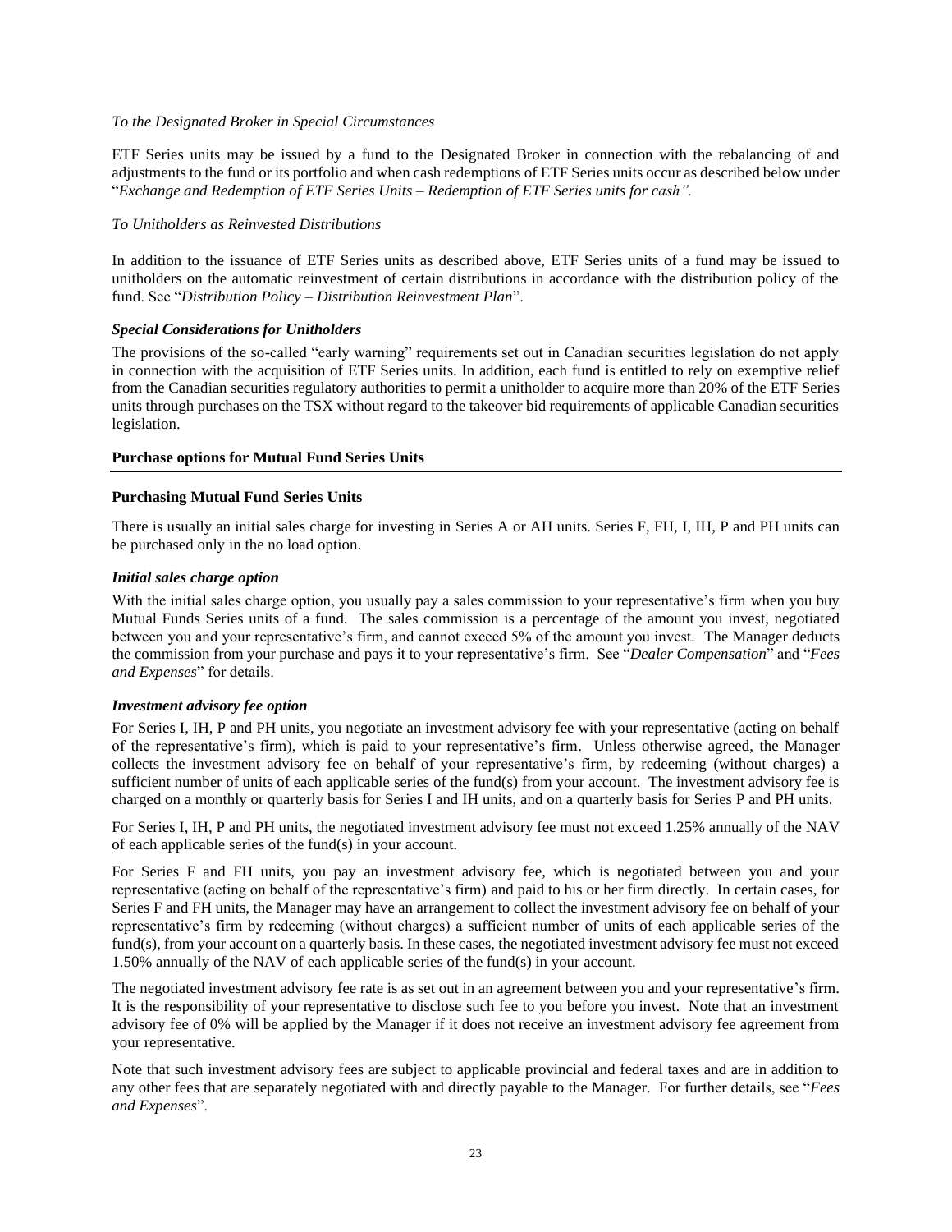*To the Designated Broker in Special Circumstances*

ETF Series units may be issued by a fund to the Designated Broker in connection with the rebalancing of and adjustments to the fund or its portfolio and when cash redemptions of ETF Series units occur as described below under "*Exchange and Redemption of ETF Series Units – Redemption of ETF Series units for cash".*

*To Unitholders as Reinvested Distributions*

In addition to the issuance of ETF Series units as described above, ETF Series units of a fund may be issued to unitholders on the automatic reinvestment of certain distributions in accordance with the distribution policy of the fund. See "*Distribution Policy – Distribution Reinvestment Plan*".

***Special Considerations for Unitholders***

The provisions of the so-called "early warning" requirements set out in Canadian securities legislation do not apply in connection with the acquisition of ETF Series units. In addition, each fund is entitled to rely on exemptive relief from the Canadian securities regulatory authorities to permit a unitholder to acquire more than 20% of the ETF Series units through purchases on the TSX without regard to the takeover bid requirements of applicable Canadian securities legislation.

**Purchase options for Mutual Fund Series Units**

**Purchasing Mutual Fund Series Units**

There is usually an initial sales charge for investing in Series A or AH units. Series F, FH, I, IH, P and PH units can be purchased only in the no load option.

***Initial sales charge option***

With the initial sales charge option, you usually pay a sales commission to your representative's firm when you buy Mutual Funds Series units of a fund. The sales commission is a percentage of the amount you invest, negotiated between you and your representative's firm, and cannot exceed 5% of the amount you invest. The Manager deducts the commission from your purchase and pays it to your representative's firm. See "*Dealer Compensation*" and "*Fees and Expenses*" for details.

***Investment advisory fee option***

For Series I, IH, P and PH units, you negotiate an investment advisory fee with your representative (acting on behalf of the representative's firm), which is paid to your representative's firm. Unless otherwise agreed, the Manager collects the investment advisory fee on behalf of your representative's firm, by redeeming (without charges) a sufficient number of units of each applicable series of the fund(s) from your account. The investment advisory fee is charged on a monthly or quarterly basis for Series I and IH units, and on a quarterly basis for Series P and PH units.

For Series I, IH, P and PH units, the negotiated investment advisory fee must not exceed 1.25% annually of the NAV of each applicable series of the fund(s) in your account.

For Series F and FH units, you pay an investment advisory fee, which is negotiated between you and your representative (acting on behalf of the representative's firm) and paid to his or her firm directly. In certain cases, for Series F and FH units, the Manager may have an arrangement to collect the investment advisory fee on behalf of your representative's firm by redeeming (without charges) a sufficient number of units of each applicable series of the fund(s), from your account on a quarterly basis. In these cases, the negotiated investment advisory fee must not exceed 1.50% annually of the NAV of each applicable series of the fund(s) in your account.

The negotiated investment advisory fee rate is as set out in an agreement between you and your representative's firm. It is the responsibility of your representative to disclose such fee to you before you invest. Note that an investment advisory fee of 0% will be applied by the Manager if it does not receive an investment advisory fee agreement from your representative.

Note that such investment advisory fees are subject to applicable provincial and federal taxes and are in addition to any other fees that are separately negotiated with and directly payable to the Manager. For further details, see "*Fees and Expenses*".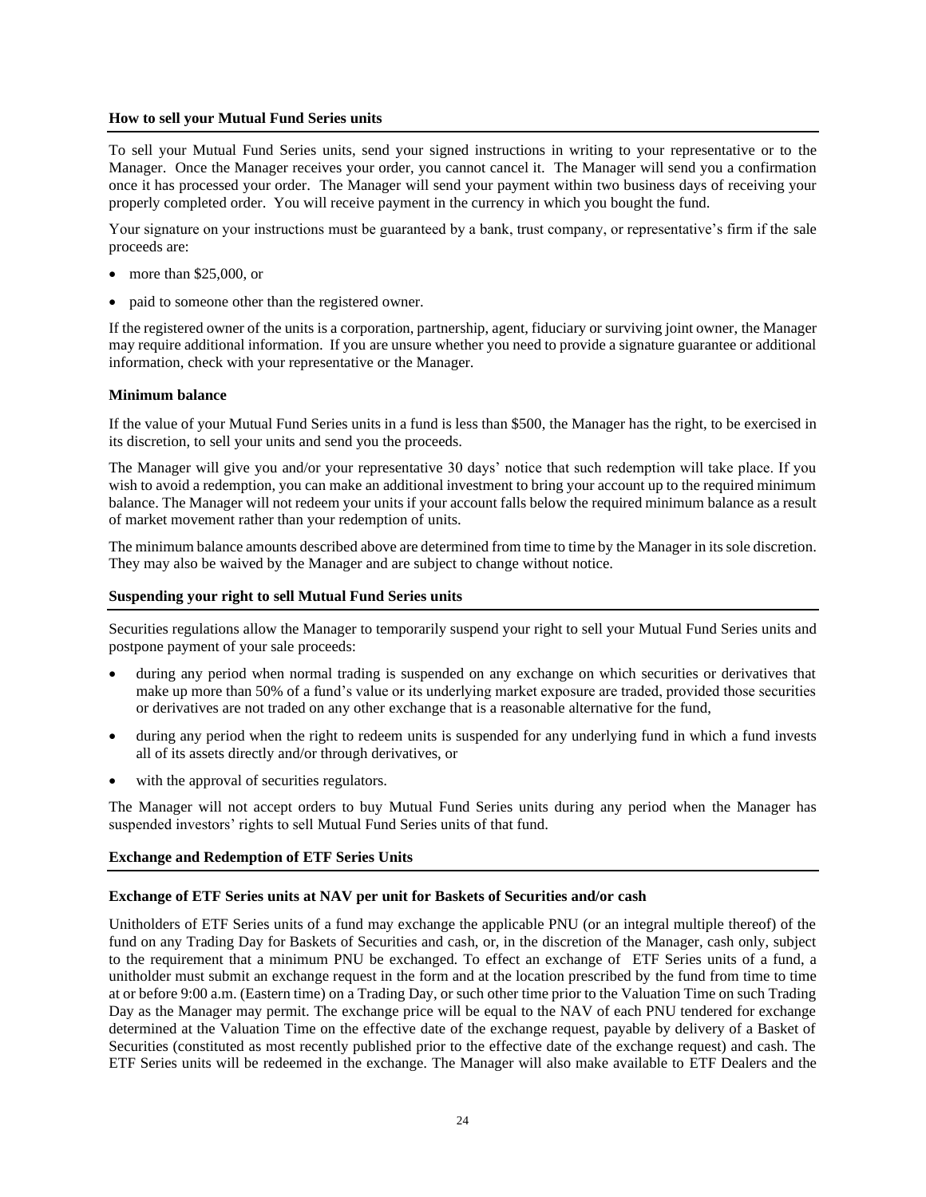### How to sell your Mutual Fund Series units

To sell your Mutual Fund Series units, send your signed instructions in writing to your representative or to the Manager. Once the Manager receives your order, you cannot cancel it. The Manager will send you a confirmation once it has processed your order. The Manager will send your payment within two business days of receiving your properly completed order. You will receive payment in the currency in which you bought the fund.

Your signature on your instructions must be guaranteed by a bank, trust company, or representative's firm if the sale proceeds are:

- more than $25,000, or
- paid to someone other than the registered owner.

If the registered owner of the units is a corporation, partnership, agent, fiduciary or surviving joint owner, the Manager may require additional information. If you are unsure whether you need to provide a signature guarantee or additional information, check with your representative or the Manager.

#### Minimum balance

If the value of your Mutual Fund Series units in a fund is less than $500, the Manager has the right, to be exercised in its discretion, to sell your units and send you the proceeds.

The Manager will give you and/or your representative 30 days' notice that such redemption will take place. If you wish to avoid a redemption, you can make an additional investment to bring your account up to the required minimum balance. The Manager will not redeem your units if your account falls below the required minimum balance as a result of market movement rather than your redemption of units.

The minimum balance amounts described above are determined from time to time by the Manager in its sole discretion. They may also be waived by the Manager and are subject to change without notice.

### Suspending your right to sell Mutual Fund Series units

Securities regulations allow the Manager to temporarily suspend your right to sell your Mutual Fund Series units and postpone payment of your sale proceeds:

- during any period when normal trading is suspended on any exchange on which securities or derivatives that make up more than 50% of a fund's value or its underlying market exposure are traded, provided those securities or derivatives are not traded on any other exchange that is a reasonable alternative for the fund,
- during any period when the right to redeem units is suspended for any underlying fund in which a fund invests all of its assets directly and/or through derivatives, or
- with the approval of securities regulators.

The Manager will not accept orders to buy Mutual Fund Series units during any period when the Manager has suspended investors' rights to sell Mutual Fund Series units of that fund.

### Exchange and Redemption of ETF Series Units

#### Exchange of ETF Series units at NAV per unit for Baskets of Securities and/or cash

Unitholders of ETF Series units of a fund may exchange the applicable PNU (or an integral multiple thereof) of the fund on any Trading Day for Baskets of Securities and cash, or, in the discretion of the Manager, cash only, subject to the requirement that a minimum PNU be exchanged. To effect an exchange of ETF Series units of a fund, a unitholder must submit an exchange request in the form and at the location prescribed by the fund from time to time at or before 9:00 a.m. (Eastern time) on a Trading Day, or such other time prior to the Valuation Time on such Trading Day as the Manager may permit. The exchange price will be equal to the NAV of each PNU tendered for exchange determined at the Valuation Time on the effective date of the exchange request, payable by delivery of a Basket of Securities (constituted as most recently published prior to the effective date of the exchange request) and cash. The ETF Series units will be redeemed in the exchange. The Manager will also make available to ETF Dealers and the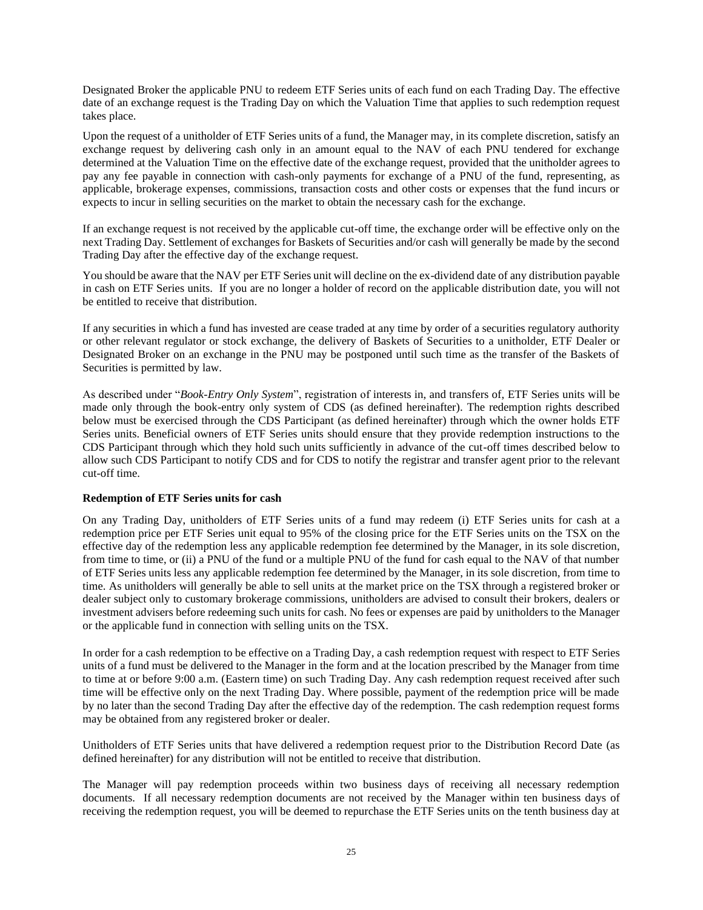Designated Broker the applicable PNU to redeem ETF Series units of each fund on each Trading Day. The effective date of an exchange request is the Trading Day on which the Valuation Time that applies to such redemption request takes place.

Upon the request of a unitholder of ETF Series units of a fund, the Manager may, in its complete discretion, satisfy an exchange request by delivering cash only in an amount equal to the NAV of each PNU tendered for exchange determined at the Valuation Time on the effective date of the exchange request, provided that the unitholder agrees to pay any fee payable in connection with cash-only payments for exchange of a PNU of the fund, representing, as applicable, brokerage expenses, commissions, transaction costs and other costs or expenses that the fund incurs or expects to incur in selling securities on the market to obtain the necessary cash for the exchange.

If an exchange request is not received by the applicable cut-off time, the exchange order will be effective only on the next Trading Day. Settlement of exchanges for Baskets of Securities and/or cash will generally be made by the second Trading Day after the effective day of the exchange request.

You should be aware that the NAV per ETF Series unit will decline on the ex-dividend date of any distribution payable in cash on ETF Series units. If you are no longer a holder of record on the applicable distribution date, you will not be entitled to receive that distribution.

If any securities in which a fund has invested are cease traded at any time by order of a securities regulatory authority or other relevant regulator or stock exchange, the delivery of Baskets of Securities to a unitholder, ETF Dealer or Designated Broker on an exchange in the PNU may be postponed until such time as the transfer of the Baskets of Securities is permitted by law.

As described under "*Book-Entry Only System*", registration of interests in, and transfers of, ETF Series units will be made only through the book-entry only system of CDS (as defined hereinafter). The redemption rights described below must be exercised through the CDS Participant (as defined hereinafter) through which the owner holds ETF Series units. Beneficial owners of ETF Series units should ensure that they provide redemption instructions to the CDS Participant through which they hold such units sufficiently in advance of the cut-off times described below to allow such CDS Participant to notify CDS and for CDS to notify the registrar and transfer agent prior to the relevant cut-off time.

**Redemption of ETF Series units for cash**

On any Trading Day, unitholders of ETF Series units of a fund may redeem (i) ETF Series units for cash at a redemption price per ETF Series unit equal to 95% of the closing price for the ETF Series units on the TSX on the effective day of the redemption less any applicable redemption fee determined by the Manager, in its sole discretion, from time to time, or (ii) a PNU of the fund or a multiple PNU of the fund for cash equal to the NAV of that number of ETF Series units less any applicable redemption fee determined by the Manager, in its sole discretion, from time to time. As unitholders will generally be able to sell units at the market price on the TSX through a registered broker or dealer subject only to customary brokerage commissions, unitholders are advised to consult their brokers, dealers or investment advisers before redeeming such units for cash. No fees or expenses are paid by unitholders to the Manager or the applicable fund in connection with selling units on the TSX.

In order for a cash redemption to be effective on a Trading Day, a cash redemption request with respect to ETF Series units of a fund must be delivered to the Manager in the form and at the location prescribed by the Manager from time to time at or before 9:00 a.m. (Eastern time) on such Trading Day. Any cash redemption request received after such time will be effective only on the next Trading Day. Where possible, payment of the redemption price will be made by no later than the second Trading Day after the effective day of the redemption. The cash redemption request forms may be obtained from any registered broker or dealer.

Unitholders of ETF Series units that have delivered a redemption request prior to the Distribution Record Date (as defined hereinafter) for any distribution will not be entitled to receive that distribution.

The Manager will pay redemption proceeds within two business days of receiving all necessary redemption documents. If all necessary redemption documents are not received by the Manager within ten business days of receiving the redemption request, you will be deemed to repurchase the ETF Series units on the tenth business day at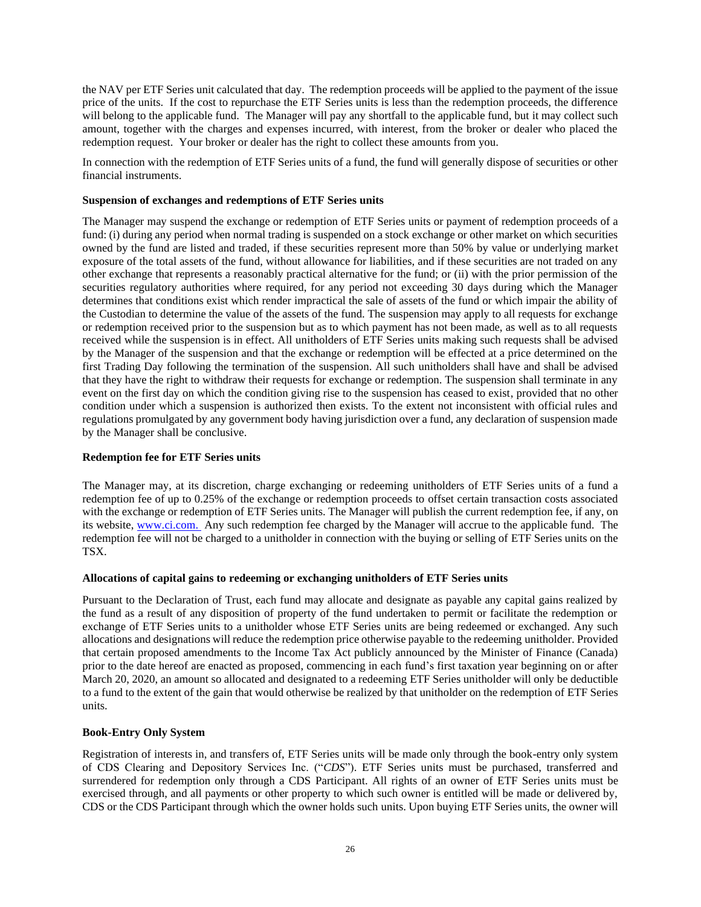the NAV per ETF Series unit calculated that day. The redemption proceeds will be applied to the payment of the issue price of the units. If the cost to repurchase the ETF Series units is less than the redemption proceeds, the difference will belong to the applicable fund. The Manager will pay any shortfall to the applicable fund, but it may collect such amount, together with the charges and expenses incurred, with interest, from the broker or dealer who placed the redemption request. Your broker or dealer has the right to collect these amounts from you.

In connection with the redemption of ETF Series units of a fund, the fund will generally dispose of securities or other financial instruments.

**Suspension of exchanges and redemptions of ETF Series units**

The Manager may suspend the exchange or redemption of ETF Series units or payment of redemption proceeds of a fund: (i) during any period when normal trading is suspended on a stock exchange or other market on which securities owned by the fund are listed and traded, if these securities represent more than 50% by value or underlying market exposure of the total assets of the fund, without allowance for liabilities, and if these securities are not traded on any other exchange that represents a reasonably practical alternative for the fund; or (ii) with the prior permission of the securities regulatory authorities where required, for any period not exceeding 30 days during which the Manager determines that conditions exist which render impractical the sale of assets of the fund or which impair the ability of the Custodian to determine the value of the assets of the fund. The suspension may apply to all requests for exchange or redemption received prior to the suspension but as to which payment has not been made, as well as to all requests received while the suspension is in effect. All unitholders of ETF Series units making such requests shall be advised by the Manager of the suspension and that the exchange or redemption will be effected at a price determined on the first Trading Day following the termination of the suspension. All such unitholders shall have and shall be advised that they have the right to withdraw their requests for exchange or redemption. The suspension shall terminate in any event on the first day on which the condition giving rise to the suspension has ceased to exist, provided that no other condition under which a suspension is authorized then exists. To the extent not inconsistent with official rules and regulations promulgated by any government body having jurisdiction over a fund, any declaration of suspension made by the Manager shall be conclusive.

**Redemption fee for ETF Series units**

The Manager may, at its discretion, charge exchanging or redeeming unitholders of ETF Series units of a fund a redemption fee of up to 0.25% of the exchange or redemption proceeds to offset certain transaction costs associated with the exchange or redemption of ETF Series units. The Manager will publish the current redemption fee, if any, on its website, www.ci.com. Any such redemption fee charged by the Manager will accrue to the applicable fund. The redemption fee will not be charged to a unitholder in connection with the buying or selling of ETF Series units on the TSX.

**Allocations of capital gains to redeeming or exchanging unitholders of ETF Series units**

Pursuant to the Declaration of Trust, each fund may allocate and designate as payable any capital gains realized by the fund as a result of any disposition of property of the fund undertaken to permit or facilitate the redemption or exchange of ETF Series units to a unitholder whose ETF Series units are being redeemed or exchanged. Any such allocations and designations will reduce the redemption price otherwise payable to the redeeming unitholder. Provided that certain proposed amendments to the Income Tax Act publicly announced by the Minister of Finance (Canada) prior to the date hereof are enacted as proposed, commencing in each fund's first taxation year beginning on or after March 20, 2020, an amount so allocated and designated to a redeeming ETF Series unitholder will only be deductible to a fund to the extent of the gain that would otherwise be realized by that unitholder on the redemption of ETF Series units.

**Book-Entry Only System**

Registration of interests in, and transfers of, ETF Series units will be made only through the book-entry only system of CDS Clearing and Depository Services Inc. ("*CDS*"). ETF Series units must be purchased, transferred and surrendered for redemption only through a CDS Participant. All rights of an owner of ETF Series units must be exercised through, and all payments or other property to which such owner is entitled will be made or delivered by, CDS or the CDS Participant through which the owner holds such units. Upon buying ETF Series units, the owner will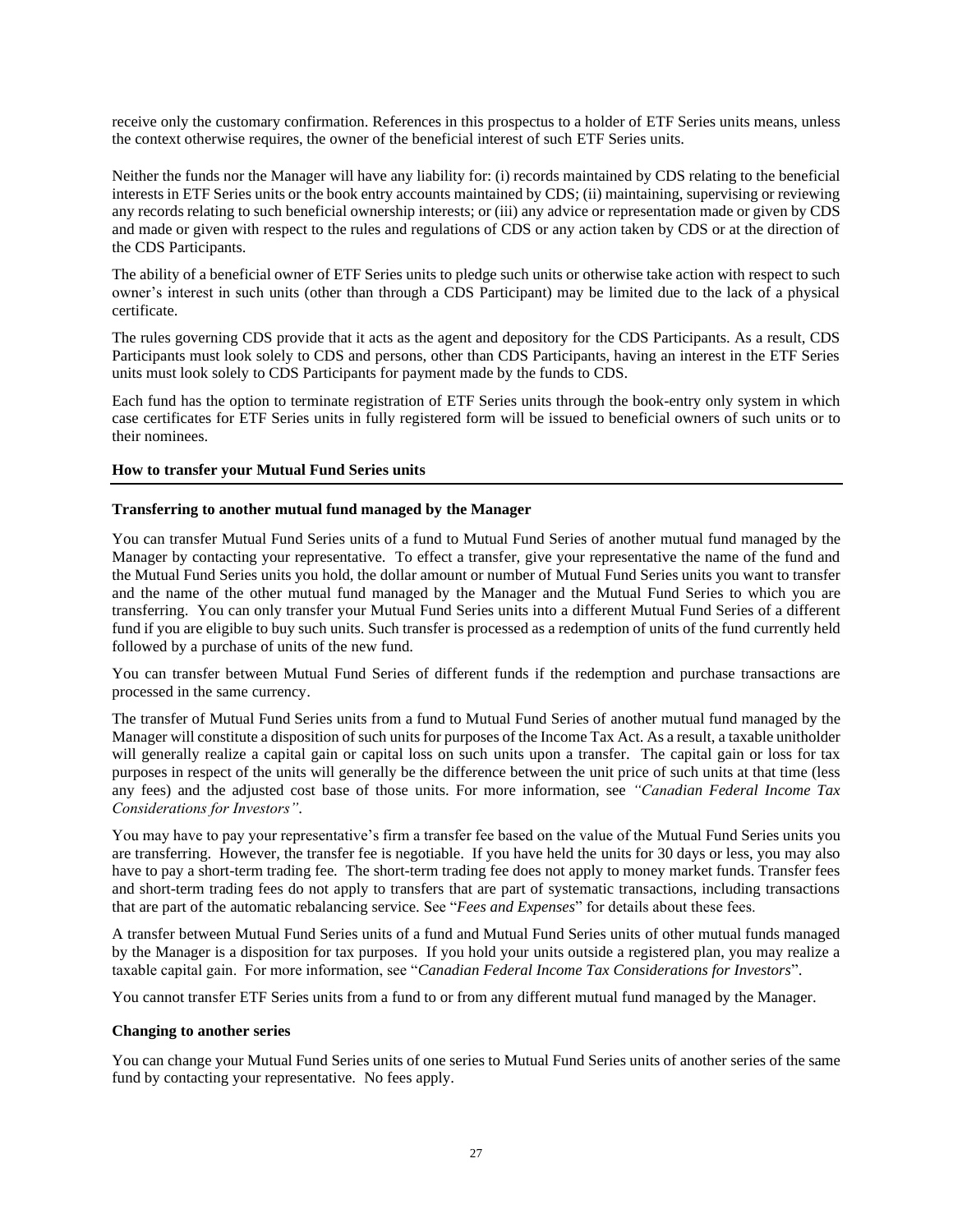receive only the customary confirmation. References in this prospectus to a holder of ETF Series units means, unless the context otherwise requires, the owner of the beneficial interest of such ETF Series units.

Neither the funds nor the Manager will have any liability for: (i) records maintained by CDS relating to the beneficial interests in ETF Series units or the book entry accounts maintained by CDS; (ii) maintaining, supervising or reviewing any records relating to such beneficial ownership interests; or (iii) any advice or representation made or given by CDS and made or given with respect to the rules and regulations of CDS or any action taken by CDS or at the direction of the CDS Participants.

The ability of a beneficial owner of ETF Series units to pledge such units or otherwise take action with respect to such owner's interest in such units (other than through a CDS Participant) may be limited due to the lack of a physical certificate.

The rules governing CDS provide that it acts as the agent and depository for the CDS Participants. As a result, CDS Participants must look solely to CDS and persons, other than CDS Participants, having an interest in the ETF Series units must look solely to CDS Participants for payment made by the funds to CDS.

Each fund has the option to terminate registration of ETF Series units through the book-entry only system in which case certificates for ETF Series units in fully registered form will be issued to beneficial owners of such units or to their nominees.

## How to transfer your Mutual Fund Series units

### Transferring to another mutual fund managed by the Manager

You can transfer Mutual Fund Series units of a fund to Mutual Fund Series of another mutual fund managed by the Manager by contacting your representative. To effect a transfer, give your representative the name of the fund and the Mutual Fund Series units you hold, the dollar amount or number of Mutual Fund Series units you want to transfer and the name of the other mutual fund managed by the Manager and the Mutual Fund Series to which you are transferring. You can only transfer your Mutual Fund Series units into a different Mutual Fund Series of a different fund if you are eligible to buy such units. Such transfer is processed as a redemption of units of the fund currently held followed by a purchase of units of the new fund.

You can transfer between Mutual Fund Series of different funds if the redemption and purchase transactions are processed in the same currency.

The transfer of Mutual Fund Series units from a fund to Mutual Fund Series of another mutual fund managed by the Manager will constitute a disposition of such units for purposes of the Income Tax Act. As a result, a taxable unitholder will generally realize a capital gain or capital loss on such units upon a transfer. The capital gain or loss for tax purposes in respect of the units will generally be the difference between the unit price of such units at that time (less any fees) and the adjusted cost base of those units. For more information, see *"Canadian Federal Income Tax Considerations for Investors"*.

You may have to pay your representative's firm a transfer fee based on the value of the Mutual Fund Series units you are transferring. However, the transfer fee is negotiable. If you have held the units for 30 days or less, you may also have to pay a short-term trading fee. The short-term trading fee does not apply to money market funds. Transfer fees and short-term trading fees do not apply to transfers that are part of systematic transactions, including transactions that are part of the automatic rebalancing service. See "*Fees and Expenses*" for details about these fees.

A transfer between Mutual Fund Series units of a fund and Mutual Fund Series units of other mutual funds managed by the Manager is a disposition for tax purposes. If you hold your units outside a registered plan, you may realize a taxable capital gain. For more information, see "*Canadian Federal Income Tax Considerations for Investors*".

You cannot transfer ETF Series units from a fund to or from any different mutual fund managed by the Manager.

### Changing to another series

You can change your Mutual Fund Series units of one series to Mutual Fund Series units of another series of the same fund by contacting your representative. No fees apply.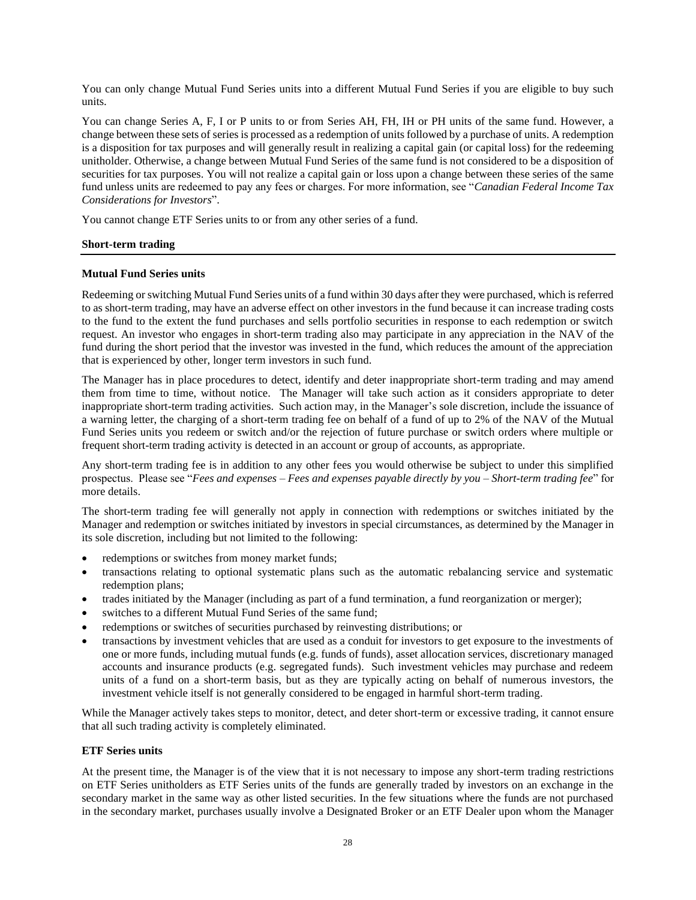You can only change Mutual Fund Series units into a different Mutual Fund Series if you are eligible to buy such units.

You can change Series A, F, I or P units to or from Series AH, FH, IH or PH units of the same fund. However, a change between these sets of series is processed as a redemption of units followed by a purchase of units. A redemption is a disposition for tax purposes and will generally result in realizing a capital gain (or capital loss) for the redeeming unitholder. Otherwise, a change between Mutual Fund Series of the same fund is not considered to be a disposition of securities for tax purposes. You will not realize a capital gain or loss upon a change between these series of the same fund unless units are redeemed to pay any fees or charges. For more information, see "*Canadian Federal Income Tax Considerations for Investors*".

You cannot change ETF Series units to or from any other series of a fund.

## Short-term trading

### Mutual Fund Series units

Redeeming or switching Mutual Fund Series units of a fund within 30 days after they were purchased, which is referred to as short-term trading, may have an adverse effect on other investors in the fund because it can increase trading costs to the fund to the extent the fund purchases and sells portfolio securities in response to each redemption or switch request. An investor who engages in short-term trading also may participate in any appreciation in the NAV of the fund during the short period that the investor was invested in the fund, which reduces the amount of the appreciation that is experienced by other, longer term investors in such fund.

The Manager has in place procedures to detect, identify and deter inappropriate short-term trading and may amend them from time to time, without notice. The Manager will take such action as it considers appropriate to deter inappropriate short-term trading activities. Such action may, in the Manager's sole discretion, include the issuance of a warning letter, the charging of a short-term trading fee on behalf of a fund of up to 2% of the NAV of the Mutual Fund Series units you redeem or switch and/or the rejection of future purchase or switch orders where multiple or frequent short-term trading activity is detected in an account or group of accounts, as appropriate.

Any short-term trading fee is in addition to any other fees you would otherwise be subject to under this simplified prospectus. Please see "*Fees and expenses – Fees and expenses payable directly by you – Short-term trading fee*" for more details.

The short-term trading fee will generally not apply in connection with redemptions or switches initiated by the Manager and redemption or switches initiated by investors in special circumstances, as determined by the Manager in its sole discretion, including but not limited to the following:

- redemptions or switches from money market funds;
- transactions relating to optional systematic plans such as the automatic rebalancing service and systematic redemption plans;
- trades initiated by the Manager (including as part of a fund termination, a fund reorganization or merger);
- switches to a different Mutual Fund Series of the same fund;
- redemptions or switches of securities purchased by reinvesting distributions; or
- transactions by investment vehicles that are used as a conduit for investors to get exposure to the investments of one or more funds, including mutual funds (e.g. funds of funds), asset allocation services, discretionary managed accounts and insurance products (e.g. segregated funds). Such investment vehicles may purchase and redeem units of a fund on a short-term basis, but as they are typically acting on behalf of numerous investors, the investment vehicle itself is not generally considered to be engaged in harmful short-term trading.

While the Manager actively takes steps to monitor, detect, and deter short-term or excessive trading, it cannot ensure that all such trading activity is completely eliminated.

### ETF Series units

At the present time, the Manager is of the view that it is not necessary to impose any short-term trading restrictions on ETF Series unitholders as ETF Series units of the funds are generally traded by investors on an exchange in the secondary market in the same way as other listed securities. In the few situations where the funds are not purchased in the secondary market, purchases usually involve a Designated Broker or an ETF Dealer upon whom the Manager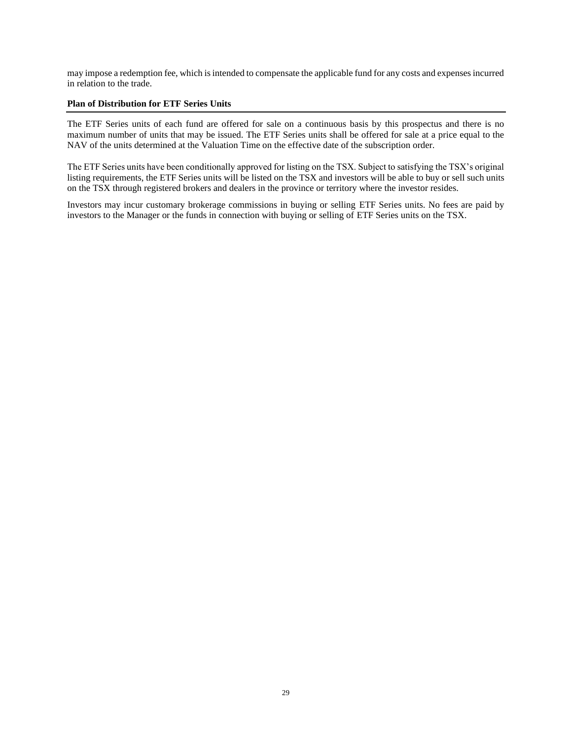may impose a redemption fee, which is intended to compensate the applicable fund for any costs and expenses incurred in relation to the trade.

**Plan of Distribution for ETF Series Units**

The ETF Series units of each fund are offered for sale on a continuous basis by this prospectus and there is no maximum number of units that may be issued. The ETF Series units shall be offered for sale at a price equal to the NAV of the units determined at the Valuation Time on the effective date of the subscription order.

The ETF Series units have been conditionally approved for listing on the TSX. Subject to satisfying the TSX's original listing requirements, the ETF Series units will be listed on the TSX and investors will be able to buy or sell such units on the TSX through registered brokers and dealers in the province or territory where the investor resides.

Investors may incur customary brokerage commissions in buying or selling ETF Series units. No fees are paid by investors to the Manager or the funds in connection with buying or selling of ETF Series units on the TSX.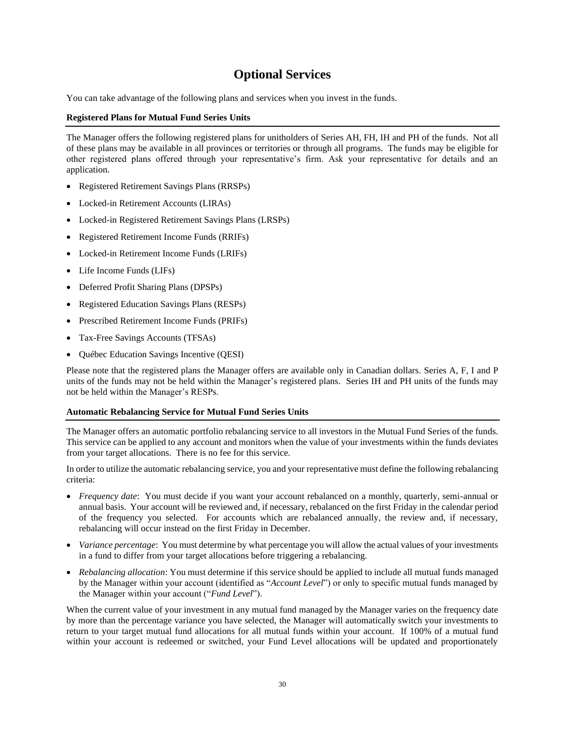# Optional Services

You can take advantage of the following plans and services when you invest in the funds.

**Registered Plans for Mutual Fund Series Units**

The Manager offers the following registered plans for unitholders of Series AH, FH, IH and PH of the funds. Not all of these plans may be available in all provinces or territories or through all programs. The funds may be eligible for other registered plans offered through your representative's firm. Ask your representative for details and an application.

- Registered Retirement Savings Plans (RRSPs)
- Locked-in Retirement Accounts (LIRAs)
- Locked-in Registered Retirement Savings Plans (LRSPs)
- Registered Retirement Income Funds (RRIFs)
- Locked-in Retirement Income Funds (LRIFs)
- Life Income Funds (LIFs)
- Deferred Profit Sharing Plans (DPSPs)
- Registered Education Savings Plans (RESPs)
- Prescribed Retirement Income Funds (PRIFs)
- Tax-Free Savings Accounts (TFSAs)
- Québec Education Savings Incentive (QESI)

Please note that the registered plans the Manager offers are available only in Canadian dollars. Series A, F, I and P units of the funds may not be held within the Manager's registered plans. Series IH and PH units of the funds may not be held within the Manager's RESPs.

**Automatic Rebalancing Service for Mutual Fund Series Units**

The Manager offers an automatic portfolio rebalancing service to all investors in the Mutual Fund Series of the funds. This service can be applied to any account and monitors when the value of your investments within the funds deviates from your target allocations. There is no fee for this service.

In order to utilize the automatic rebalancing service, you and your representative must define the following rebalancing criteria:

- *Frequency date*: You must decide if you want your account rebalanced on a monthly, quarterly, semi-annual or annual basis. Your account will be reviewed and, if necessary, rebalanced on the first Friday in the calendar period of the frequency you selected. For accounts which are rebalanced annually, the review and, if necessary, rebalancing will occur instead on the first Friday in December.
- *Variance percentage*: You must determine by what percentage you will allow the actual values of your investments in a fund to differ from your target allocations before triggering a rebalancing.
- *Rebalancing allocation*: You must determine if this service should be applied to include all mutual funds managed by the Manager within your account (identified as "*Account Level*") or only to specific mutual funds managed by the Manager within your account ("*Fund Level*").

When the current value of your investment in any mutual fund managed by the Manager varies on the frequency date by more than the percentage variance you have selected, the Manager will automatically switch your investments to return to your target mutual fund allocations for all mutual funds within your account. If 100% of a mutual fund within your account is redeemed or switched, your Fund Level allocations will be updated and proportionately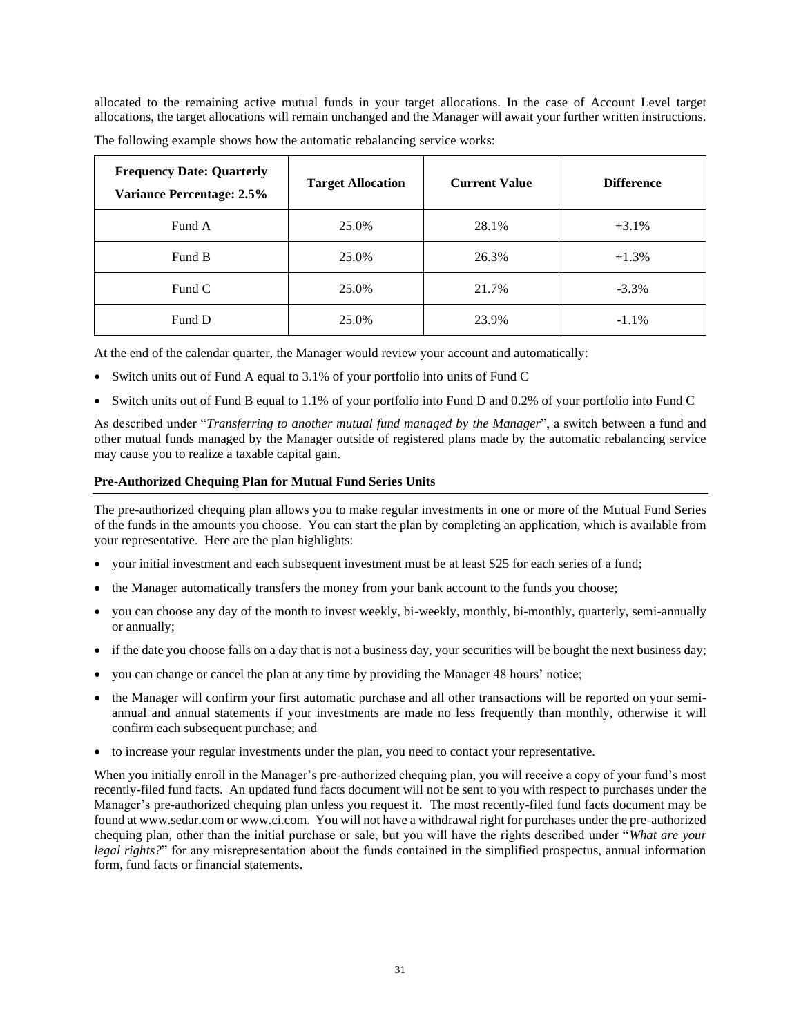allocated to the remaining active mutual funds in your target allocations. In the case of Account Level target allocations, the target allocations will remain unchanged and the Manager will await your further written instructions.

The following example shows how the automatic rebalancing service works:

| **Frequency Date: Quarterly Variance Percentage: 2.5%** | **Target Allocation** | **Current Value** | **Difference** |
|---|---|---|---|
| Fund A | 25.0% | 28.1% | +3.1% |
| Fund B | 25.0% | 26.3% | +1.3% |
| Fund C | 25.0% | 21.7% | -3.3% |
| Fund D | 25.0% | 23.9% | -1.1% |

At the end of the calendar quarter, the Manager would review your account and automatically:

- Switch units out of Fund A equal to 3.1% of your portfolio into units of Fund C
- Switch units out of Fund B equal to 1.1% of your portfolio into Fund D and 0.2% of your portfolio into Fund C

As described under "*Transferring to another mutual fund managed by the Manager*", a switch between a fund and other mutual funds managed by the Manager outside of registered plans made by the automatic rebalancing service may cause you to realize a taxable capital gain.

### Pre-Authorized Chequing Plan for Mutual Fund Series Units

The pre-authorized chequing plan allows you to make regular investments in one or more of the Mutual Fund Series of the funds in the amounts you choose. You can start the plan by completing an application, which is available from your representative. Here are the plan highlights:

- your initial investment and each subsequent investment must be at least $25 for each series of a fund;
- the Manager automatically transfers the money from your bank account to the funds you choose;
- you can choose any day of the month to invest weekly, bi-weekly, monthly, bi-monthly, quarterly, semi-annually or annually;
- if the date you choose falls on a day that is not a business day, your securities will be bought the next business day;
- you can change or cancel the plan at any time by providing the Manager 48 hours' notice;
- the Manager will confirm your first automatic purchase and all other transactions will be reported on your semi-annual and annual statements if your investments are made no less frequently than monthly, otherwise it will confirm each subsequent purchase; and
- to increase your regular investments under the plan, you need to contact your representative.

When you initially enroll in the Manager's pre-authorized chequing plan, you will receive a copy of your fund's most recently-filed fund facts. An updated fund facts document will not be sent to you with respect to purchases under the Manager's pre-authorized chequing plan unless you request it. The most recently-filed fund facts document may be found at www.sedar.com or www.ci.com. You will not have a withdrawal right for purchases under the pre-authorized chequing plan, other than the initial purchase or sale, but you will have the rights described under "*What are your legal rights?*" for any misrepresentation about the funds contained in the simplified prospectus, annual information form, fund facts or financial statements.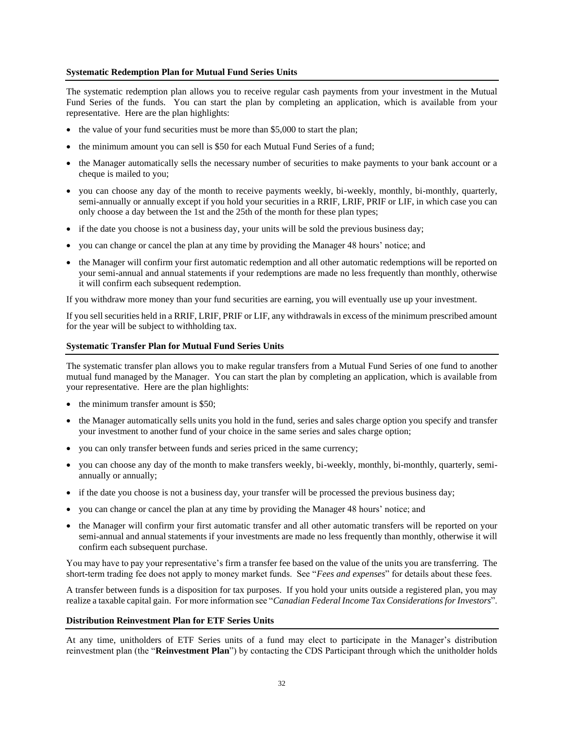### Systematic Redemption Plan for Mutual Fund Series Units

The systematic redemption plan allows you to receive regular cash payments from your investment in the Mutual Fund Series of the funds. You can start the plan by completing an application, which is available from your representative. Here are the plan highlights:

- the value of your fund securities must be more than $5,000 to start the plan;
- the minimum amount you can sell is $50 for each Mutual Fund Series of a fund;
- the Manager automatically sells the necessary number of securities to make payments to your bank account or a cheque is mailed to you;
- you can choose any day of the month to receive payments weekly, bi-weekly, monthly, bi-monthly, quarterly, semi-annually or annually except if you hold your securities in a RRIF, LRIF, PRIF or LIF, in which case you can only choose a day between the 1st and the 25th of the month for these plan types;
- if the date you choose is not a business day, your units will be sold the previous business day;
- you can change or cancel the plan at any time by providing the Manager 48 hours' notice; and
- the Manager will confirm your first automatic redemption and all other automatic redemptions will be reported on your semi-annual and annual statements if your redemptions are made no less frequently than monthly, otherwise it will confirm each subsequent redemption.

If you withdraw more money than your fund securities are earning, you will eventually use up your investment.

If you sell securities held in a RRIF, LRIF, PRIF or LIF, any withdrawals in excess of the minimum prescribed amount for the year will be subject to withholding tax.

### Systematic Transfer Plan for Mutual Fund Series Units

The systematic transfer plan allows you to make regular transfers from a Mutual Fund Series of one fund to another mutual fund managed by the Manager. You can start the plan by completing an application, which is available from your representative. Here are the plan highlights:

- the minimum transfer amount is $50;
- the Manager automatically sells units you hold in the fund, series and sales charge option you specify and transfer your investment to another fund of your choice in the same series and sales charge option;
- you can only transfer between funds and series priced in the same currency;
- you can choose any day of the month to make transfers weekly, bi-weekly, monthly, bi-monthly, quarterly, semi-annually or annually;
- if the date you choose is not a business day, your transfer will be processed the previous business day;
- you can change or cancel the plan at any time by providing the Manager 48 hours' notice; and
- the Manager will confirm your first automatic transfer and all other automatic transfers will be reported on your semi-annual and annual statements if your investments are made no less frequently than monthly, otherwise it will confirm each subsequent purchase.

You may have to pay your representative's firm a transfer fee based on the value of the units you are transferring. The short-term trading fee does not apply to money market funds. See "*Fees and expenses*" for details about these fees.

A transfer between funds is a disposition for tax purposes. If you hold your units outside a registered plan, you may realize a taxable capital gain. For more information see "*Canadian Federal Income Tax Considerations for Investors*".

### Distribution Reinvestment Plan for ETF Series Units

At any time, unitholders of ETF Series units of a fund may elect to participate in the Manager's distribution reinvestment plan (the "**Reinvestment Plan**") by contacting the CDS Participant through which the unitholder holds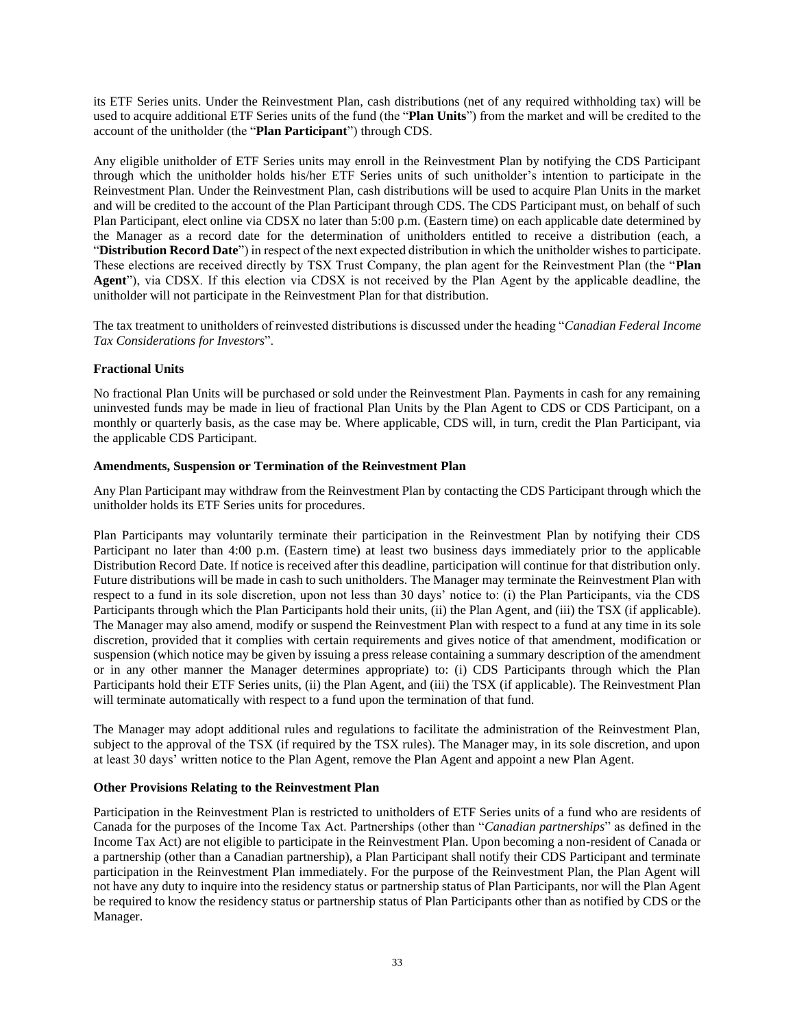its ETF Series units. Under the Reinvestment Plan, cash distributions (net of any required withholding tax) will be used to acquire additional ETF Series units of the fund (the "**Plan Units**") from the market and will be credited to the account of the unitholder (the "**Plan Participant**") through CDS.

Any eligible unitholder of ETF Series units may enroll in the Reinvestment Plan by notifying the CDS Participant through which the unitholder holds his/her ETF Series units of such unitholder's intention to participate in the Reinvestment Plan. Under the Reinvestment Plan, cash distributions will be used to acquire Plan Units in the market and will be credited to the account of the Plan Participant through CDS. The CDS Participant must, on behalf of such Plan Participant, elect online via CDSX no later than 5:00 p.m. (Eastern time) on each applicable date determined by the Manager as a record date for the determination of unitholders entitled to receive a distribution (each, a "**Distribution Record Date**") in respect of the next expected distribution in which the unitholder wishes to participate. These elections are received directly by TSX Trust Company, the plan agent for the Reinvestment Plan (the "**Plan Agent**"), via CDSX. If this election via CDSX is not received by the Plan Agent by the applicable deadline, the unitholder will not participate in the Reinvestment Plan for that distribution.

The tax treatment to unitholders of reinvested distributions is discussed under the heading "*Canadian Federal Income Tax Considerations for Investors*".

**Fractional Units**

No fractional Plan Units will be purchased or sold under the Reinvestment Plan. Payments in cash for any remaining uninvested funds may be made in lieu of fractional Plan Units by the Plan Agent to CDS or CDS Participant, on a monthly or quarterly basis, as the case may be. Where applicable, CDS will, in turn, credit the Plan Participant, via the applicable CDS Participant.

**Amendments, Suspension or Termination of the Reinvestment Plan**

Any Plan Participant may withdraw from the Reinvestment Plan by contacting the CDS Participant through which the unitholder holds its ETF Series units for procedures.

Plan Participants may voluntarily terminate their participation in the Reinvestment Plan by notifying their CDS Participant no later than 4:00 p.m. (Eastern time) at least two business days immediately prior to the applicable Distribution Record Date. If notice is received after this deadline, participation will continue for that distribution only. Future distributions will be made in cash to such unitholders. The Manager may terminate the Reinvestment Plan with respect to a fund in its sole discretion, upon not less than 30 days' notice to: (i) the Plan Participants, via the CDS Participants through which the Plan Participants hold their units, (ii) the Plan Agent, and (iii) the TSX (if applicable). The Manager may also amend, modify or suspend the Reinvestment Plan with respect to a fund at any time in its sole discretion, provided that it complies with certain requirements and gives notice of that amendment, modification or suspension (which notice may be given by issuing a press release containing a summary description of the amendment or in any other manner the Manager determines appropriate) to: (i) CDS Participants through which the Plan Participants hold their ETF Series units, (ii) the Plan Agent, and (iii) the TSX (if applicable). The Reinvestment Plan will terminate automatically with respect to a fund upon the termination of that fund.

The Manager may adopt additional rules and regulations to facilitate the administration of the Reinvestment Plan, subject to the approval of the TSX (if required by the TSX rules). The Manager may, in its sole discretion, and upon at least 30 days' written notice to the Plan Agent, remove the Plan Agent and appoint a new Plan Agent.

**Other Provisions Relating to the Reinvestment Plan**

Participation in the Reinvestment Plan is restricted to unitholders of ETF Series units of a fund who are residents of Canada for the purposes of the Income Tax Act. Partnerships (other than "*Canadian partnerships*" as defined in the Income Tax Act) are not eligible to participate in the Reinvestment Plan. Upon becoming a non-resident of Canada or a partnership (other than a Canadian partnership), a Plan Participant shall notify their CDS Participant and terminate participation in the Reinvestment Plan immediately. For the purpose of the Reinvestment Plan, the Plan Agent will not have any duty to inquire into the residency status or partnership status of Plan Participants, nor will the Plan Agent be required to know the residency status or partnership status of Plan Participants other than as notified by CDS or the Manager.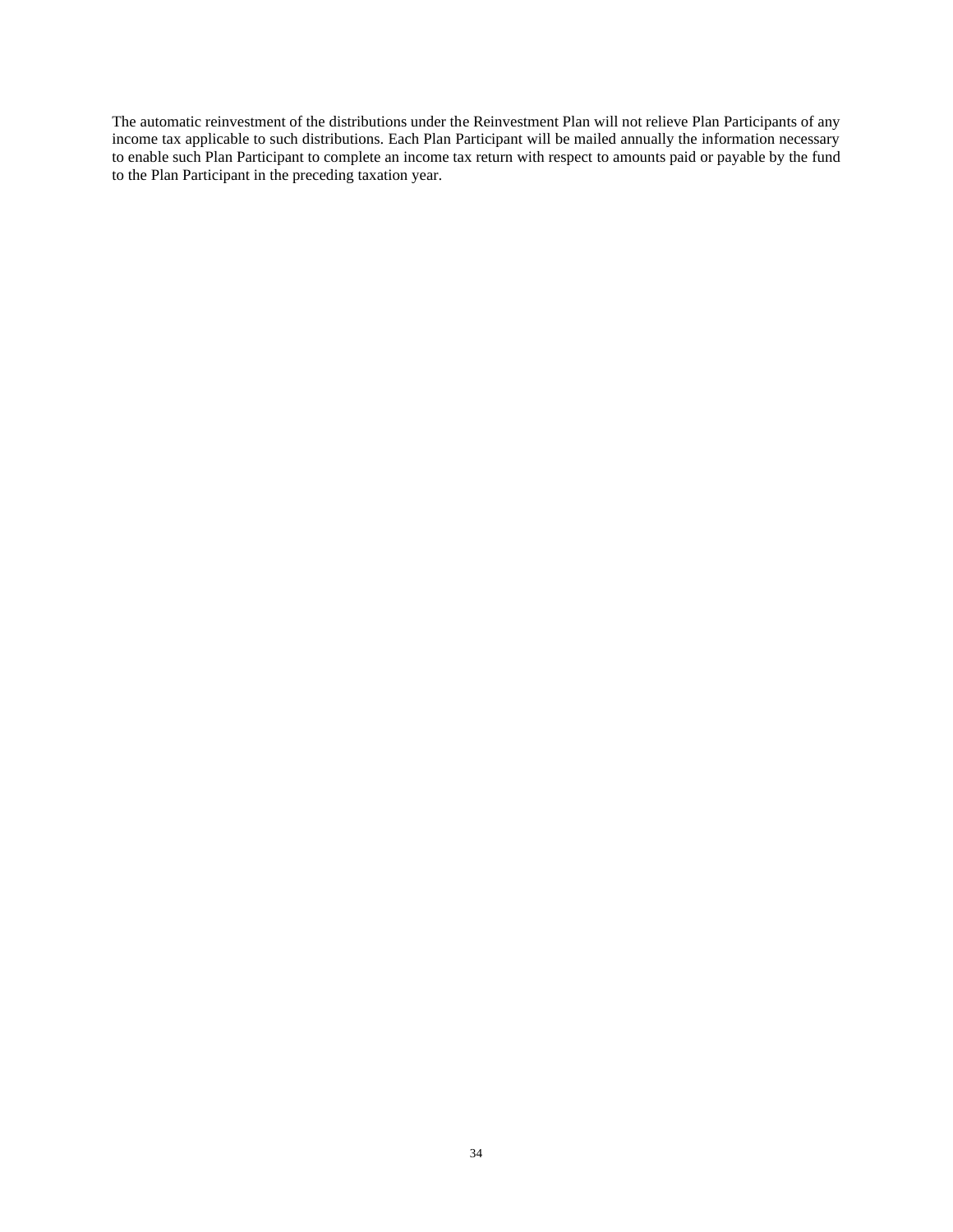The automatic reinvestment of the distributions under the Reinvestment Plan will not relieve Plan Participants of any income tax applicable to such distributions. Each Plan Participant will be mailed annually the information necessary to enable such Plan Participant to complete an income tax return with respect to amounts paid or payable by the fund to the Plan Participant in the preceding taxation year.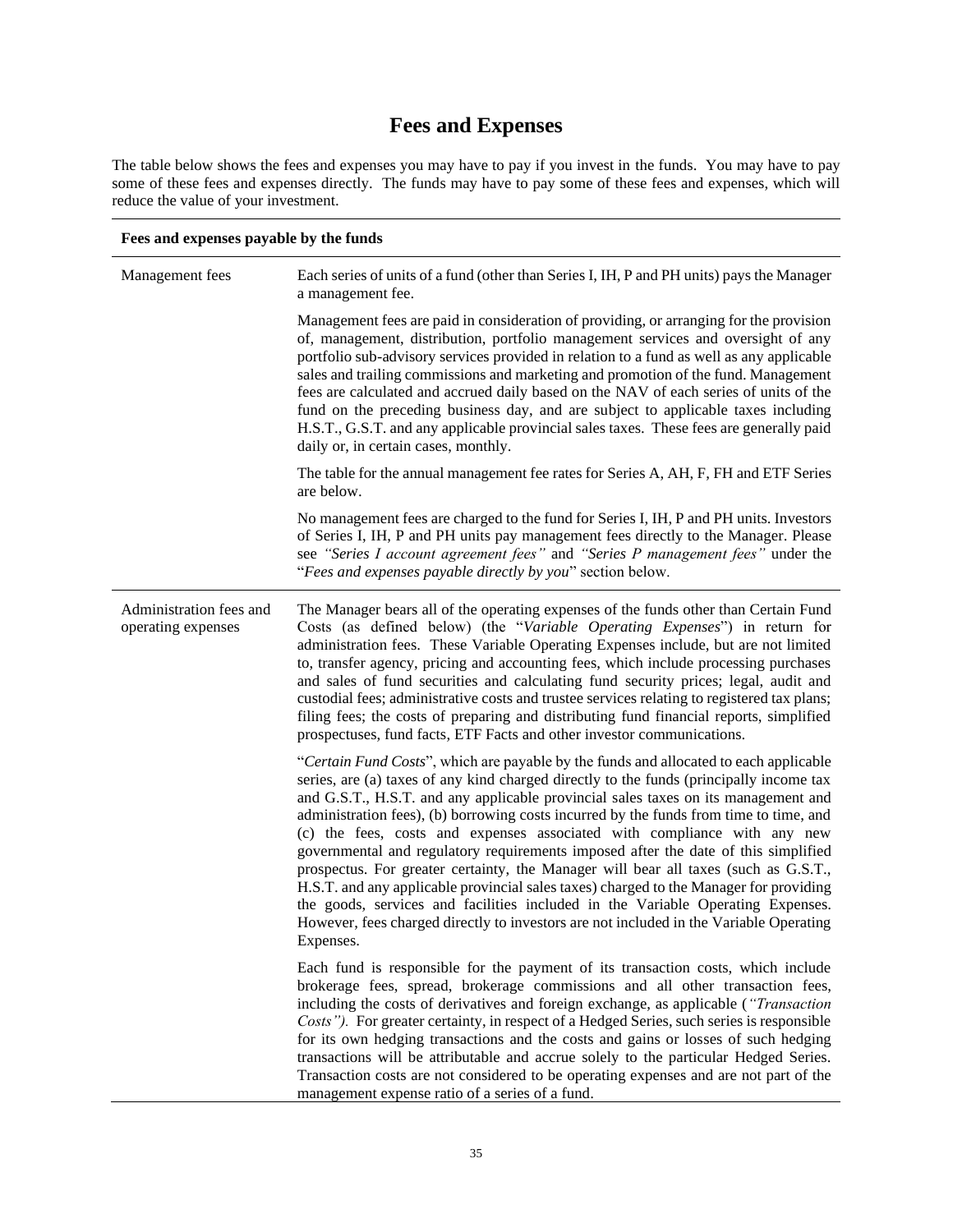# Fees and Expenses

The table below shows the fees and expenses you may have to pay if you invest in the funds. You may have to pay some of these fees and expenses directly. The funds may have to pay some of these fees and expenses, which will reduce the value of your investment.

| **Fees and expenses payable by the funds** | |
|---|---|
| Management fees | Each series of units of a fund (other than Series I, IH, P and PH units) pays the Manager a management fee.<br><br>Management fees are paid in consideration of providing, or arranging for the provision of, management, distribution, portfolio management services and oversight of any portfolio sub-advisory services provided in relation to a fund as well as any applicable sales and trailing commissions and marketing and promotion of the fund. Management fees are calculated and accrued daily based on the NAV of each series of units of the fund on the preceding business day, and are subject to applicable taxes including H.S.T., G.S.T. and any applicable provincial sales taxes. These fees are generally paid daily or, in certain cases, monthly.<br><br>The table for the annual management fee rates for Series A, AH, F, FH and ETF Series are below.<br><br>No management fees are charged to the fund for Series I, IH, P and PH units. Investors of Series I, IH, P and PH units pay management fees directly to the Manager. Please see *"Series I account agreement fees"* and *"Series P management fees"* under the "*Fees and expenses payable directly by you*" section below. |
| Administration fees and operating expenses | The Manager bears all of the operating expenses of the funds other than Certain Fund Costs (as defined below) (the "*Variable Operating Expenses*") in return for administration fees. These Variable Operating Expenses include, but are not limited to, transfer agency, pricing and accounting fees, which include processing purchases and sales of fund securities and calculating fund security prices; legal, audit and custodial fees; administrative costs and trustee services relating to registered tax plans; filing fees; the costs of preparing and distributing fund financial reports, simplified prospectuses, fund facts, ETF Facts and other investor communications.<br><br>"*Certain Fund Costs*", which are payable by the funds and allocated to each applicable series, are (a) taxes of any kind charged directly to the funds (principally income tax and G.S.T., H.S.T. and any applicable provincial sales taxes on its management and administration fees), (b) borrowing costs incurred by the funds from time to time, and (c) the fees, costs and expenses associated with compliance with any new governmental and regulatory requirements imposed after the date of this simplified prospectus. For greater certainty, the Manager will bear all taxes (such as G.S.T., H.S.T. and any applicable provincial sales taxes) charged to the Manager for providing the goods, services and facilities included in the Variable Operating Expenses. However, fees charged directly to investors are not included in the Variable Operating Expenses.<br><br>Each fund is responsible for the payment of its transaction costs, which include brokerage fees, spread, brokerage commissions and all other transaction fees, including the costs of derivatives and foreign exchange, as applicable (*"Transaction Costs").* For greater certainty, in respect of a Hedged Series, such series is responsible for its own hedging transactions and the costs and gains or losses of such hedging transactions will be attributable and accrue solely to the particular Hedged Series. Transaction costs are not considered to be operating expenses and are not part of the management expense ratio of a series of a fund. |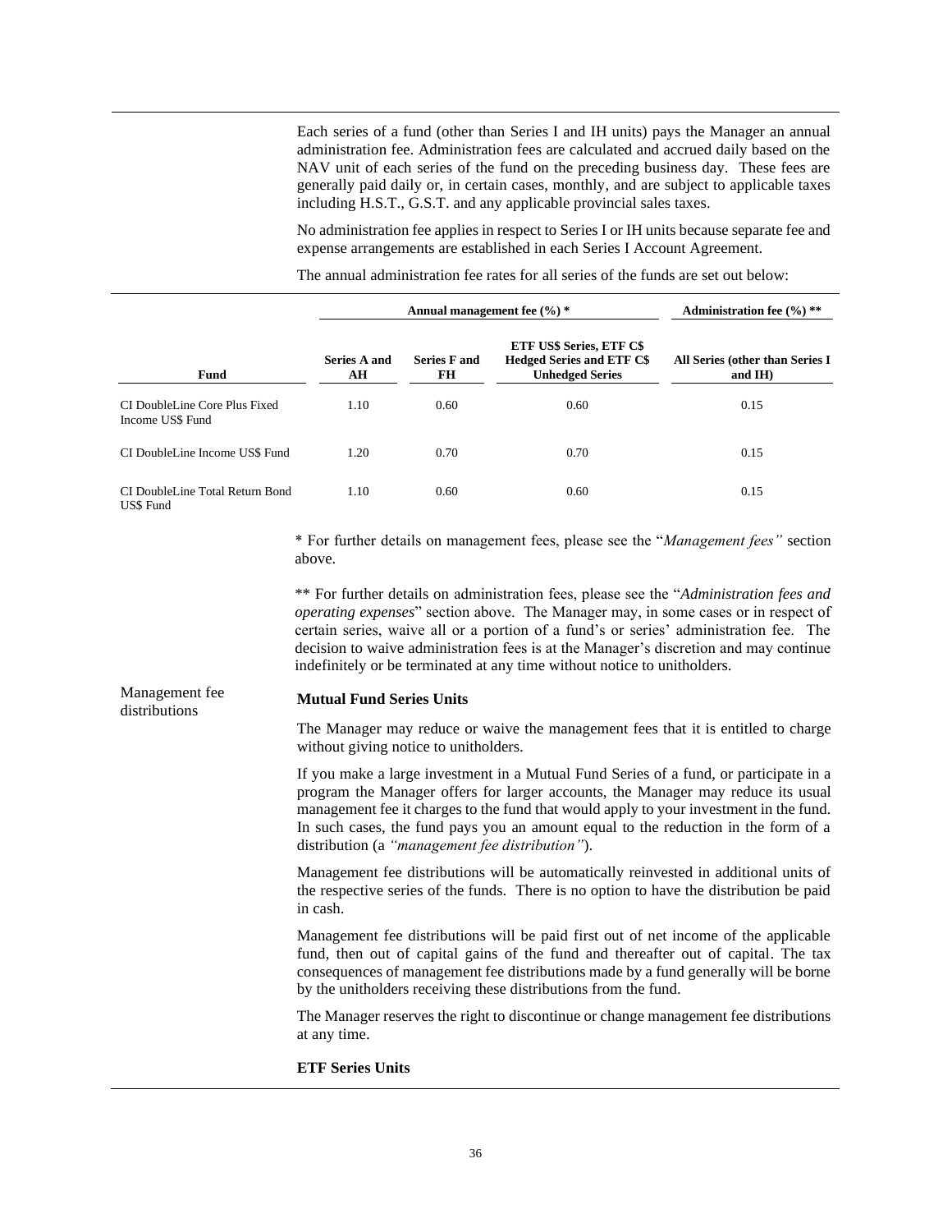Each series of a fund (other than Series I and IH units) pays the Manager an annual administration fee. Administration fees are calculated and accrued daily based on the NAV unit of each series of the fund on the preceding business day. These fees are generally paid daily or, in certain cases, monthly, and are subject to applicable taxes including H.S.T., G.S.T. and any applicable provincial sales taxes.

No administration fee applies in respect to Series I or IH units because separate fee and expense arrangements are established in each Series I Account Agreement.

The annual administration fee rates for all series of the funds are set out below:

| | Annual management fee (%) * | | | Administration fee (%) ** |
|---|---|---|---|---|
| **Fund** | **Series A and AH** | **Series F and FH** | **ETF US$ Series, ETF C$ Hedged Series and ETF C$ Unhedged Series** | **All Series (other than Series I and IH)** |
| CI DoubleLine Core Plus Fixed Income US$ Fund | 1.10 | 0.60 | 0.60 | 0.15 |
| CI DoubleLine Income US$ Fund | 1.20 | 0.70 | 0.70 | 0.15 |
| CI DoubleLine Total Return Bond US$ Fund | 1.10 | 0.60 | 0.60 | 0.15 |

\* For further details on management fees, please see the "*Management fees"* section above.

\*\* For further details on administration fees, please see the "*Administration fees and operating expenses*" section above. The Manager may, in some cases or in respect of certain series, waive all or a portion of a fund's or series' administration fee. The decision to waive administration fees is at the Manager's discretion and may continue indefinitely or be terminated at any time without notice to unitholders.

Management fee distributions

**Mutual Fund Series Units**

The Manager may reduce or waive the management fees that it is entitled to charge without giving notice to unitholders.

If you make a large investment in a Mutual Fund Series of a fund, or participate in a program the Manager offers for larger accounts, the Manager may reduce its usual management fee it charges to the fund that would apply to your investment in the fund. In such cases, the fund pays you an amount equal to the reduction in the form of a distribution (a *"management fee distribution"*).

Management fee distributions will be automatically reinvested in additional units of the respective series of the funds. There is no option to have the distribution be paid in cash.

Management fee distributions will be paid first out of net income of the applicable fund, then out of capital gains of the fund and thereafter out of capital. The tax consequences of management fee distributions made by a fund generally will be borne by the unitholders receiving these distributions from the fund.

The Manager reserves the right to discontinue or change management fee distributions at any time.

**ETF Series Units**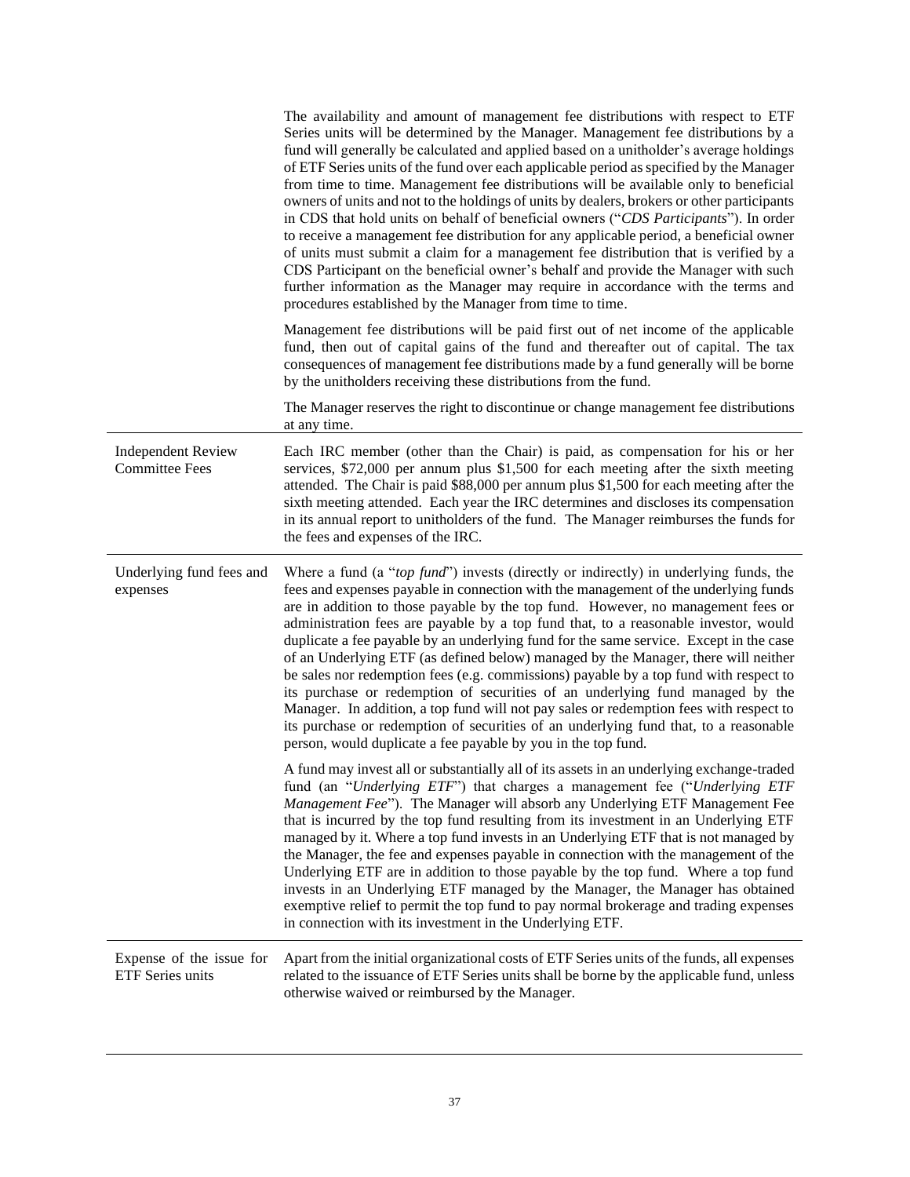| | |
|---|---|
| | The availability and amount of management fee distributions with respect to ETF Series units will be determined by the Manager. Management fee distributions by a fund will generally be calculated and applied based on a unitholder's average holdings of ETF Series units of the fund over each applicable period as specified by the Manager from time to time. Management fee distributions will be available only to beneficial owners of units and not to the holdings of units by dealers, brokers or other participants in CDS that hold units on behalf of beneficial owners ("*CDS Participants*"). In order to receive a management fee distribution for any applicable period, a beneficial owner of units must submit a claim for a management fee distribution that is verified by a CDS Participant on the beneficial owner's behalf and provide the Manager with such further information as the Manager may require in accordance with the terms and procedures established by the Manager from time to time.<br><br>Management fee distributions will be paid first out of net income of the applicable fund, then out of capital gains of the fund and thereafter out of capital. The tax consequences of management fee distributions made by a fund generally will be borne by the unitholders receiving these distributions from the fund.<br><br>The Manager reserves the right to discontinue or change management fee distributions at any time. |
| Independent Review Committee Fees | Each IRC member (other than the Chair) is paid, as compensation for his or her services, $72,000 per annum plus $1,500 for each meeting after the sixth meeting attended. The Chair is paid $88,000 per annum plus $1,500 for each meeting after the sixth meeting attended. Each year the IRC determines and discloses its compensation in its annual report to unitholders of the fund. The Manager reimburses the funds for the fees and expenses of the IRC. |
| Underlying fund fees and expenses | Where a fund (a "*top fund*") invests (directly or indirectly) in underlying funds, the fees and expenses payable in connection with the management of the underlying funds are in addition to those payable by the top fund. However, no management fees or administration fees are payable by a top fund that, to a reasonable investor, would duplicate a fee payable by an underlying fund for the same service. Except in the case of an Underlying ETF (as defined below) managed by the Manager, there will neither be sales nor redemption fees (e.g. commissions) payable by a top fund with respect to its purchase or redemption of securities of an underlying fund managed by the Manager. In addition, a top fund will not pay sales or redemption fees with respect to its purchase or redemption of securities of an underlying fund that, to a reasonable person, would duplicate a fee payable by you in the top fund.<br><br>A fund may invest all or substantially all of its assets in an underlying exchange-traded fund (an "*Underlying ETF*") that charges a management fee ("*Underlying ETF Management Fee*"). The Manager will absorb any Underlying ETF Management Fee that is incurred by the top fund resulting from its investment in an Underlying ETF managed by it. Where a top fund invests in an Underlying ETF that is not managed by the Manager, the fee and expenses payable in connection with the management of the Underlying ETF are in addition to those payable by the top fund. Where a top fund invests in an Underlying ETF managed by the Manager, the Manager has obtained exemptive relief to permit the top fund to pay normal brokerage and trading expenses in connection with its investment in the Underlying ETF. |
| Expense of the issue for ETF Series units | Apart from the initial organizational costs of ETF Series units of the funds, all expenses related to the issuance of ETF Series units shall be borne by the applicable fund, unless otherwise waived or reimbursed by the Manager. |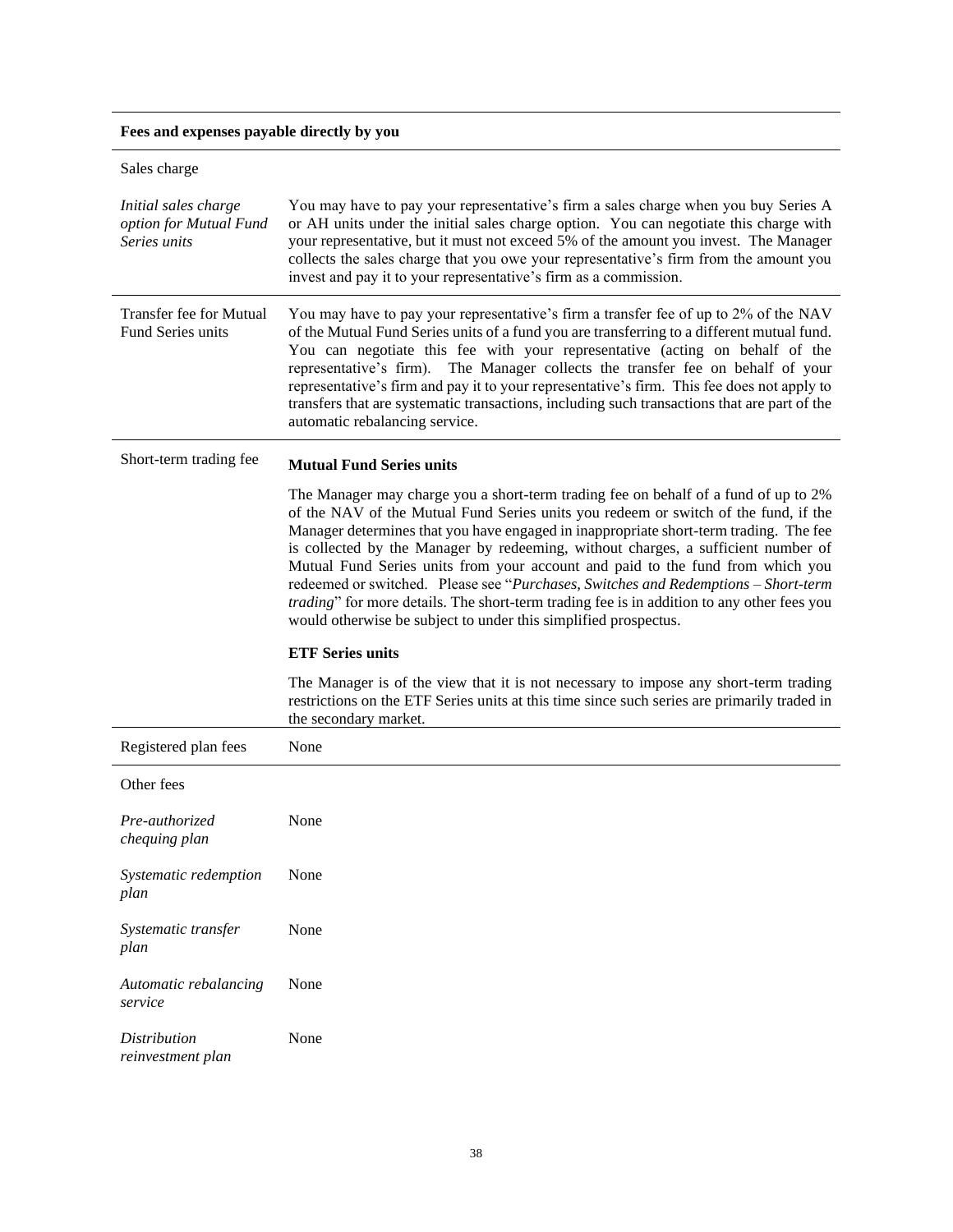| Fees and expenses payable directly by you | |
|---|---|
| Sales charge | |
| *Initial sales charge option for Mutual Fund Series units* | You may have to pay your representative's firm a sales charge when you buy Series A or AH units under the initial sales charge option. You can negotiate this charge with your representative, but it must not exceed 5% of the amount you invest. The Manager collects the sales charge that you owe your representative's firm from the amount you invest and pay it to your representative's firm as a commission. |
| Transfer fee for Mutual Fund Series units | You may have to pay your representative's firm a transfer fee of up to 2% of the NAV of the Mutual Fund Series units of a fund you are transferring to a different mutual fund. You can negotiate this fee with your representative (acting on behalf of the representative's firm). The Manager collects the transfer fee on behalf of your representative's firm and pay it to your representative's firm. This fee does not apply to transfers that are systematic transactions, including such transactions that are part of the automatic rebalancing service. |
| Short-term trading fee | **Mutual Fund Series units**<br><br>The Manager may charge you a short-term trading fee on behalf of a fund of up to 2% of the NAV of the Mutual Fund Series units you redeem or switch of the fund, if the Manager determines that you have engaged in inappropriate short-term trading. The fee is collected by the Manager by redeeming, without charges, a sufficient number of Mutual Fund Series units from your account and paid to the fund from which you redeemed or switched. Please see "*Purchases, Switches and Redemptions – Short-term trading*" for more details. The short-term trading fee is in addition to any other fees you would otherwise be subject to under this simplified prospectus.<br><br>**ETF Series units**<br><br>The Manager is of the view that it is not necessary to impose any short-term trading restrictions on the ETF Series units at this time since such series are primarily traded in the secondary market. |
| Registered plan fees | None |
| Other fees | |
| *Pre-authorized chequing plan* | None |
| *Systematic redemption plan* | None |
| *Systematic transfer plan* | None |
| *Automatic rebalancing service* | None |
| *Distribution reinvestment plan* | None |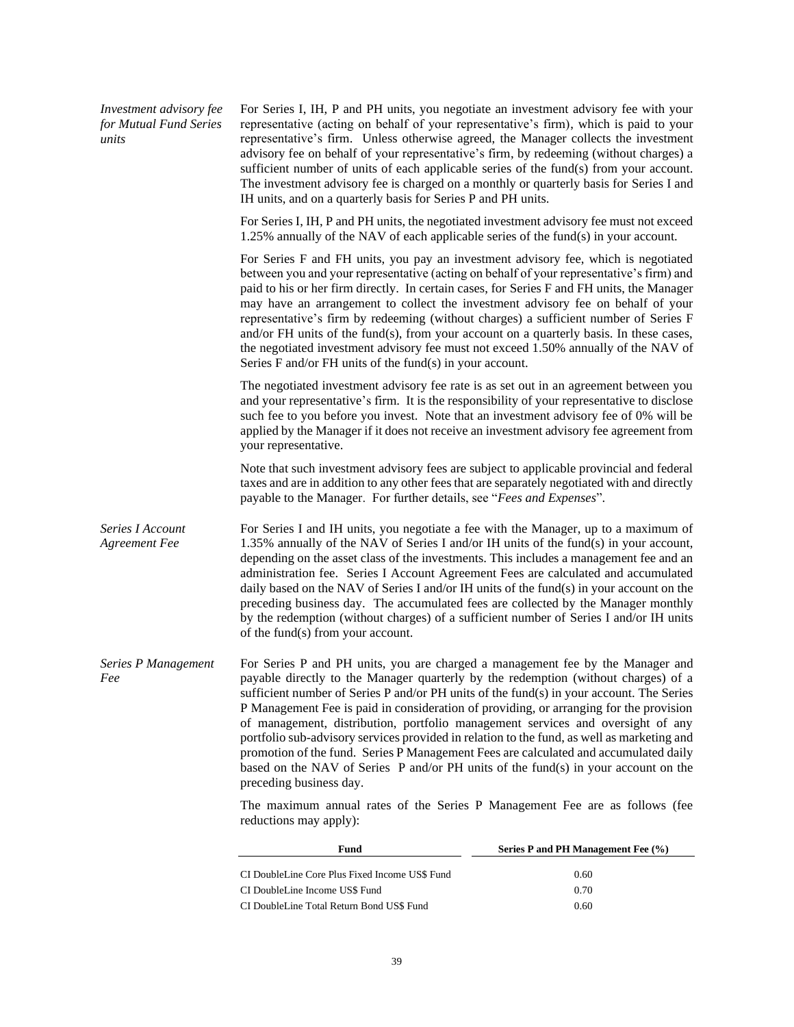*Investment advisory fee for Mutual Fund Series units*

For Series I, IH, P and PH units, you negotiate an investment advisory fee with your representative (acting on behalf of your representative's firm), which is paid to your representative's firm. Unless otherwise agreed, the Manager collects the investment advisory fee on behalf of your representative's firm, by redeeming (without charges) a sufficient number of units of each applicable series of the fund(s) from your account. The investment advisory fee is charged on a monthly or quarterly basis for Series I and IH units, and on a quarterly basis for Series P and PH units.

For Series I, IH, P and PH units, the negotiated investment advisory fee must not exceed 1.25% annually of the NAV of each applicable series of the fund(s) in your account.

For Series F and FH units, you pay an investment advisory fee, which is negotiated between you and your representative (acting on behalf of your representative's firm) and paid to his or her firm directly. In certain cases, for Series F and FH units, the Manager may have an arrangement to collect the investment advisory fee on behalf of your representative's firm by redeeming (without charges) a sufficient number of Series F and/or FH units of the fund(s), from your account on a quarterly basis. In these cases, the negotiated investment advisory fee must not exceed 1.50% annually of the NAV of Series F and/or FH units of the fund(s) in your account.

The negotiated investment advisory fee rate is as set out in an agreement between you and your representative's firm. It is the responsibility of your representative to disclose such fee to you before you invest. Note that an investment advisory fee of 0% will be applied by the Manager if it does not receive an investment advisory fee agreement from your representative.

Note that such investment advisory fees are subject to applicable provincial and federal taxes and are in addition to any other fees that are separately negotiated with and directly payable to the Manager. For further details, see "*Fees and Expenses*".

*Series I Account Agreement Fee*

For Series I and IH units, you negotiate a fee with the Manager, up to a maximum of 1.35% annually of the NAV of Series I and/or IH units of the fund(s) in your account, depending on the asset class of the investments. This includes a management fee and an administration fee. Series I Account Agreement Fees are calculated and accumulated daily based on the NAV of Series I and/or IH units of the fund(s) in your account on the preceding business day. The accumulated fees are collected by the Manager monthly by the redemption (without charges) of a sufficient number of Series I and/or IH units of the fund(s) from your account.

*Series P Management Fee*

For Series P and PH units, you are charged a management fee by the Manager and payable directly to the Manager quarterly by the redemption (without charges) of a sufficient number of Series P and/or PH units of the fund(s) in your account. The Series P Management Fee is paid in consideration of providing, or arranging for the provision of management, distribution, portfolio management services and oversight of any portfolio sub-advisory services provided in relation to the fund, as well as marketing and promotion of the fund. Series P Management Fees are calculated and accumulated daily based on the NAV of Series P and/or PH units of the fund(s) in your account on the preceding business day.

The maximum annual rates of the Series P Management Fee are as follows (fee reductions may apply):

| Fund | Series P and PH Management Fee (%) |
|---|---|
| CI DoubleLine Core Plus Fixed Income US$ Fund | 0.60 |
| CI DoubleLine Income US$ Fund | 0.70 |
| CI DoubleLine Total Return Bond US$ Fund | 0.60 |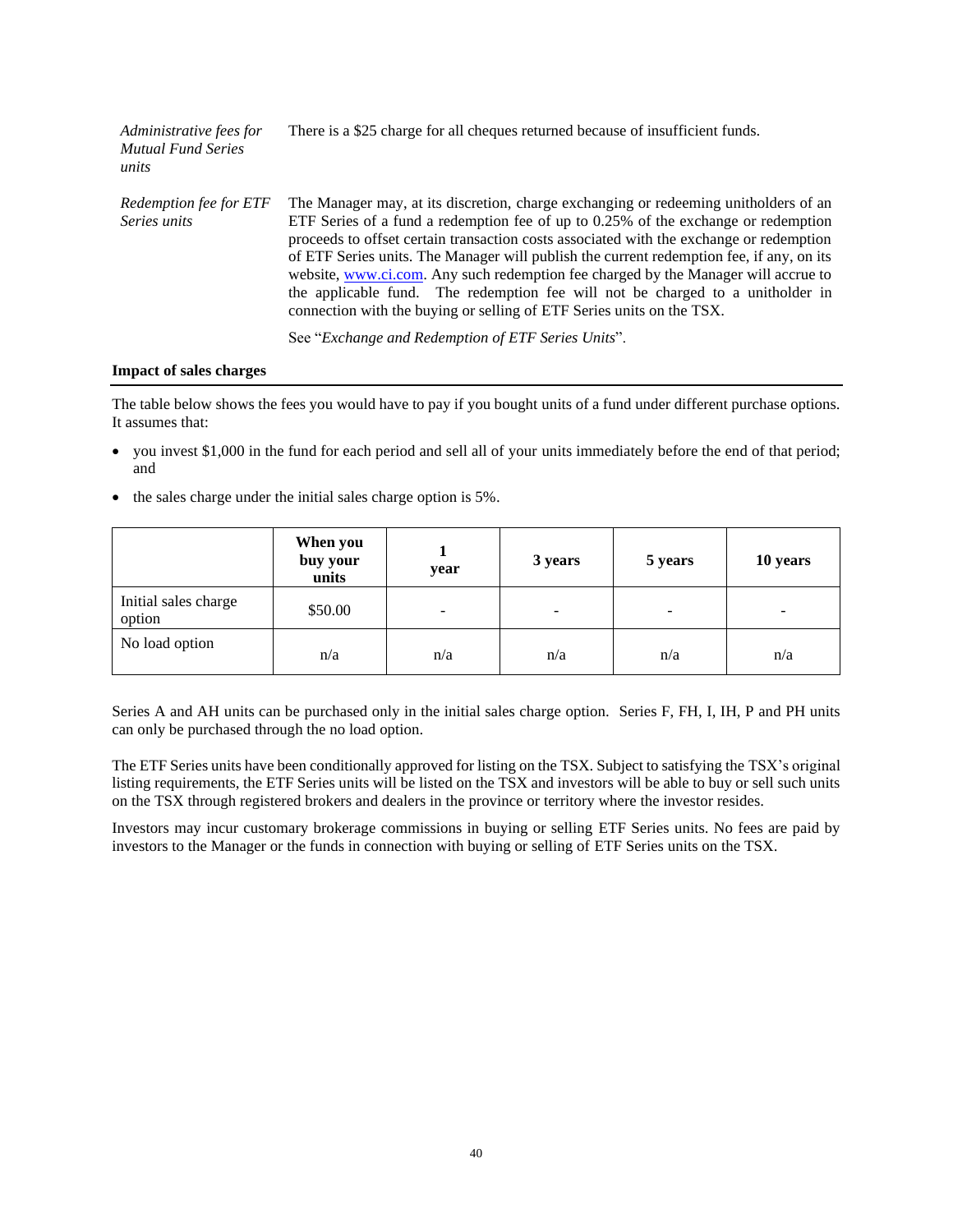| | |
|---|---|
| *Administrative fees for Mutual Fund Series units* | There is a $25 charge for all cheques returned because of insufficient funds. |
| *Redemption fee for ETF Series units* | The Manager may, at its discretion, charge exchanging or redeeming unitholders of an ETF Series of a fund a redemption fee of up to 0.25% of the exchange or redemption proceeds to offset certain transaction costs associated with the exchange or redemption of ETF Series units. The Manager will publish the current redemption fee, if any, on its website, www.ci.com. Any such redemption fee charged by the Manager will accrue to the applicable fund. The redemption fee will not be charged to a unitholder in connection with the buying or selling of ETF Series units on the TSX.<br><br>See "*Exchange and Redemption of ETF Series Units*". |

**Impact of sales charges**

The table below shows the fees you would have to pay if you bought units of a fund under different purchase options. It assumes that:

- you invest $1,000 in the fund for each period and sell all of your units immediately before the end of that period; and
- the sales charge under the initial sales charge option is 5%.

| | When you buy your units | 1 year | 3 years | 5 years | 10 years |
|---|---|---|---|---|---|
| Initial sales charge option | $50.00 | - | - | - | - |
| No load option | n/a | n/a | n/a | n/a | n/a |

Series A and AH units can be purchased only in the initial sales charge option. Series F, FH, I, IH, P and PH units can only be purchased through the no load option.

The ETF Series units have been conditionally approved for listing on the TSX. Subject to satisfying the TSX's original listing requirements, the ETF Series units will be listed on the TSX and investors will be able to buy or sell such units on the TSX through registered brokers and dealers in the province or territory where the investor resides.

Investors may incur customary brokerage commissions in buying or selling ETF Series units. No fees are paid by investors to the Manager or the funds in connection with buying or selling of ETF Series units on the TSX.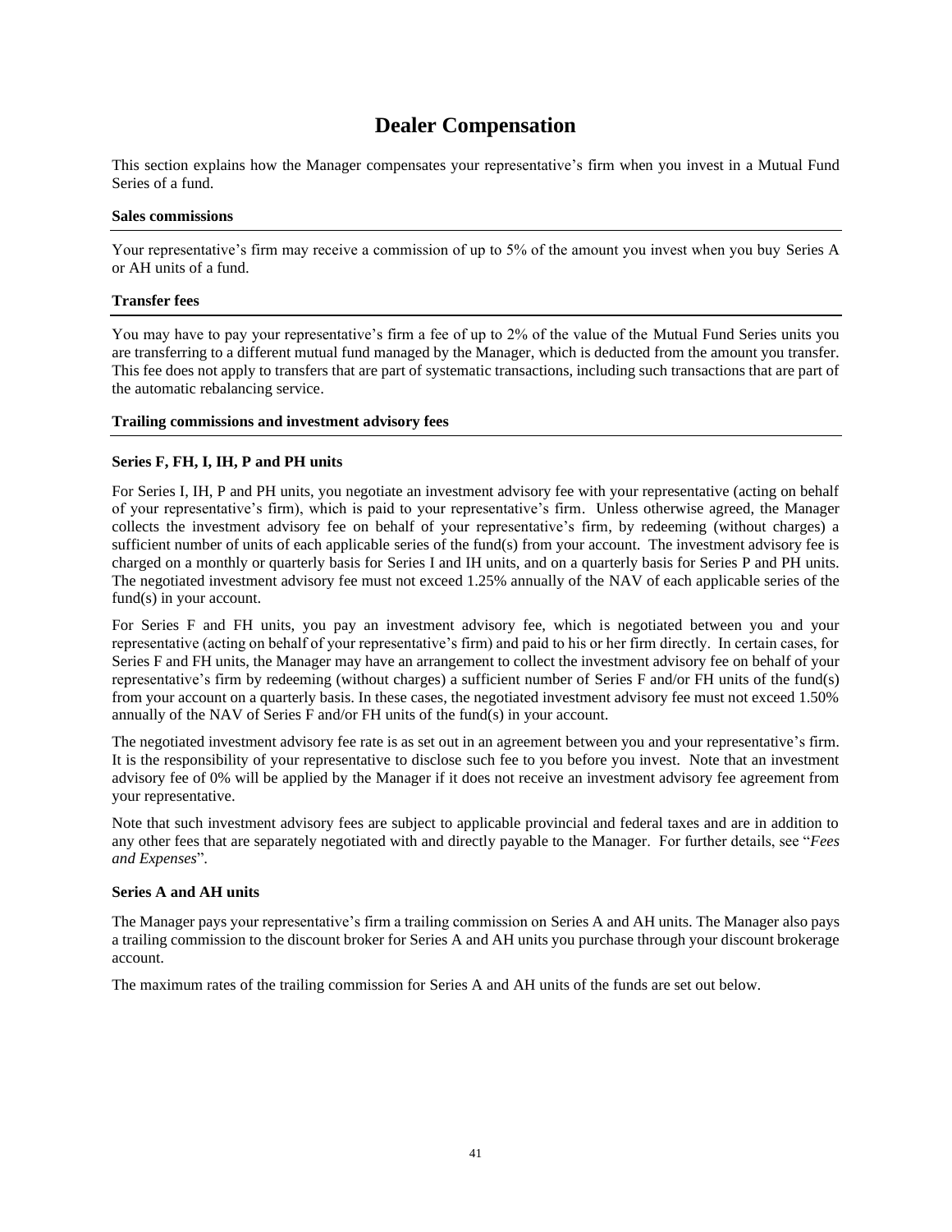# Dealer Compensation

This section explains how the Manager compensates your representative's firm when you invest in a Mutual Fund Series of a fund.

### Sales commissions

Your representative's firm may receive a commission of up to 5% of the amount you invest when you buy Series A or AH units of a fund.

### Transfer fees

You may have to pay your representative's firm a fee of up to 2% of the value of the Mutual Fund Series units you are transferring to a different mutual fund managed by the Manager, which is deducted from the amount you transfer. This fee does not apply to transfers that are part of systematic transactions, including such transactions that are part of the automatic rebalancing service.

### Trailing commissions and investment advisory fees

#### Series F, FH, I, IH, P and PH units

For Series I, IH, P and PH units, you negotiate an investment advisory fee with your representative (acting on behalf of your representative's firm), which is paid to your representative's firm. Unless otherwise agreed, the Manager collects the investment advisory fee on behalf of your representative's firm, by redeeming (without charges) a sufficient number of units of each applicable series of the fund(s) from your account. The investment advisory fee is charged on a monthly or quarterly basis for Series I and IH units, and on a quarterly basis for Series P and PH units. The negotiated investment advisory fee must not exceed 1.25% annually of the NAV of each applicable series of the fund(s) in your account.

For Series F and FH units, you pay an investment advisory fee, which is negotiated between you and your representative (acting on behalf of your representative's firm) and paid to his or her firm directly. In certain cases, for Series F and FH units, the Manager may have an arrangement to collect the investment advisory fee on behalf of your representative's firm by redeeming (without charges) a sufficient number of Series F and/or FH units of the fund(s) from your account on a quarterly basis. In these cases, the negotiated investment advisory fee must not exceed 1.50% annually of the NAV of Series F and/or FH units of the fund(s) in your account.

The negotiated investment advisory fee rate is as set out in an agreement between you and your representative's firm. It is the responsibility of your representative to disclose such fee to you before you invest. Note that an investment advisory fee of 0% will be applied by the Manager if it does not receive an investment advisory fee agreement from your representative.

Note that such investment advisory fees are subject to applicable provincial and federal taxes and are in addition to any other fees that are separately negotiated with and directly payable to the Manager. For further details, see "*Fees and Expenses*".

#### Series A and AH units

The Manager pays your representative's firm a trailing commission on Series A and AH units. The Manager also pays a trailing commission to the discount broker for Series A and AH units you purchase through your discount brokerage account.

The maximum rates of the trailing commission for Series A and AH units of the funds are set out below.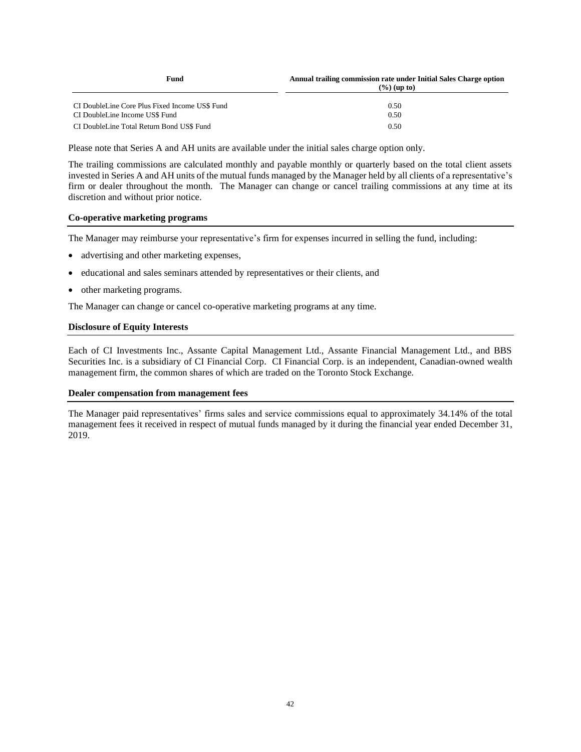| Fund | Annual trailing commission rate under Initial Sales Charge option (%) (up to) |
| --- | --- |
| CI DoubleLine Core Plus Fixed Income US$ Fund | 0.50 |
| CI DoubleLine Income US$ Fund | 0.50 |
| CI DoubleLine Total Return Bond US$ Fund | 0.50 |

Please note that Series A and AH units are available under the initial sales charge option only.

The trailing commissions are calculated monthly and payable monthly or quarterly based on the total client assets invested in Series A and AH units of the mutual funds managed by the Manager held by all clients of a representative's firm or dealer throughout the month. The Manager can change or cancel trailing commissions at any time at its discretion and without prior notice.

### Co-operative marketing programs

The Manager may reimburse your representative's firm for expenses incurred in selling the fund, including:

- advertising and other marketing expenses,
- educational and sales seminars attended by representatives or their clients, and
- other marketing programs.

The Manager can change or cancel co-operative marketing programs at any time.

### Disclosure of Equity Interests

Each of CI Investments Inc., Assante Capital Management Ltd., Assante Financial Management Ltd., and BBS Securities Inc. is a subsidiary of CI Financial Corp. CI Financial Corp. is an independent, Canadian-owned wealth management firm, the common shares of which are traded on the Toronto Stock Exchange.

### Dealer compensation from management fees

The Manager paid representatives' firms sales and service commissions equal to approximately 34.14% of the total management fees it received in respect of mutual funds managed by it during the financial year ended December 31, 2019.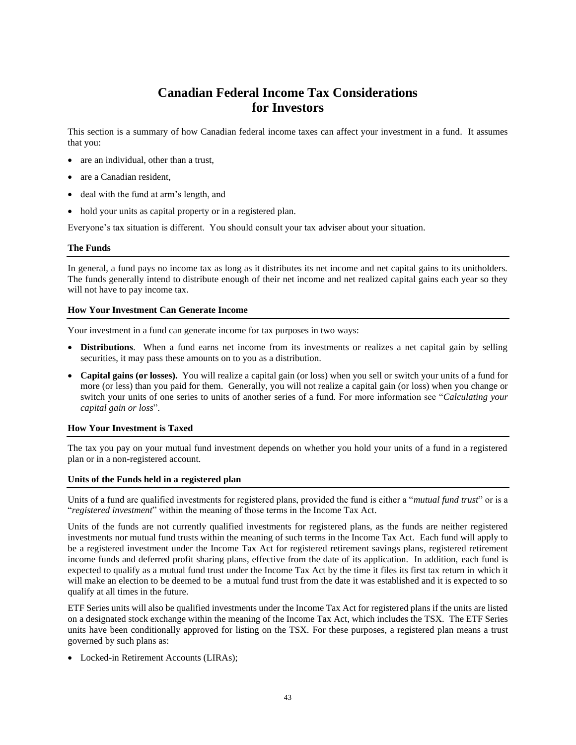# Canadian Federal Income Tax Considerations for Investors

This section is a summary of how Canadian federal income taxes can affect your investment in a fund. It assumes that you:

- are an individual, other than a trust,
- are a Canadian resident,
- deal with the fund at arm's length, and
- hold your units as capital property or in a registered plan.

Everyone's tax situation is different. You should consult your tax adviser about your situation.

### The Funds

In general, a fund pays no income tax as long as it distributes its net income and net capital gains to its unitholders. The funds generally intend to distribute enough of their net income and net realized capital gains each year so they will not have to pay income tax.

### How Your Investment Can Generate Income

Your investment in a fund can generate income for tax purposes in two ways:

- **Distributions**. When a fund earns net income from its investments or realizes a net capital gain by selling securities, it may pass these amounts on to you as a distribution.
- **Capital gains (or losses).** You will realize a capital gain (or loss) when you sell or switch your units of a fund for more (or less) than you paid for them. Generally, you will not realize a capital gain (or loss) when you change or switch your units of one series to units of another series of a fund. For more information see "*Calculating your capital gain or loss*".

### How Your Investment is Taxed

The tax you pay on your mutual fund investment depends on whether you hold your units of a fund in a registered plan or in a non-registered account.

### Units of the Funds held in a registered plan

Units of a fund are qualified investments for registered plans, provided the fund is either a "*mutual fund trust*" or is a "*registered investment*" within the meaning of those terms in the Income Tax Act.

Units of the funds are not currently qualified investments for registered plans, as the funds are neither registered investments nor mutual fund trusts within the meaning of such terms in the Income Tax Act. Each fund will apply to be a registered investment under the Income Tax Act for registered retirement savings plans, registered retirement income funds and deferred profit sharing plans, effective from the date of its application. In addition, each fund is expected to qualify as a mutual fund trust under the Income Tax Act by the time it files its first tax return in which it will make an election to be deemed to be a mutual fund trust from the date it was established and it is expected to so qualify at all times in the future.

ETF Series units will also be qualified investments under the Income Tax Act for registered plans if the units are listed on a designated stock exchange within the meaning of the Income Tax Act, which includes the TSX. The ETF Series units have been conditionally approved for listing on the TSX. For these purposes, a registered plan means a trust governed by such plans as:

- Locked-in Retirement Accounts (LIRAs);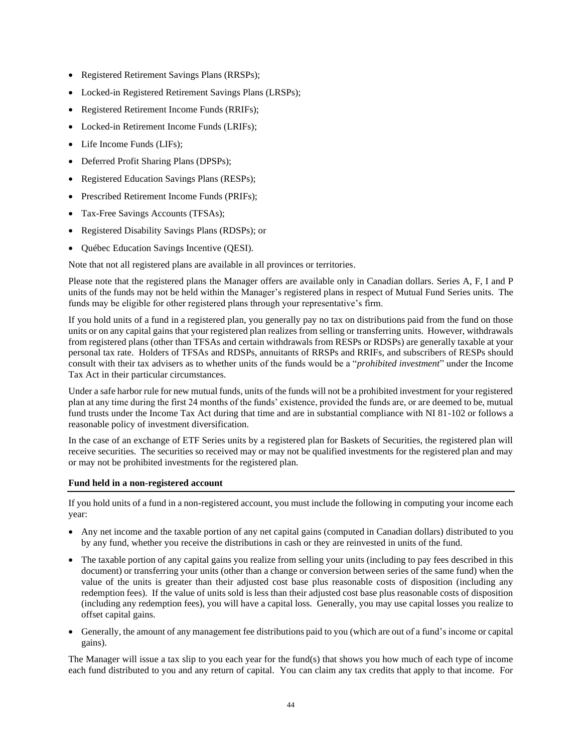- Registered Retirement Savings Plans (RRSPs);
- Locked-in Registered Retirement Savings Plans (LRSPs);
- Registered Retirement Income Funds (RRIFs);
- Locked-in Retirement Income Funds (LRIFs);
- Life Income Funds (LIFs);
- Deferred Profit Sharing Plans (DPSPs);
- Registered Education Savings Plans (RESPs);
- Prescribed Retirement Income Funds (PRIFs);
- Tax-Free Savings Accounts (TFSAs);
- Registered Disability Savings Plans (RDSPs); or
- Québec Education Savings Incentive (QESI).

Note that not all registered plans are available in all provinces or territories.

Please note that the registered plans the Manager offers are available only in Canadian dollars. Series A, F, I and P units of the funds may not be held within the Manager's registered plans in respect of Mutual Fund Series units. The funds may be eligible for other registered plans through your representative's firm.

If you hold units of a fund in a registered plan, you generally pay no tax on distributions paid from the fund on those units or on any capital gains that your registered plan realizes from selling or transferring units. However, withdrawals from registered plans (other than TFSAs and certain withdrawals from RESPs or RDSPs) are generally taxable at your personal tax rate. Holders of TFSAs and RDSPs, annuitants of RRSPs and RRIFs, and subscribers of RESPs should consult with their tax advisers as to whether units of the funds would be a "*prohibited investment*" under the Income Tax Act in their particular circumstances.

Under a safe harbor rule for new mutual funds, units of the funds will not be a prohibited investment for your registered plan at any time during the first 24 months of the funds' existence, provided the funds are, or are deemed to be, mutual fund trusts under the Income Tax Act during that time and are in substantial compliance with NI 81-102 or follows a reasonable policy of investment diversification.

In the case of an exchange of ETF Series units by a registered plan for Baskets of Securities, the registered plan will receive securities. The securities so received may or may not be qualified investments for the registered plan and may or may not be prohibited investments for the registered plan.

**Fund held in a non-registered account**

If you hold units of a fund in a non-registered account, you must include the following in computing your income each year:

- Any net income and the taxable portion of any net capital gains (computed in Canadian dollars) distributed to you by any fund, whether you receive the distributions in cash or they are reinvested in units of the fund.
- The taxable portion of any capital gains you realize from selling your units (including to pay fees described in this document) or transferring your units (other than a change or conversion between series of the same fund) when the value of the units is greater than their adjusted cost base plus reasonable costs of disposition (including any redemption fees). If the value of units sold is less than their adjusted cost base plus reasonable costs of disposition (including any redemption fees), you will have a capital loss. Generally, you may use capital losses you realize to offset capital gains.
- Generally, the amount of any management fee distributions paid to you (which are out of a fund's income or capital gains).

The Manager will issue a tax slip to you each year for the fund(s) that shows you how much of each type of income each fund distributed to you and any return of capital. You can claim any tax credits that apply to that income. For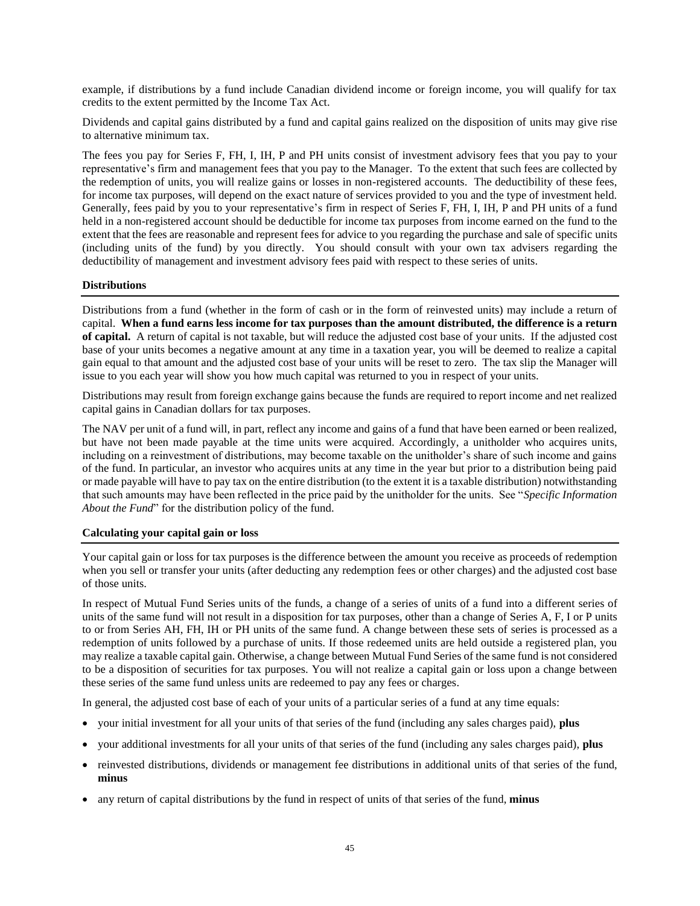example, if distributions by a fund include Canadian dividend income or foreign income, you will qualify for tax credits to the extent permitted by the Income Tax Act.

Dividends and capital gains distributed by a fund and capital gains realized on the disposition of units may give rise to alternative minimum tax.

The fees you pay for Series F, FH, I, IH, P and PH units consist of investment advisory fees that you pay to your representative's firm and management fees that you pay to the Manager. To the extent that such fees are collected by the redemption of units, you will realize gains or losses in non-registered accounts. The deductibility of these fees, for income tax purposes, will depend on the exact nature of services provided to you and the type of investment held. Generally, fees paid by you to your representative's firm in respect of Series F, FH, I, IH, P and PH units of a fund held in a non-registered account should be deductible for income tax purposes from income earned on the fund to the extent that the fees are reasonable and represent fees for advice to you regarding the purchase and sale of specific units (including units of the fund) by you directly. You should consult with your own tax advisers regarding the deductibility of management and investment advisory fees paid with respect to these series of units.

### Distributions

Distributions from a fund (whether in the form of cash or in the form of reinvested units) may include a return of capital. **When a fund earns less income for tax purposes than the amount distributed, the difference is a return of capital.** A return of capital is not taxable, but will reduce the adjusted cost base of your units. If the adjusted cost base of your units becomes a negative amount at any time in a taxation year, you will be deemed to realize a capital gain equal to that amount and the adjusted cost base of your units will be reset to zero. The tax slip the Manager will issue to you each year will show you how much capital was returned to you in respect of your units.

Distributions may result from foreign exchange gains because the funds are required to report income and net realized capital gains in Canadian dollars for tax purposes.

The NAV per unit of a fund will, in part, reflect any income and gains of a fund that have been earned or been realized, but have not been made payable at the time units were acquired. Accordingly, a unitholder who acquires units, including on a reinvestment of distributions, may become taxable on the unitholder's share of such income and gains of the fund. In particular, an investor who acquires units at any time in the year but prior to a distribution being paid or made payable will have to pay tax on the entire distribution (to the extent it is a taxable distribution) notwithstanding that such amounts may have been reflected in the price paid by the unitholder for the units. See "*Specific Information About the Fund*" for the distribution policy of the fund.

### Calculating your capital gain or loss

Your capital gain or loss for tax purposes is the difference between the amount you receive as proceeds of redemption when you sell or transfer your units (after deducting any redemption fees or other charges) and the adjusted cost base of those units.

In respect of Mutual Fund Series units of the funds, a change of a series of units of a fund into a different series of units of the same fund will not result in a disposition for tax purposes, other than a change of Series A, F, I or P units to or from Series AH, FH, IH or PH units of the same fund. A change between these sets of series is processed as a redemption of units followed by a purchase of units. If those redeemed units are held outside a registered plan, you may realize a taxable capital gain. Otherwise, a change between Mutual Fund Series of the same fund is not considered to be a disposition of securities for tax purposes. You will not realize a capital gain or loss upon a change between these series of the same fund unless units are redeemed to pay any fees or charges.

In general, the adjusted cost base of each of your units of a particular series of a fund at any time equals:

- your initial investment for all your units of that series of the fund (including any sales charges paid), **plus**
- your additional investments for all your units of that series of the fund (including any sales charges paid), **plus**
- reinvested distributions, dividends or management fee distributions in additional units of that series of the fund, **minus**
- any return of capital distributions by the fund in respect of units of that series of the fund, **minus**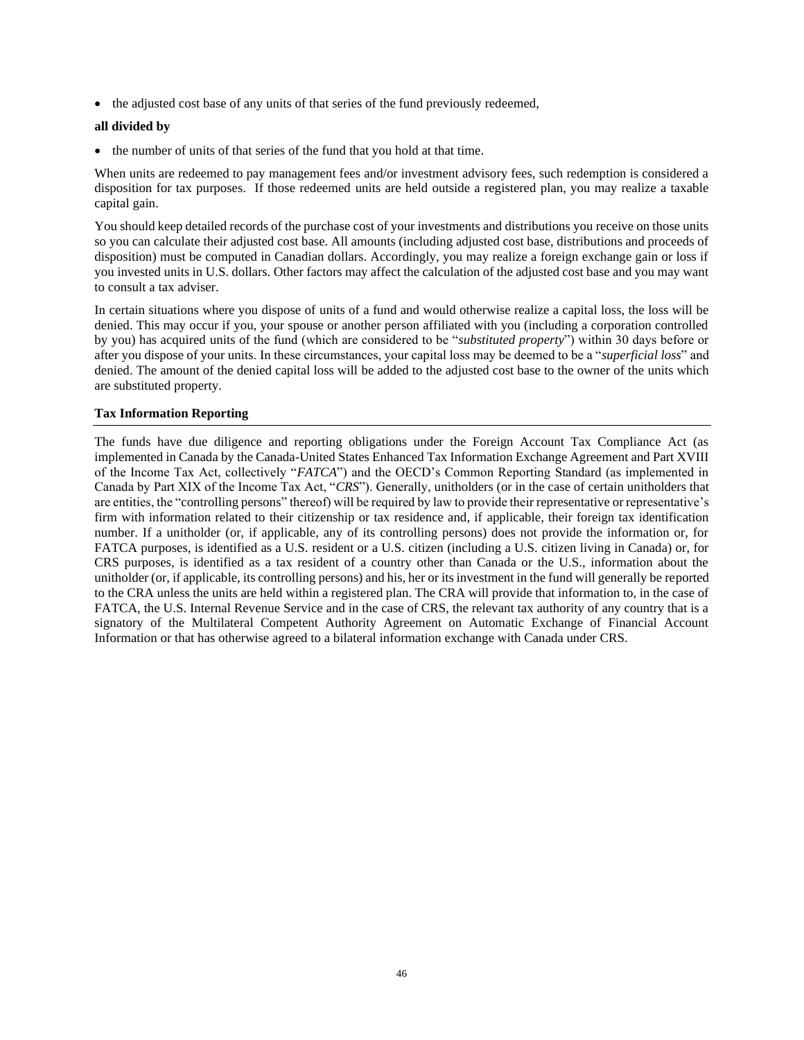- the adjusted cost base of any units of that series of the fund previously redeemed,

**all divided by**

- the number of units of that series of the fund that you hold at that time.

When units are redeemed to pay management fees and/or investment advisory fees, such redemption is considered a disposition for tax purposes. If those redeemed units are held outside a registered plan, you may realize a taxable capital gain.

You should keep detailed records of the purchase cost of your investments and distributions you receive on those units so you can calculate their adjusted cost base. All amounts (including adjusted cost base, distributions and proceeds of disposition) must be computed in Canadian dollars. Accordingly, you may realize a foreign exchange gain or loss if you invested units in U.S. dollars. Other factors may affect the calculation of the adjusted cost base and you may want to consult a tax adviser.

In certain situations where you dispose of units of a fund and would otherwise realize a capital loss, the loss will be denied. This may occur if you, your spouse or another person affiliated with you (including a corporation controlled by you) has acquired units of the fund (which are considered to be "*substituted property*") within 30 days before or after you dispose of your units. In these circumstances, your capital loss may be deemed to be a "*superficial loss*" and denied. The amount of the denied capital loss will be added to the adjusted cost base to the owner of the units which are substituted property.

### Tax Information Reporting

The funds have due diligence and reporting obligations under the Foreign Account Tax Compliance Act (as implemented in Canada by the Canada-United States Enhanced Tax Information Exchange Agreement and Part XVIII of the Income Tax Act, collectively "*FATCA*") and the OECD's Common Reporting Standard (as implemented in Canada by Part XIX of the Income Tax Act, "*CRS*"). Generally, unitholders (or in the case of certain unitholders that are entities, the "controlling persons" thereof) will be required by law to provide their representative or representative's firm with information related to their citizenship or tax residence and, if applicable, their foreign tax identification number. If a unitholder (or, if applicable, any of its controlling persons) does not provide the information or, for FATCA purposes, is identified as a U.S. resident or a U.S. citizen (including a U.S. citizen living in Canada) or, for CRS purposes, is identified as a tax resident of a country other than Canada or the U.S., information about the unitholder (or, if applicable, its controlling persons) and his, her or its investment in the fund will generally be reported to the CRA unless the units are held within a registered plan. The CRA will provide that information to, in the case of FATCA, the U.S. Internal Revenue Service and in the case of CRS, the relevant tax authority of any country that is a signatory of the Multilateral Competent Authority Agreement on Automatic Exchange of Financial Account Information or that has otherwise agreed to a bilateral information exchange with Canada under CRS.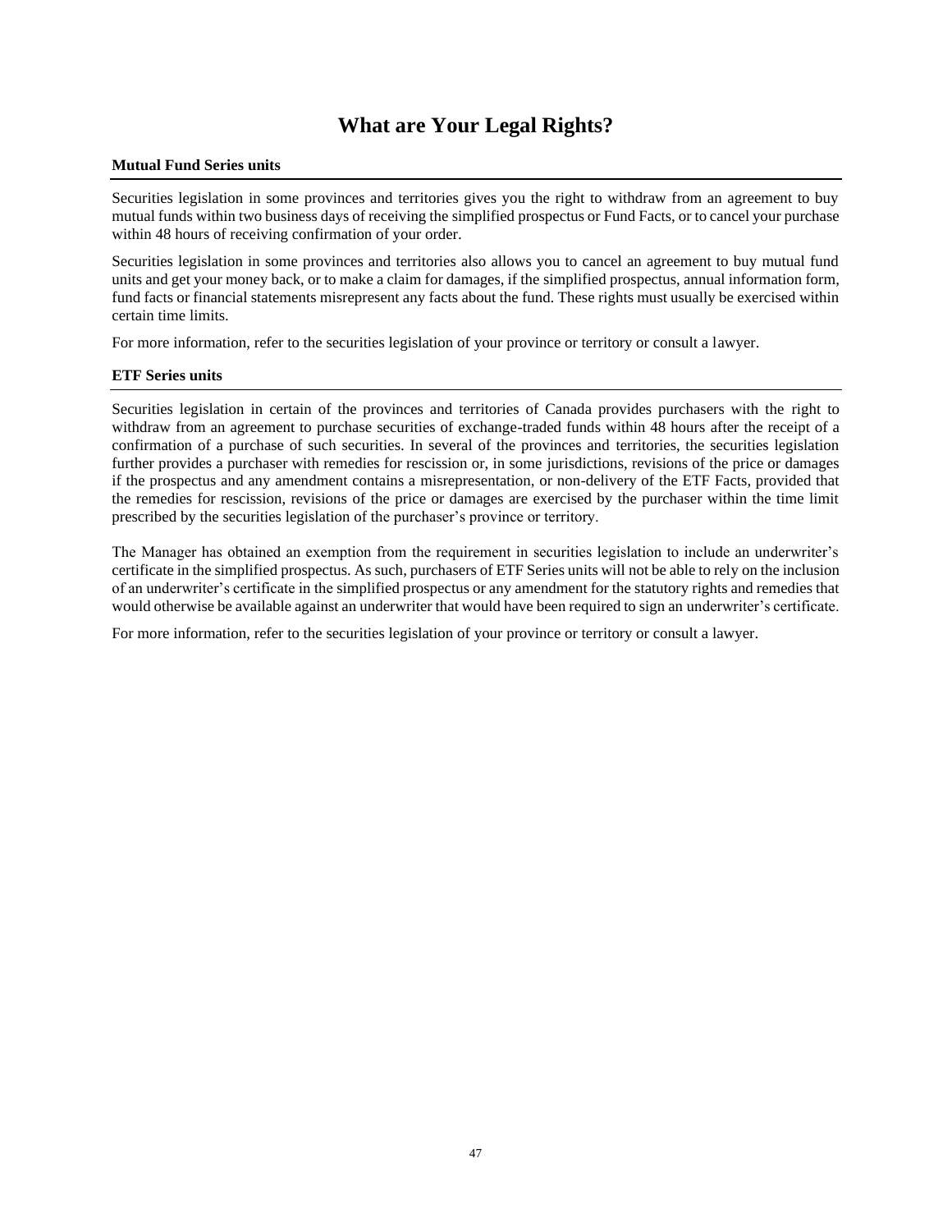# What are Your Legal Rights?

**Mutual Fund Series units**

Securities legislation in some provinces and territories gives you the right to withdraw from an agreement to buy mutual funds within two business days of receiving the simplified prospectus or Fund Facts, or to cancel your purchase within 48 hours of receiving confirmation of your order.

Securities legislation in some provinces and territories also allows you to cancel an agreement to buy mutual fund units and get your money back, or to make a claim for damages, if the simplified prospectus, annual information form, fund facts or financial statements misrepresent any facts about the fund. These rights must usually be exercised within certain time limits.

For more information, refer to the securities legislation of your province or territory or consult a lawyer.

**ETF Series units**

Securities legislation in certain of the provinces and territories of Canada provides purchasers with the right to withdraw from an agreement to purchase securities of exchange-traded funds within 48 hours after the receipt of a confirmation of a purchase of such securities. In several of the provinces and territories, the securities legislation further provides a purchaser with remedies for rescission or, in some jurisdictions, revisions of the price or damages if the prospectus and any amendment contains a misrepresentation, or non-delivery of the ETF Facts, provided that the remedies for rescission, revisions of the price or damages are exercised by the purchaser within the time limit prescribed by the securities legislation of the purchaser's province or territory.

The Manager has obtained an exemption from the requirement in securities legislation to include an underwriter's certificate in the simplified prospectus. As such, purchasers of ETF Series units will not be able to rely on the inclusion of an underwriter's certificate in the simplified prospectus or any amendment for the statutory rights and remedies that would otherwise be available against an underwriter that would have been required to sign an underwriter's certificate.

For more information, refer to the securities legislation of your province or territory or consult a lawyer.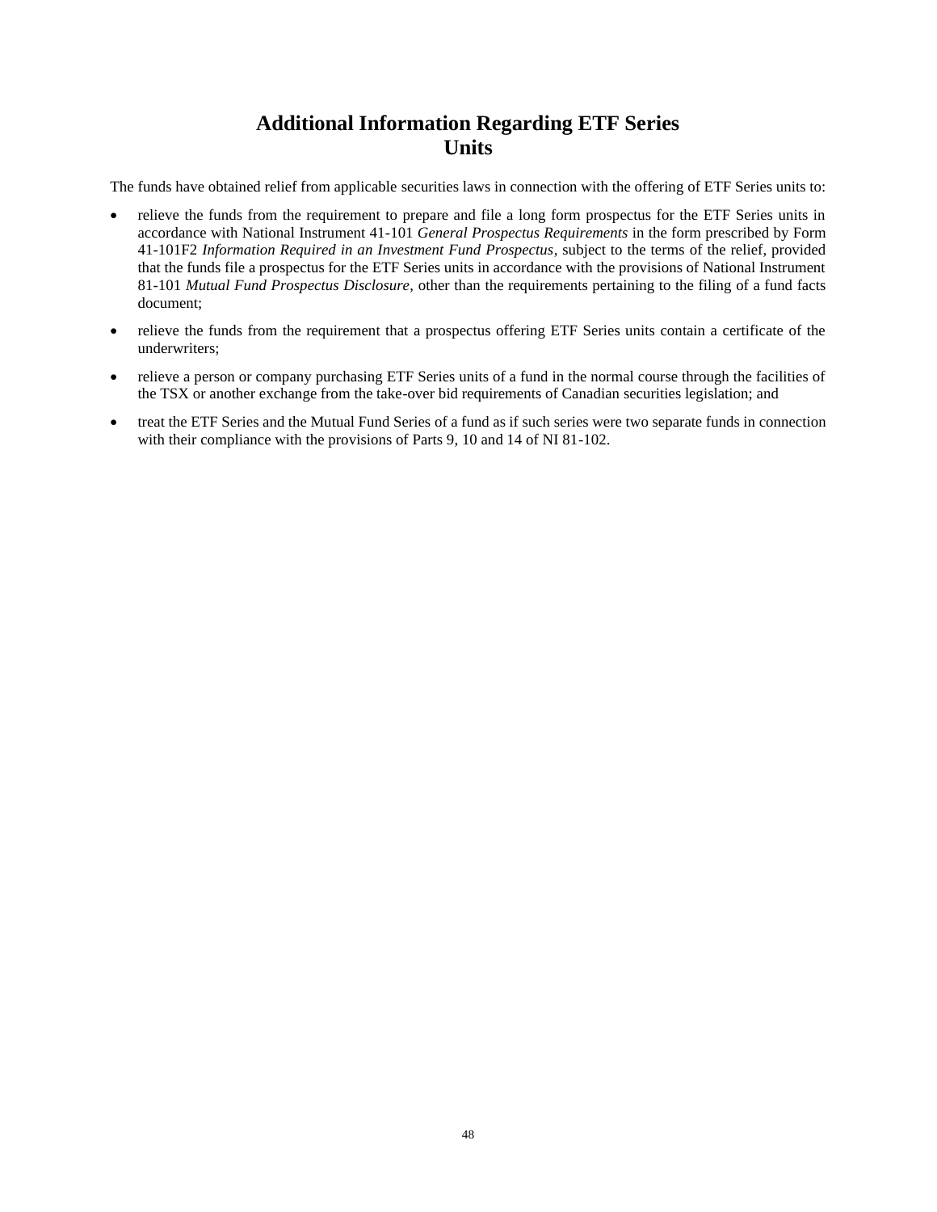# Additional Information Regarding ETF Series Units

The funds have obtained relief from applicable securities laws in connection with the offering of ETF Series units to:

- relieve the funds from the requirement to prepare and file a long form prospectus for the ETF Series units in accordance with National Instrument 41-101 *General Prospectus Requirements* in the form prescribed by Form 41-101F2 *Information Required in an Investment Fund Prospectus*, subject to the terms of the relief, provided that the funds file a prospectus for the ETF Series units in accordance with the provisions of National Instrument 81-101 *Mutual Fund Prospectus Disclosure*, other than the requirements pertaining to the filing of a fund facts document;
- relieve the funds from the requirement that a prospectus offering ETF Series units contain a certificate of the underwriters;
- relieve a person or company purchasing ETF Series units of a fund in the normal course through the facilities of the TSX or another exchange from the take-over bid requirements of Canadian securities legislation; and
- treat the ETF Series and the Mutual Fund Series of a fund as if such series were two separate funds in connection with their compliance with the provisions of Parts 9, 10 and 14 of NI 81-102.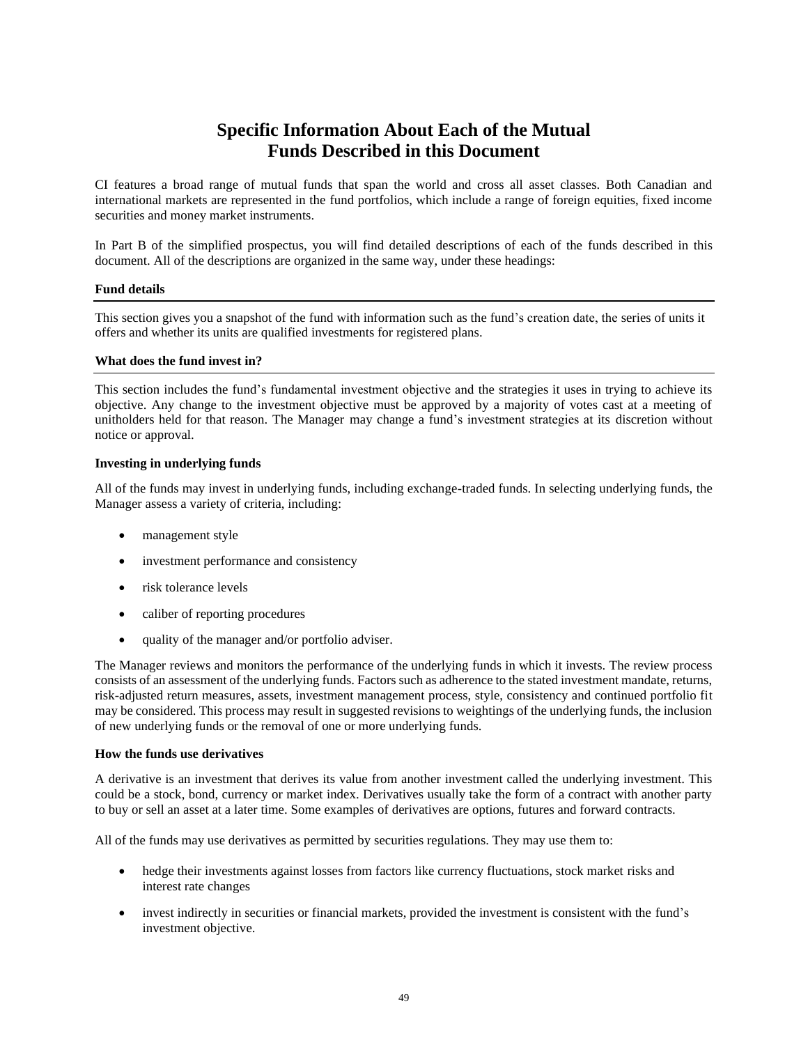# Specific Information About Each of the Mutual Funds Described in this Document

CI features a broad range of mutual funds that span the world and cross all asset classes. Both Canadian and international markets are represented in the fund portfolios, which include a range of foreign equities, fixed income securities and money market instruments.

In Part B of the simplified prospectus, you will find detailed descriptions of each of the funds described in this document. All of the descriptions are organized in the same way, under these headings:

## Fund details

This section gives you a snapshot of the fund with information such as the fund's creation date, the series of units it offers and whether its units are qualified investments for registered plans.

## What does the fund invest in?

This section includes the fund's fundamental investment objective and the strategies it uses in trying to achieve its objective. Any change to the investment objective must be approved by a majority of votes cast at a meeting of unitholders held for that reason. The Manager may change a fund's investment strategies at its discretion without notice or approval.

### Investing in underlying funds

All of the funds may invest in underlying funds, including exchange-traded funds. In selecting underlying funds, the Manager assess a variety of criteria, including:

- management style
- investment performance and consistency
- risk tolerance levels
- caliber of reporting procedures
- quality of the manager and/or portfolio adviser.

The Manager reviews and monitors the performance of the underlying funds in which it invests. The review process consists of an assessment of the underlying funds. Factors such as adherence to the stated investment mandate, returns, risk-adjusted return measures, assets, investment management process, style, consistency and continued portfolio fit may be considered. This process may result in suggested revisions to weightings of the underlying funds, the inclusion of new underlying funds or the removal of one or more underlying funds.

### How the funds use derivatives

A derivative is an investment that derives its value from another investment called the underlying investment. This could be a stock, bond, currency or market index. Derivatives usually take the form of a contract with another party to buy or sell an asset at a later time. Some examples of derivatives are options, futures and forward contracts.

All of the funds may use derivatives as permitted by securities regulations. They may use them to:

- hedge their investments against losses from factors like currency fluctuations, stock market risks and interest rate changes
- invest indirectly in securities or financial markets, provided the investment is consistent with the fund's investment objective.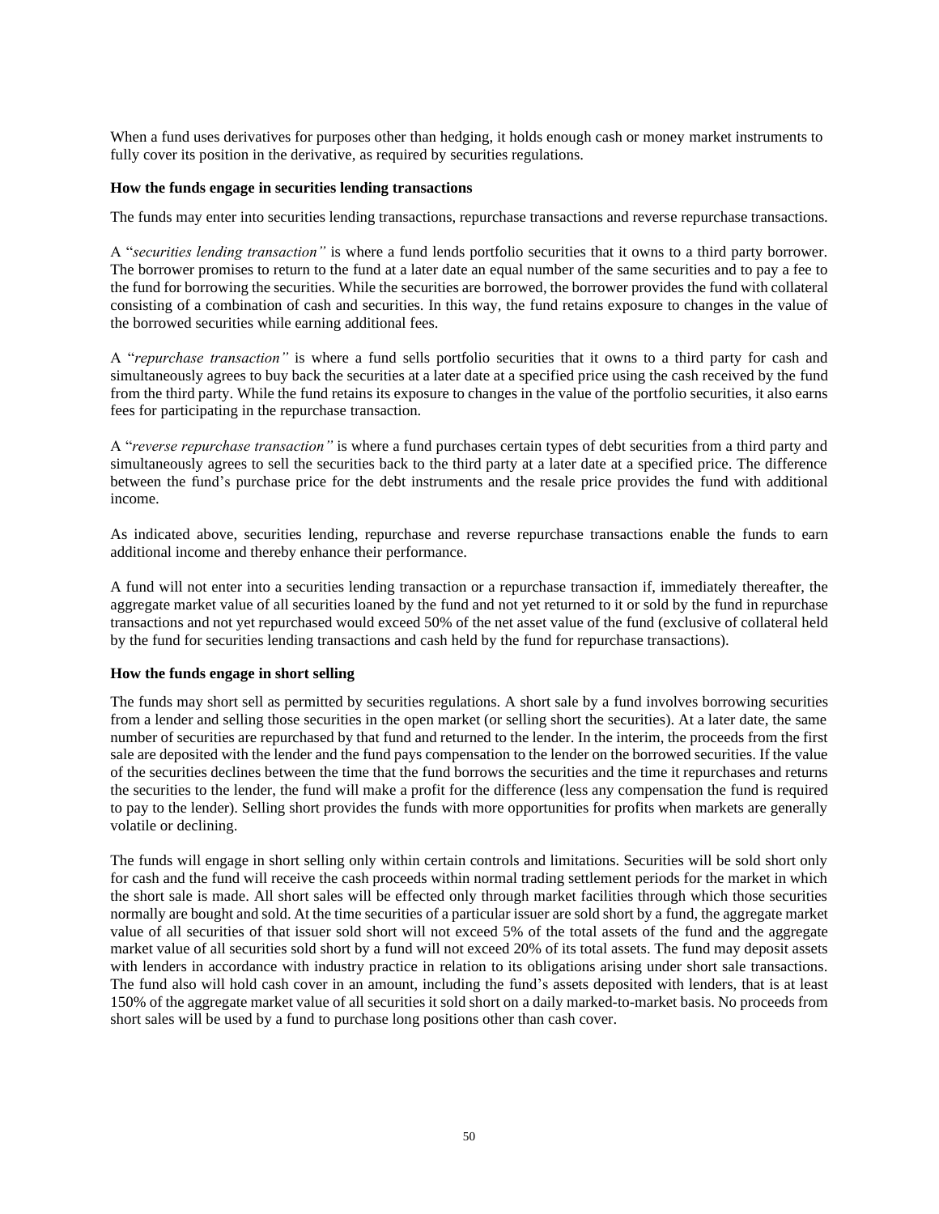When a fund uses derivatives for purposes other than hedging, it holds enough cash or money market instruments to fully cover its position in the derivative, as required by securities regulations.

**How the funds engage in securities lending transactions**

The funds may enter into securities lending transactions, repurchase transactions and reverse repurchase transactions.

A "*securities lending transaction"* is where a fund lends portfolio securities that it owns to a third party borrower. The borrower promises to return to the fund at a later date an equal number of the same securities and to pay a fee to the fund for borrowing the securities. While the securities are borrowed, the borrower provides the fund with collateral consisting of a combination of cash and securities. In this way, the fund retains exposure to changes in the value of the borrowed securities while earning additional fees.

A "*repurchase transaction"* is where a fund sells portfolio securities that it owns to a third party for cash and simultaneously agrees to buy back the securities at a later date at a specified price using the cash received by the fund from the third party. While the fund retains its exposure to changes in the value of the portfolio securities, it also earns fees for participating in the repurchase transaction.

A "*reverse repurchase transaction"* is where a fund purchases certain types of debt securities from a third party and simultaneously agrees to sell the securities back to the third party at a later date at a specified price. The difference between the fund's purchase price for the debt instruments and the resale price provides the fund with additional income.

As indicated above, securities lending, repurchase and reverse repurchase transactions enable the funds to earn additional income and thereby enhance their performance.

A fund will not enter into a securities lending transaction or a repurchase transaction if, immediately thereafter, the aggregate market value of all securities loaned by the fund and not yet returned to it or sold by the fund in repurchase transactions and not yet repurchased would exceed 50% of the net asset value of the fund (exclusive of collateral held by the fund for securities lending transactions and cash held by the fund for repurchase transactions).

**How the funds engage in short selling**

The funds may short sell as permitted by securities regulations. A short sale by a fund involves borrowing securities from a lender and selling those securities in the open market (or selling short the securities). At a later date, the same number of securities are repurchased by that fund and returned to the lender. In the interim, the proceeds from the first sale are deposited with the lender and the fund pays compensation to the lender on the borrowed securities. If the value of the securities declines between the time that the fund borrows the securities and the time it repurchases and returns the securities to the lender, the fund will make a profit for the difference (less any compensation the fund is required to pay to the lender). Selling short provides the funds with more opportunities for profits when markets are generally volatile or declining.

The funds will engage in short selling only within certain controls and limitations. Securities will be sold short only for cash and the fund will receive the cash proceeds within normal trading settlement periods for the market in which the short sale is made. All short sales will be effected only through market facilities through which those securities normally are bought and sold. At the time securities of a particular issuer are sold short by a fund, the aggregate market value of all securities of that issuer sold short will not exceed 5% of the total assets of the fund and the aggregate market value of all securities sold short by a fund will not exceed 20% of its total assets. The fund may deposit assets with lenders in accordance with industry practice in relation to its obligations arising under short sale transactions. The fund also will hold cash cover in an amount, including the fund's assets deposited with lenders, that is at least 150% of the aggregate market value of all securities it sold short on a daily marked-to-market basis. No proceeds from short sales will be used by a fund to purchase long positions other than cash cover.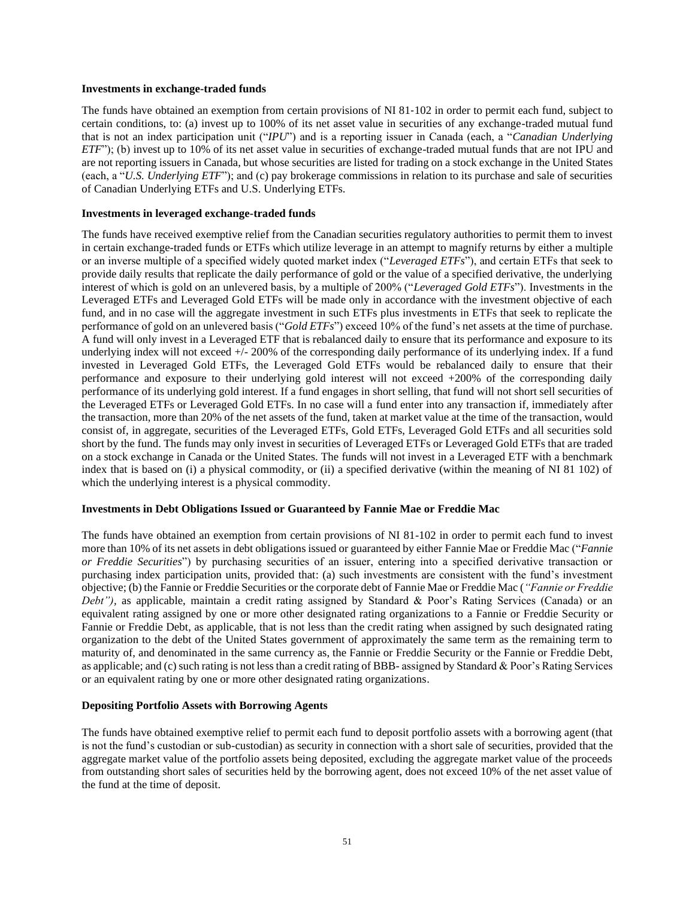**Investments in exchange-traded funds**

The funds have obtained an exemption from certain provisions of NI 81-102 in order to permit each fund, subject to certain conditions, to: (a) invest up to 100% of its net asset value in securities of any exchange-traded mutual fund that is not an index participation unit ("*IPU*") and is a reporting issuer in Canada (each, a "*Canadian Underlying ETF*"); (b) invest up to 10% of its net asset value in securities of exchange-traded mutual funds that are not IPU and are not reporting issuers in Canada, but whose securities are listed for trading on a stock exchange in the United States (each, a "*U.S. Underlying ETF*"); and (c) pay brokerage commissions in relation to its purchase and sale of securities of Canadian Underlying ETFs and U.S. Underlying ETFs.

**Investments in leveraged exchange-traded funds**

The funds have received exemptive relief from the Canadian securities regulatory authorities to permit them to invest in certain exchange-traded funds or ETFs which utilize leverage in an attempt to magnify returns by either a multiple or an inverse multiple of a specified widely quoted market index ("*Leveraged ETFs*"), and certain ETFs that seek to provide daily results that replicate the daily performance of gold or the value of a specified derivative, the underlying interest of which is gold on an unlevered basis, by a multiple of 200% ("*Leveraged Gold ETFs*"). Investments in the Leveraged ETFs and Leveraged Gold ETFs will be made only in accordance with the investment objective of each fund, and in no case will the aggregate investment in such ETFs plus investments in ETFs that seek to replicate the performance of gold on an unlevered basis ("*Gold ETFs*") exceed 10% of the fund's net assets at the time of purchase. A fund will only invest in a Leveraged ETF that is rebalanced daily to ensure that its performance and exposure to its underlying index will not exceed +/- 200% of the corresponding daily performance of its underlying index. If a fund invested in Leveraged Gold ETFs, the Leveraged Gold ETFs would be rebalanced daily to ensure that their performance and exposure to their underlying gold interest will not exceed +200% of the corresponding daily performance of its underlying gold interest. If a fund engages in short selling, that fund will not short sell securities of the Leveraged ETFs or Leveraged Gold ETFs. In no case will a fund enter into any transaction if, immediately after the transaction, more than 20% of the net assets of the fund, taken at market value at the time of the transaction, would consist of, in aggregate, securities of the Leveraged ETFs, Gold ETFs, Leveraged Gold ETFs and all securities sold short by the fund. The funds may only invest in securities of Leveraged ETFs or Leveraged Gold ETFs that are traded on a stock exchange in Canada or the United States. The funds will not invest in a Leveraged ETF with a benchmark index that is based on (i) a physical commodity, or (ii) a specified derivative (within the meaning of NI 81 102) of which the underlying interest is a physical commodity.

**Investments in Debt Obligations Issued or Guaranteed by Fannie Mae or Freddie Mac**

The funds have obtained an exemption from certain provisions of NI 81-102 in order to permit each fund to invest more than 10% of its net assets in debt obligations issued or guaranteed by either Fannie Mae or Freddie Mac ("*Fannie or Freddie Securities*") by purchasing securities of an issuer, entering into a specified derivative transaction or purchasing index participation units, provided that: (a) such investments are consistent with the fund's investment objective; (b) the Fannie or Freddie Securities or the corporate debt of Fannie Mae or Freddie Mac (*"Fannie or Freddie Debt")*, as applicable, maintain a credit rating assigned by Standard & Poor's Rating Services (Canada) or an equivalent rating assigned by one or more other designated rating organizations to a Fannie or Freddie Security or Fannie or Freddie Debt, as applicable, that is not less than the credit rating when assigned by such designated rating organization to the debt of the United States government of approximately the same term as the remaining term to maturity of, and denominated in the same currency as, the Fannie or Freddie Security or the Fannie or Freddie Debt, as applicable; and (c) such rating is not less than a credit rating of BBB- assigned by Standard & Poor's Rating Services or an equivalent rating by one or more other designated rating organizations.

**Depositing Portfolio Assets with Borrowing Agents**

The funds have obtained exemptive relief to permit each fund to deposit portfolio assets with a borrowing agent (that is not the fund's custodian or sub-custodian) as security in connection with a short sale of securities, provided that the aggregate market value of the portfolio assets being deposited, excluding the aggregate market value of the proceeds from outstanding short sales of securities held by the borrowing agent, does not exceed 10% of the net asset value of the fund at the time of deposit.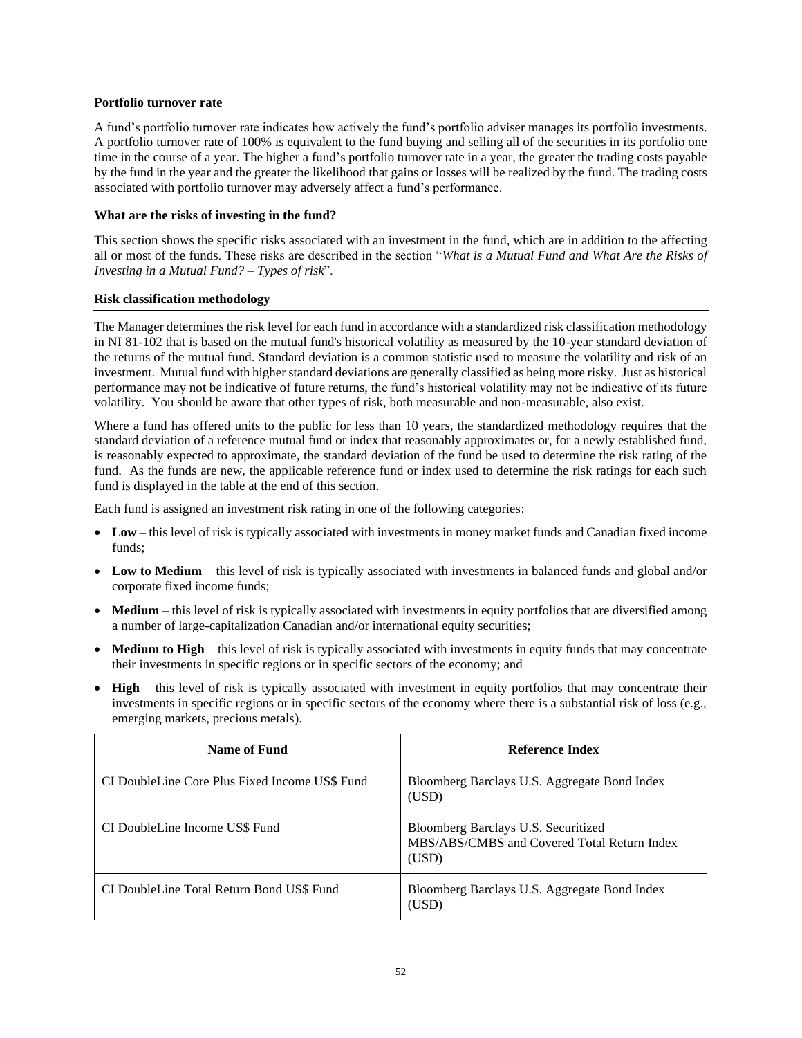**Portfolio turnover rate**

A fund's portfolio turnover rate indicates how actively the fund's portfolio adviser manages its portfolio investments. A portfolio turnover rate of 100% is equivalent to the fund buying and selling all of the securities in its portfolio one time in the course of a year. The higher a fund's portfolio turnover rate in a year, the greater the trading costs payable by the fund in the year and the greater the likelihood that gains or losses will be realized by the fund. The trading costs associated with portfolio turnover may adversely affect a fund's performance.

**What are the risks of investing in the fund?**

This section shows the specific risks associated with an investment in the fund, which are in addition to the affecting all or most of the funds. These risks are described in the section "*What is a Mutual Fund and What Are the Risks of Investing in a Mutual Fund? – Types of risk*".

**Risk classification methodology**

The Manager determines the risk level for each fund in accordance with a standardized risk classification methodology in NI 81-102 that is based on the mutual fund's historical volatility as measured by the 10-year standard deviation of the returns of the mutual fund. Standard deviation is a common statistic used to measure the volatility and risk of an investment. Mutual fund with higher standard deviations are generally classified as being more risky. Just as historical performance may not be indicative of future returns, the fund's historical volatility may not be indicative of its future volatility. You should be aware that other types of risk, both measurable and non-measurable, also exist.

Where a fund has offered units to the public for less than 10 years, the standardized methodology requires that the standard deviation of a reference mutual fund or index that reasonably approximates or, for a newly established fund, is reasonably expected to approximate, the standard deviation of the fund be used to determine the risk rating of the fund. As the funds are new, the applicable reference fund or index used to determine the risk ratings for each such fund is displayed in the table at the end of this section.

Each fund is assigned an investment risk rating in one of the following categories:

- **Low** – this level of risk is typically associated with investments in money market funds and Canadian fixed income funds;
- **Low to Medium** – this level of risk is typically associated with investments in balanced funds and global and/or corporate fixed income funds;
- **Medium** – this level of risk is typically associated with investments in equity portfolios that are diversified among a number of large-capitalization Canadian and/or international equity securities;
- **Medium to High** – this level of risk is typically associated with investments in equity funds that may concentrate their investments in specific regions or in specific sectors of the economy; and
- **High** – this level of risk is typically associated with investment in equity portfolios that may concentrate their investments in specific regions or in specific sectors of the economy where there is a substantial risk of loss (e.g., emerging markets, precious metals).

| Name of Fund | Reference Index |
|---|---|
| CI DoubleLine Core Plus Fixed Income US$ Fund | Bloomberg Barclays U.S. Aggregate Bond Index (USD) |
| CI DoubleLine Income US$ Fund | Bloomberg Barclays U.S. Securitized MBS/ABS/CMBS and Covered Total Return Index (USD) |
| CI DoubleLine Total Return Bond US$ Fund | Bloomberg Barclays U.S. Aggregate Bond Index (USD) |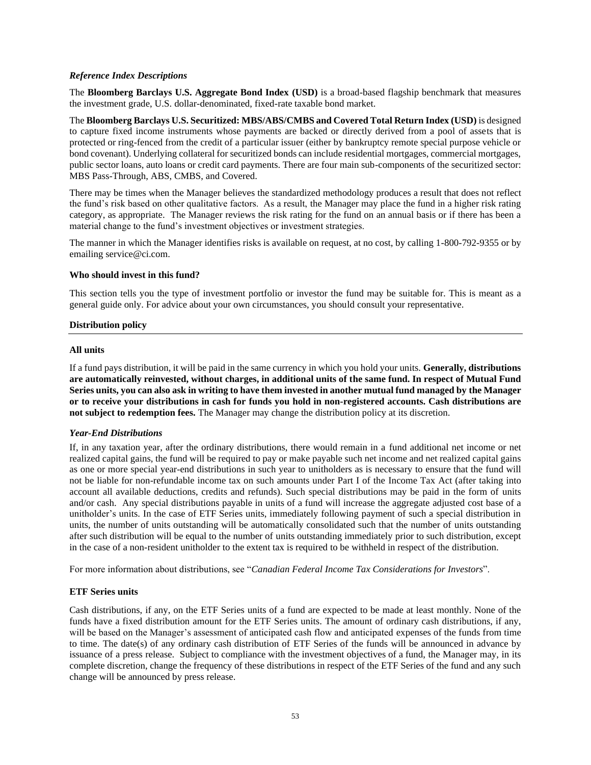*Reference Index Descriptions*

The **Bloomberg Barclays U.S. Aggregate Bond Index (USD)** is a broad-based flagship benchmark that measures the investment grade, U.S. dollar-denominated, fixed-rate taxable bond market.

The **Bloomberg Barclays U.S. Securitized: MBS/ABS/CMBS and Covered Total Return Index (USD)** is designed to capture fixed income instruments whose payments are backed or directly derived from a pool of assets that is protected or ring-fenced from the credit of a particular issuer (either by bankruptcy remote special purpose vehicle or bond covenant). Underlying collateral for securitized bonds can include residential mortgages, commercial mortgages, public sector loans, auto loans or credit card payments. There are four main sub-components of the securitized sector: MBS Pass-Through, ABS, CMBS, and Covered.

There may be times when the Manager believes the standardized methodology produces a result that does not reflect the fund's risk based on other qualitative factors. As a result, the Manager may place the fund in a higher risk rating category, as appropriate. The Manager reviews the risk rating for the fund on an annual basis or if there has been a material change to the fund's investment objectives or investment strategies.

The manner in which the Manager identifies risks is available on request, at no cost, by calling 1-800-792-9355 or by emailing service@ci.com.

**Who should invest in this fund?**

This section tells you the type of investment portfolio or investor the fund may be suitable for. This is meant as a general guide only. For advice about your own circumstances, you should consult your representative.

**Distribution policy**

**All units**

If a fund pays distribution, it will be paid in the same currency in which you hold your units. **Generally, distributions are automatically reinvested, without charges, in additional units of the same fund. In respect of Mutual Fund Series units, you can also ask in writing to have them invested in another mutual fund managed by the Manager or to receive your distributions in cash for funds you hold in non-registered accounts. Cash distributions are not subject to redemption fees.** The Manager may change the distribution policy at its discretion.

*Year-End Distributions*

If, in any taxation year, after the ordinary distributions, there would remain in a fund additional net income or net realized capital gains, the fund will be required to pay or make payable such net income and net realized capital gains as one or more special year-end distributions in such year to unitholders as is necessary to ensure that the fund will not be liable for non-refundable income tax on such amounts under Part I of the Income Tax Act (after taking into account all available deductions, credits and refunds). Such special distributions may be paid in the form of units and/or cash. Any special distributions payable in units of a fund will increase the aggregate adjusted cost base of a unitholder's units. In the case of ETF Series units, immediately following payment of such a special distribution in units, the number of units outstanding will be automatically consolidated such that the number of units outstanding after such distribution will be equal to the number of units outstanding immediately prior to such distribution, except in the case of a non-resident unitholder to the extent tax is required to be withheld in respect of the distribution.

For more information about distributions, see "*Canadian Federal Income Tax Considerations for Investors*".

**ETF Series units**

Cash distributions, if any, on the ETF Series units of a fund are expected to be made at least monthly. None of the funds have a fixed distribution amount for the ETF Series units. The amount of ordinary cash distributions, if any, will be based on the Manager's assessment of anticipated cash flow and anticipated expenses of the funds from time to time. The date(s) of any ordinary cash distribution of ETF Series of the funds will be announced in advance by issuance of a press release. Subject to compliance with the investment objectives of a fund, the Manager may, in its complete discretion, change the frequency of these distributions in respect of the ETF Series of the fund and any such change will be announced by press release.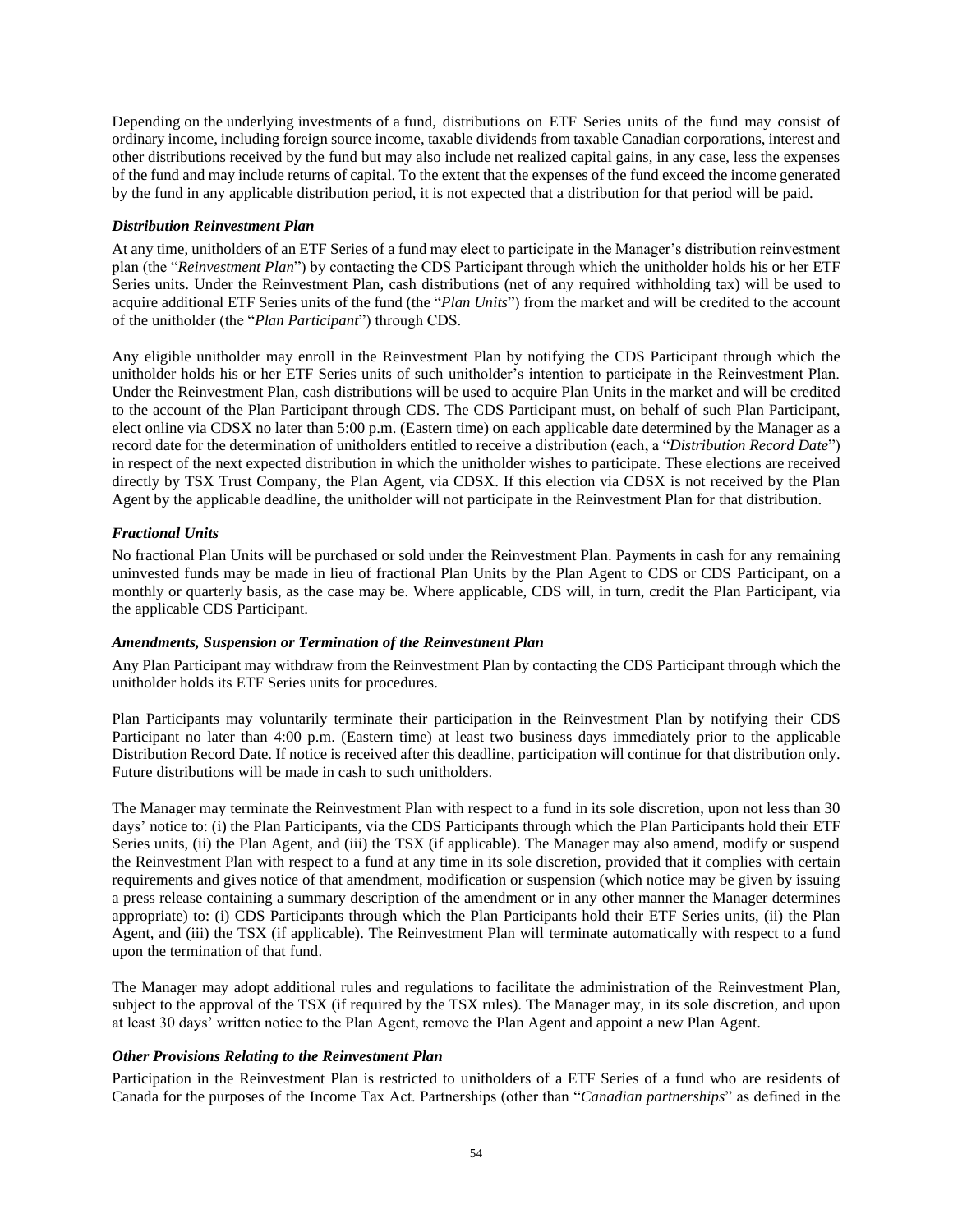Depending on the underlying investments of a fund, distributions on ETF Series units of the fund may consist of ordinary income, including foreign source income, taxable dividends from taxable Canadian corporations, interest and other distributions received by the fund but may also include net realized capital gains, in any case, less the expenses of the fund and may include returns of capital. To the extent that the expenses of the fund exceed the income generated by the fund in any applicable distribution period, it is not expected that a distribution for that period will be paid.

***Distribution Reinvestment Plan***

At any time, unitholders of an ETF Series of a fund may elect to participate in the Manager's distribution reinvestment plan (the "*Reinvestment Plan*") by contacting the CDS Participant through which the unitholder holds his or her ETF Series units. Under the Reinvestment Plan, cash distributions (net of any required withholding tax) will be used to acquire additional ETF Series units of the fund (the "*Plan Units*") from the market and will be credited to the account of the unitholder (the "*Plan Participant*") through CDS.

Any eligible unitholder may enroll in the Reinvestment Plan by notifying the CDS Participant through which the unitholder holds his or her ETF Series units of such unitholder's intention to participate in the Reinvestment Plan. Under the Reinvestment Plan, cash distributions will be used to acquire Plan Units in the market and will be credited to the account of the Plan Participant through CDS. The CDS Participant must, on behalf of such Plan Participant, elect online via CDSX no later than 5:00 p.m. (Eastern time) on each applicable date determined by the Manager as a record date for the determination of unitholders entitled to receive a distribution (each, a "*Distribution Record Date*") in respect of the next expected distribution in which the unitholder wishes to participate. These elections are received directly by TSX Trust Company, the Plan Agent, via CDSX. If this election via CDSX is not received by the Plan Agent by the applicable deadline, the unitholder will not participate in the Reinvestment Plan for that distribution.

***Fractional Units***

No fractional Plan Units will be purchased or sold under the Reinvestment Plan. Payments in cash for any remaining uninvested funds may be made in lieu of fractional Plan Units by the Plan Agent to CDS or CDS Participant, on a monthly or quarterly basis, as the case may be. Where applicable, CDS will, in turn, credit the Plan Participant, via the applicable CDS Participant.

***Amendments, Suspension or Termination of the Reinvestment Plan***

Any Plan Participant may withdraw from the Reinvestment Plan by contacting the CDS Participant through which the unitholder holds its ETF Series units for procedures.

Plan Participants may voluntarily terminate their participation in the Reinvestment Plan by notifying their CDS Participant no later than 4:00 p.m. (Eastern time) at least two business days immediately prior to the applicable Distribution Record Date. If notice is received after this deadline, participation will continue for that distribution only. Future distributions will be made in cash to such unitholders.

The Manager may terminate the Reinvestment Plan with respect to a fund in its sole discretion, upon not less than 30 days' notice to: (i) the Plan Participants, via the CDS Participants through which the Plan Participants hold their ETF Series units, (ii) the Plan Agent, and (iii) the TSX (if applicable). The Manager may also amend, modify or suspend the Reinvestment Plan with respect to a fund at any time in its sole discretion, provided that it complies with certain requirements and gives notice of that amendment, modification or suspension (which notice may be given by issuing a press release containing a summary description of the amendment or in any other manner the Manager determines appropriate) to: (i) CDS Participants through which the Plan Participants hold their ETF Series units, (ii) the Plan Agent, and (iii) the TSX (if applicable). The Reinvestment Plan will terminate automatically with respect to a fund upon the termination of that fund.

The Manager may adopt additional rules and regulations to facilitate the administration of the Reinvestment Plan, subject to the approval of the TSX (if required by the TSX rules). The Manager may, in its sole discretion, and upon at least 30 days' written notice to the Plan Agent, remove the Plan Agent and appoint a new Plan Agent.

***Other Provisions Relating to the Reinvestment Plan***

Participation in the Reinvestment Plan is restricted to unitholders of a ETF Series of a fund who are residents of Canada for the purposes of the Income Tax Act. Partnerships (other than "*Canadian partnerships*" as defined in the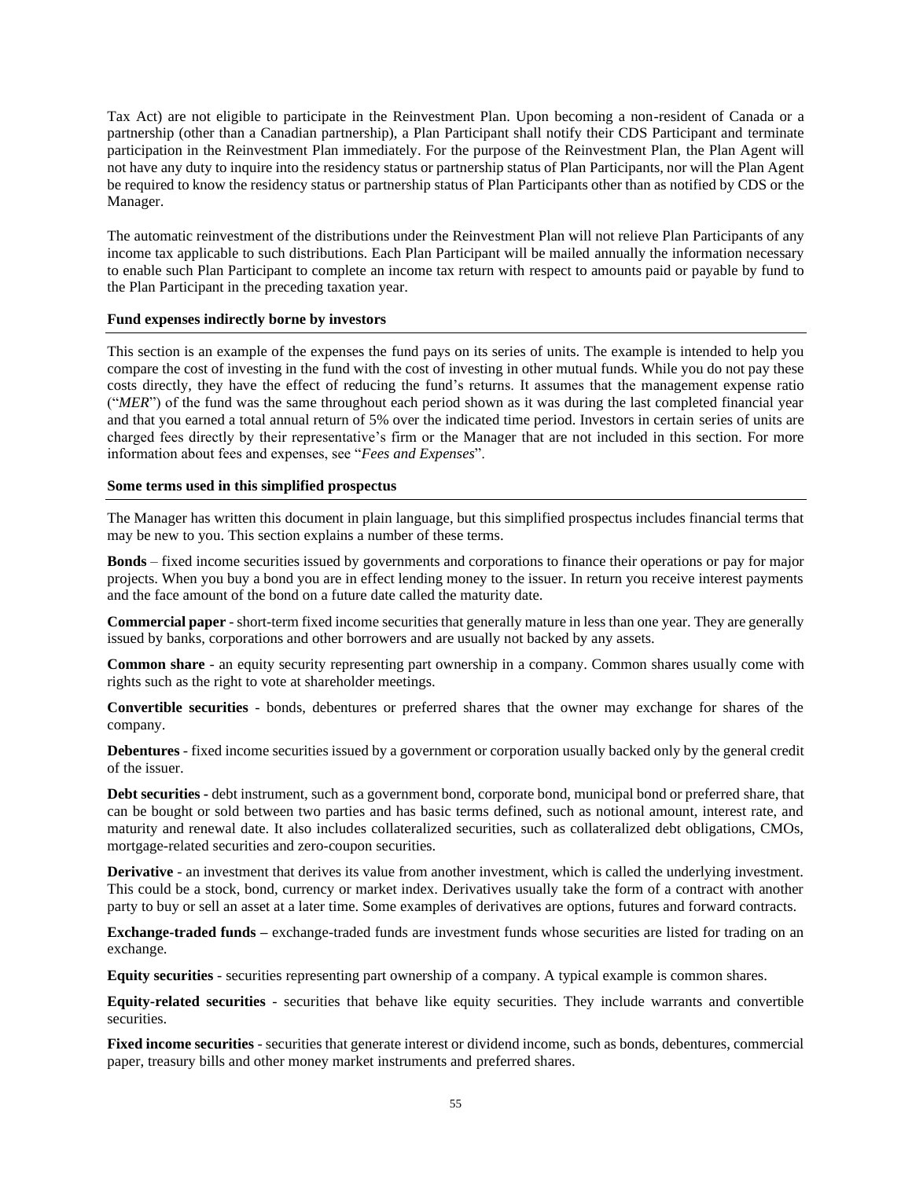Tax Act) are not eligible to participate in the Reinvestment Plan. Upon becoming a non-resident of Canada or a partnership (other than a Canadian partnership), a Plan Participant shall notify their CDS Participant and terminate participation in the Reinvestment Plan immediately. For the purpose of the Reinvestment Plan, the Plan Agent will not have any duty to inquire into the residency status or partnership status of Plan Participants, nor will the Plan Agent be required to know the residency status or partnership status of Plan Participants other than as notified by CDS or the Manager.

The automatic reinvestment of the distributions under the Reinvestment Plan will not relieve Plan Participants of any income tax applicable to such distributions. Each Plan Participant will be mailed annually the information necessary to enable such Plan Participant to complete an income tax return with respect to amounts paid or payable by fund to the Plan Participant in the preceding taxation year.

**Fund expenses indirectly borne by investors**

This section is an example of the expenses the fund pays on its series of units. The example is intended to help you compare the cost of investing in the fund with the cost of investing in other mutual funds. While you do not pay these costs directly, they have the effect of reducing the fund's returns. It assumes that the management expense ratio ("*MER*") of the fund was the same throughout each period shown as it was during the last completed financial year and that you earned a total annual return of 5% over the indicated time period. Investors in certain series of units are charged fees directly by their representative's firm or the Manager that are not included in this section. For more information about fees and expenses, see "*Fees and Expenses*".

**Some terms used in this simplified prospectus**

The Manager has written this document in plain language, but this simplified prospectus includes financial terms that may be new to you. This section explains a number of these terms.

**Bonds** – fixed income securities issued by governments and corporations to finance their operations or pay for major projects. When you buy a bond you are in effect lending money to the issuer. In return you receive interest payments and the face amount of the bond on a future date called the maturity date.

**Commercial paper** - short-term fixed income securities that generally mature in less than one year. They are generally issued by banks, corporations and other borrowers and are usually not backed by any assets.

**Common share** - an equity security representing part ownership in a company. Common shares usually come with rights such as the right to vote at shareholder meetings.

**Convertible securities** - bonds, debentures or preferred shares that the owner may exchange for shares of the company.

**Debentures** - fixed income securities issued by a government or corporation usually backed only by the general credit of the issuer.

**Debt securities** - debt instrument, such as a government bond, corporate bond, municipal bond or preferred share, that can be bought or sold between two parties and has basic terms defined, such as notional amount, interest rate, and maturity and renewal date. It also includes collateralized securities, such as collateralized debt obligations, CMOs, mortgage-related securities and zero-coupon securities.

**Derivative** - an investment that derives its value from another investment, which is called the underlying investment. This could be a stock, bond, currency or market index. Derivatives usually take the form of a contract with another party to buy or sell an asset at a later time. Some examples of derivatives are options, futures and forward contracts.

**Exchange-traded funds** – exchange-traded funds are investment funds whose securities are listed for trading on an exchange.

**Equity securities** - securities representing part ownership of a company. A typical example is common shares.

**Equity-related securities** - securities that behave like equity securities. They include warrants and convertible securities.

**Fixed income securities** - securities that generate interest or dividend income, such as bonds, debentures, commercial paper, treasury bills and other money market instruments and preferred shares.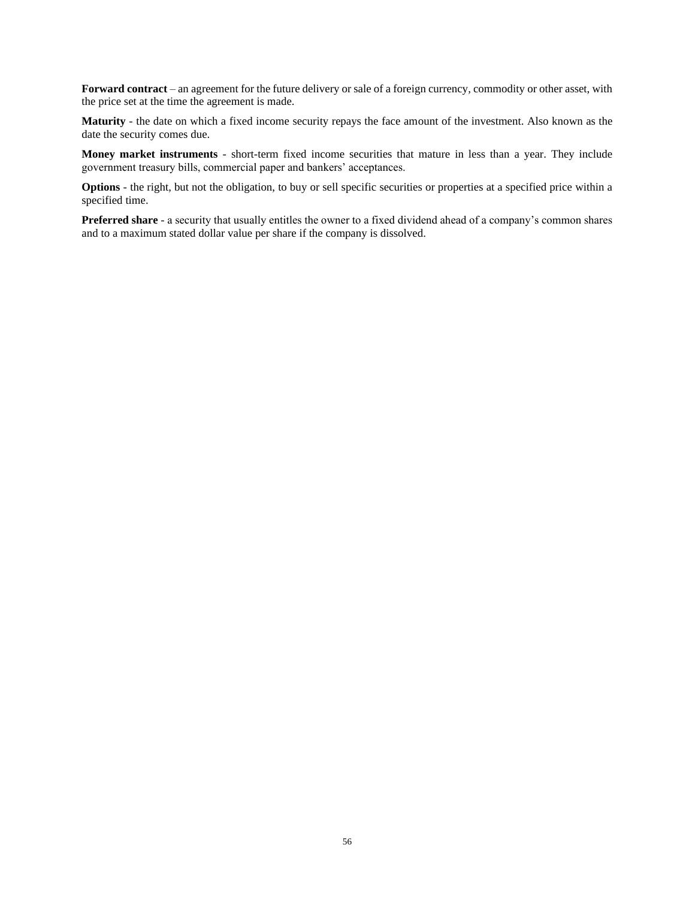**Forward contract** – an agreement for the future delivery or sale of a foreign currency, commodity or other asset, with the price set at the time the agreement is made.

**Maturity** - the date on which a fixed income security repays the face amount of the investment. Also known as the date the security comes due.

**Money market instruments** - short-term fixed income securities that mature in less than a year. They include government treasury bills, commercial paper and bankers' acceptances.

**Options** - the right, but not the obligation, to buy or sell specific securities or properties at a specified price within a specified time.

**Preferred share** - a security that usually entitles the owner to a fixed dividend ahead of a company's common shares and to a maximum stated dollar value per share if the company is dissolved.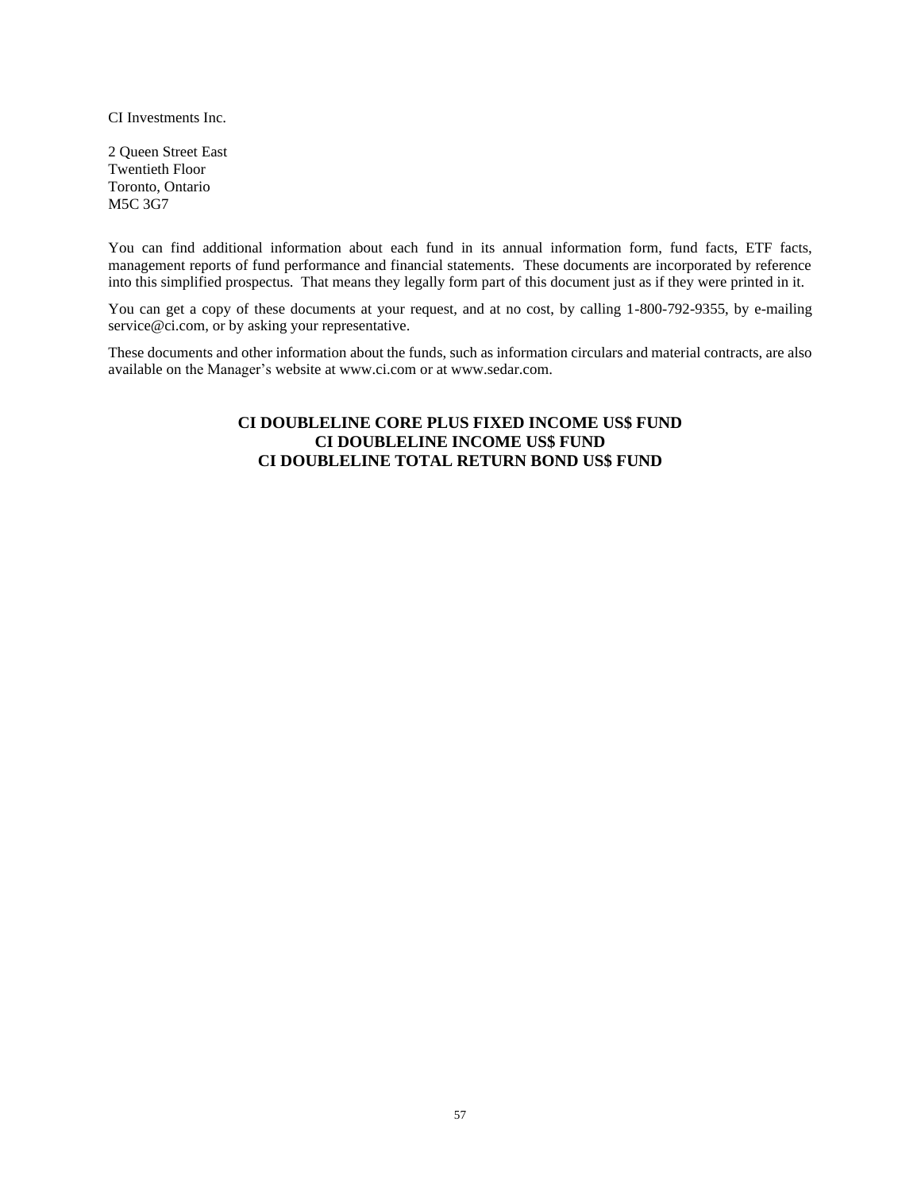CI Investments Inc.

2 Queen Street East  
Twentieth Floor  
Toronto, Ontario  
M5C 3G7

You can find additional information about each fund in its annual information form, fund facts, ETF facts, management reports of fund performance and financial statements. These documents are incorporated by reference into this simplified prospectus. That means they legally form part of this document just as if they were printed in it.

You can get a copy of these documents at your request, and at no cost, by calling 1-800-792-9355, by e-mailing service@ci.com, or by asking your representative.

These documents and other information about the funds, such as information circulars and material contracts, are also available on the Manager's website at www.ci.com or at www.sedar.com.

**CI DOUBLELINE CORE PLUS FIXED INCOME US$ FUND**  
**CI DOUBLELINE INCOME US$ FUND**  
**CI DOUBLELINE TOTAL RETURN BOND US$ FUND**